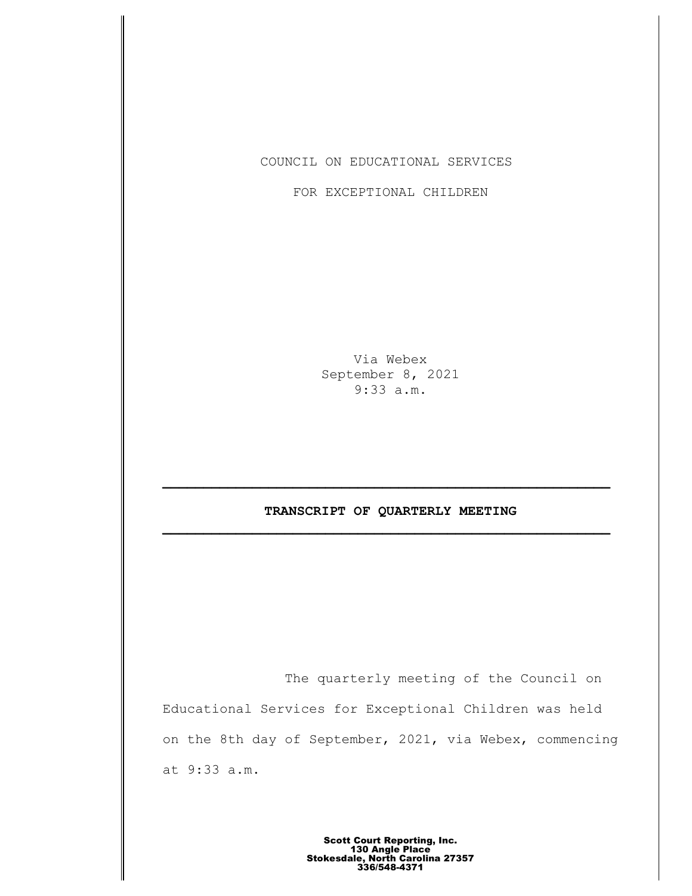COUNCIL ON EDUCATIONAL SERVICES

FOR EXCEPTIONAL CHILDREN

Via Webex
September 8, 2021
9:33 a.m.

---

**TRANSCRIPT OF QUARTERLY MEETING**

---

The quarterly meeting of the Council on Educational Services for Exceptional Children was held on the 8th day of September, 2021, via Webex, commencing at 9:33 a.m.

**Scott Court Reporting, Inc.**
**130 Angle Place**
**Stokesdale, North Carolina 27357**
**336/548-4371**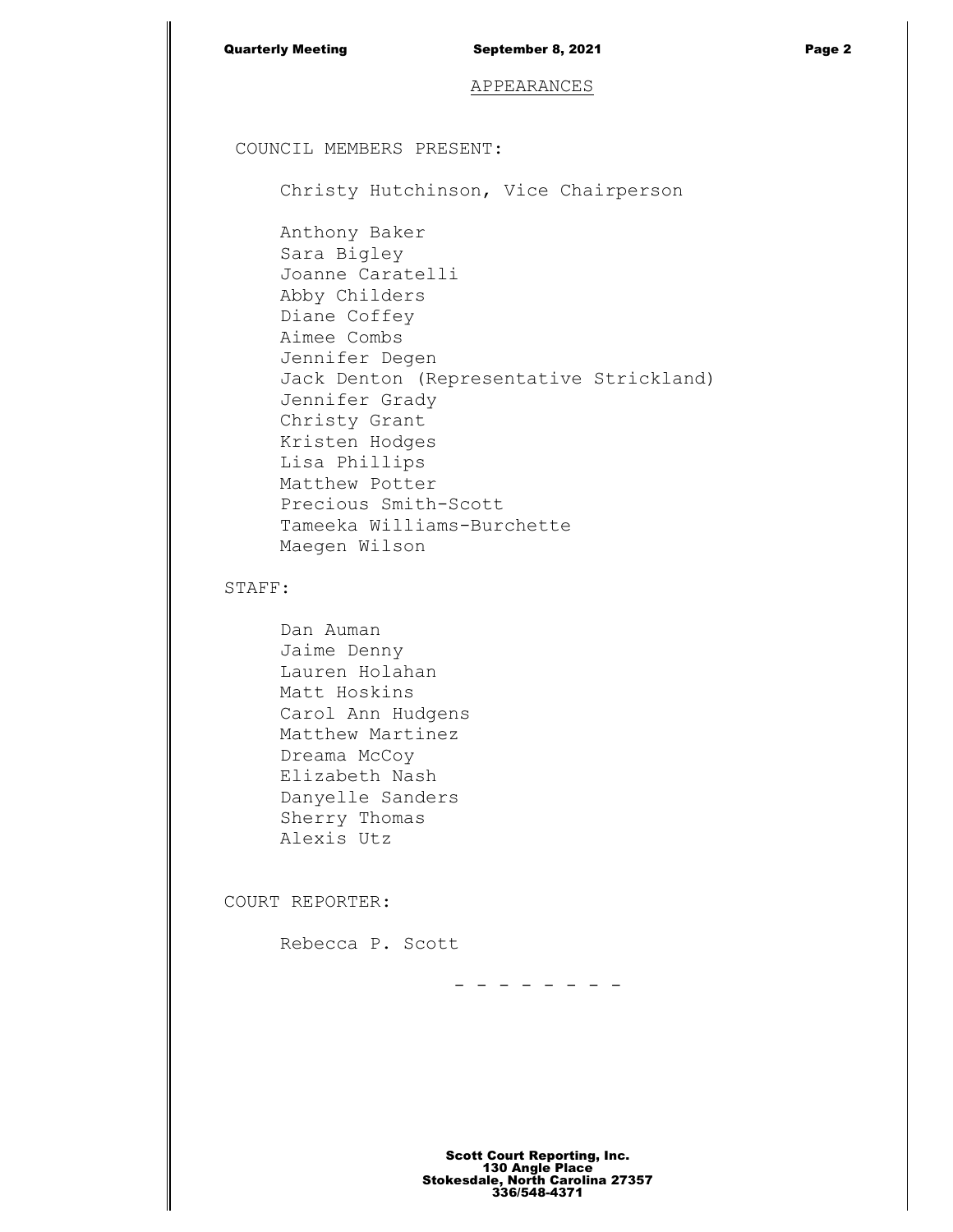APPEARANCES

COUNCIL MEMBERS PRESENT:

Christy Hutchinson, Vice Chairperson

Anthony Baker
Sara Bigley
Joanne Caratelli
Abby Childers
Diane Coffey
Aimee Combs
Jennifer Degen
Jack Denton (Representative Strickland)
Jennifer Grady
Christy Grant
Kristen Hodges
Lisa Phillips
Matthew Potter
Precious Smith-Scott
Tameeka Williams-Burchette
Maegen Wilson

STAFF:

Dan Auman
Jaime Denny
Lauren Holahan
Matt Hoskins
Carol Ann Hudgens
Matthew Martinez
Dreama McCoy
Elizabeth Nash
Danyelle Sanders
Sherry Thomas
Alexis Utz

COURT REPORTER:

Rebecca P. Scott

- - - - - - - -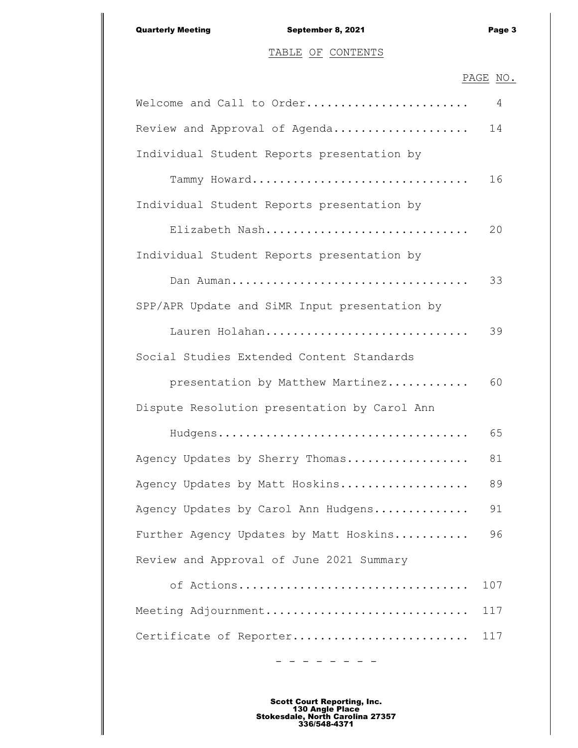# TABLE OF CONTENTS

PAGE NO.

Welcome and Call to Order........................ 4

Review and Approval of Agenda.................... 14

Individual Student Reports presentation by

Tammy Howard................................. 16

Individual Student Reports presentation by

Elizabeth Nash............................... 20

Individual Student Reports presentation by

Dan Auman.................................... 33

SPP/APR Update and SiMR Input presentation by

Lauren Holahan............................... 39

Social Studies Extended Content Standards

presentation by Matthew Martinez............ 60

Dispute Resolution presentation by Carol Ann

Hudgens...................................... 65

Agency Updates by Sherry Thomas.................. 81

Agency Updates by Matt Hoskins................... 89

Agency Updates by Carol Ann Hudgens.............. 91

Further Agency Updates by Matt Hoskins........... 96

Review and Approval of June 2021 Summary

of Actions................................... 107

Meeting Adjournment.............................. 117

Certificate of Reporter.......................... 117

- - - - - - - -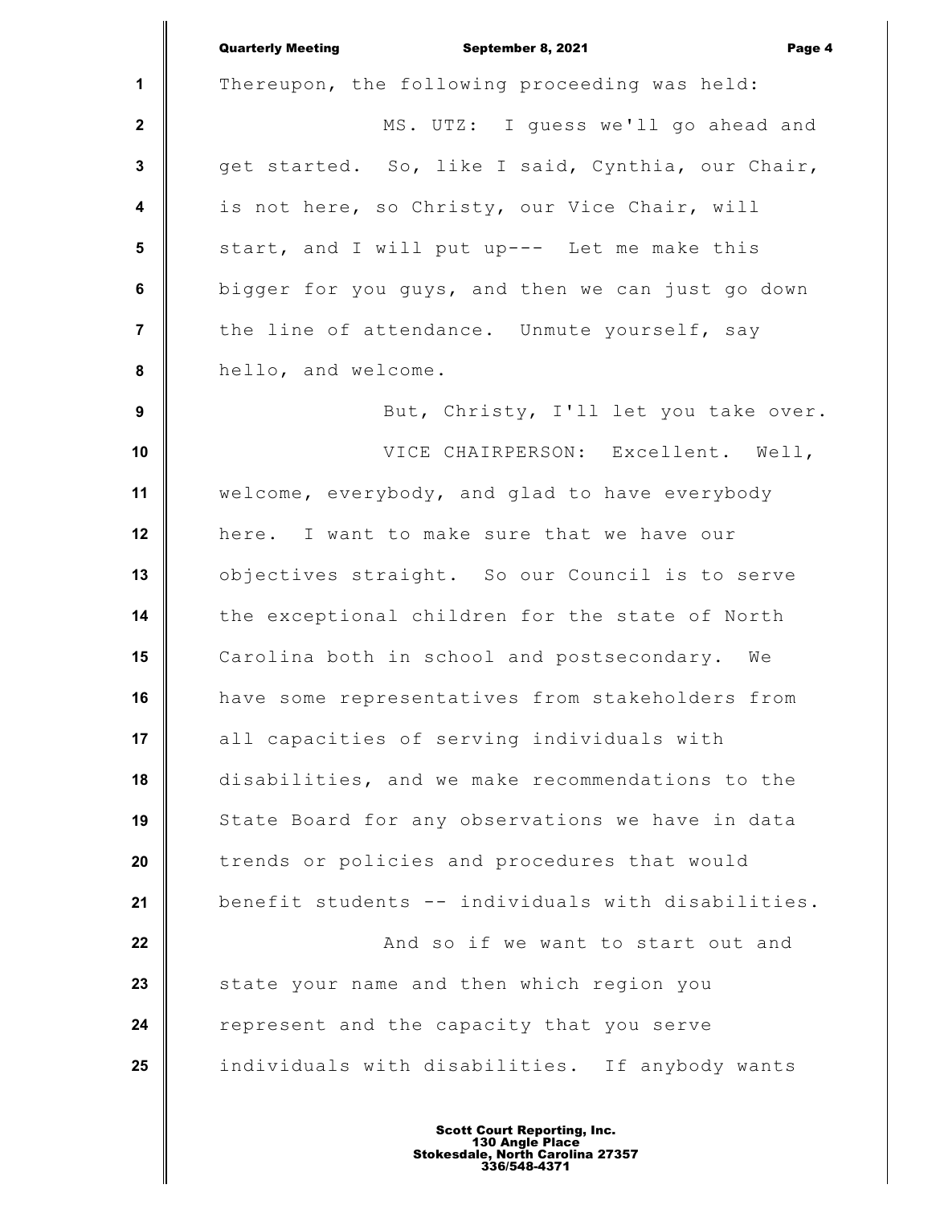Thereupon, the following proceeding was held:

MS. UTZ: I guess we'll go ahead and get started. So, like I said, Cynthia, our Chair, is not here, so Christy, our Vice Chair, will start, and I will put up--- Let me make this bigger for you guys, and then we can just go down the line of attendance. Unmute yourself, say hello, and welcome.

But, Christy, I'll let you take over.

VICE CHAIRPERSON: Excellent. Well, welcome, everybody, and glad to have everybody here. I want to make sure that we have our objectives straight. So our Council is to serve the exceptional children for the state of North Carolina both in school and postsecondary. We have some representatives from stakeholders from all capacities of serving individuals with disabilities, and we make recommendations to the State Board for any observations we have in data trends or policies and procedures that would benefit students -- individuals with disabilities.

And so if we want to start out and state your name and then which region you represent and the capacity that you serve individuals with disabilities. If anybody wants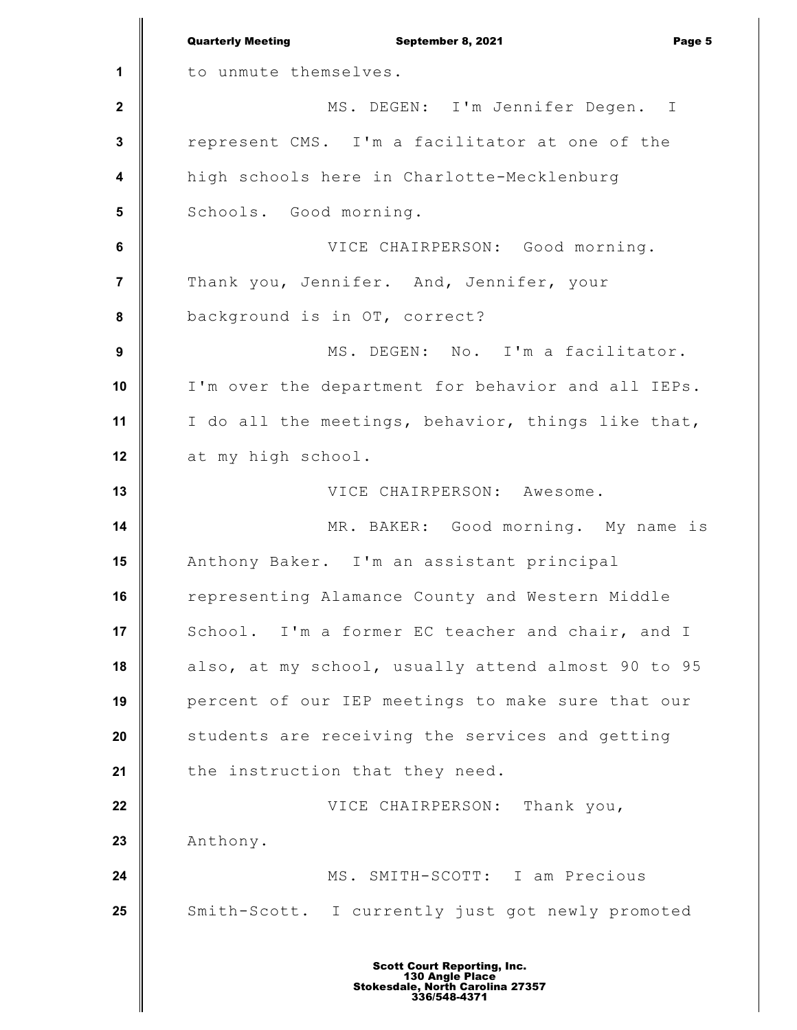to unmute themselves.

MS. DEGEN: I'm Jennifer Degen. I represent CMS. I'm a facilitator at one of the high schools here in Charlotte-Mecklenburg Schools. Good morning.

VICE CHAIRPERSON: Good morning. Thank you, Jennifer. And, Jennifer, your background is in OT, correct?

MS. DEGEN: No. I'm a facilitator. I'm over the department for behavior and all IEPs. I do all the meetings, behavior, things like that, at my high school.

VICE CHAIRPERSON: Awesome.

MR. BAKER: Good morning. My name is Anthony Baker. I'm an assistant principal representing Alamance County and Western Middle School. I'm a former EC teacher and chair, and I also, at my school, usually attend almost 90 to 95 percent of our IEP meetings to make sure that our students are receiving the services and getting the instruction that they need.

VICE CHAIRPERSON: Thank you, Anthony.

MS. SMITH-SCOTT: I am Precious Smith-Scott. I currently just got newly promoted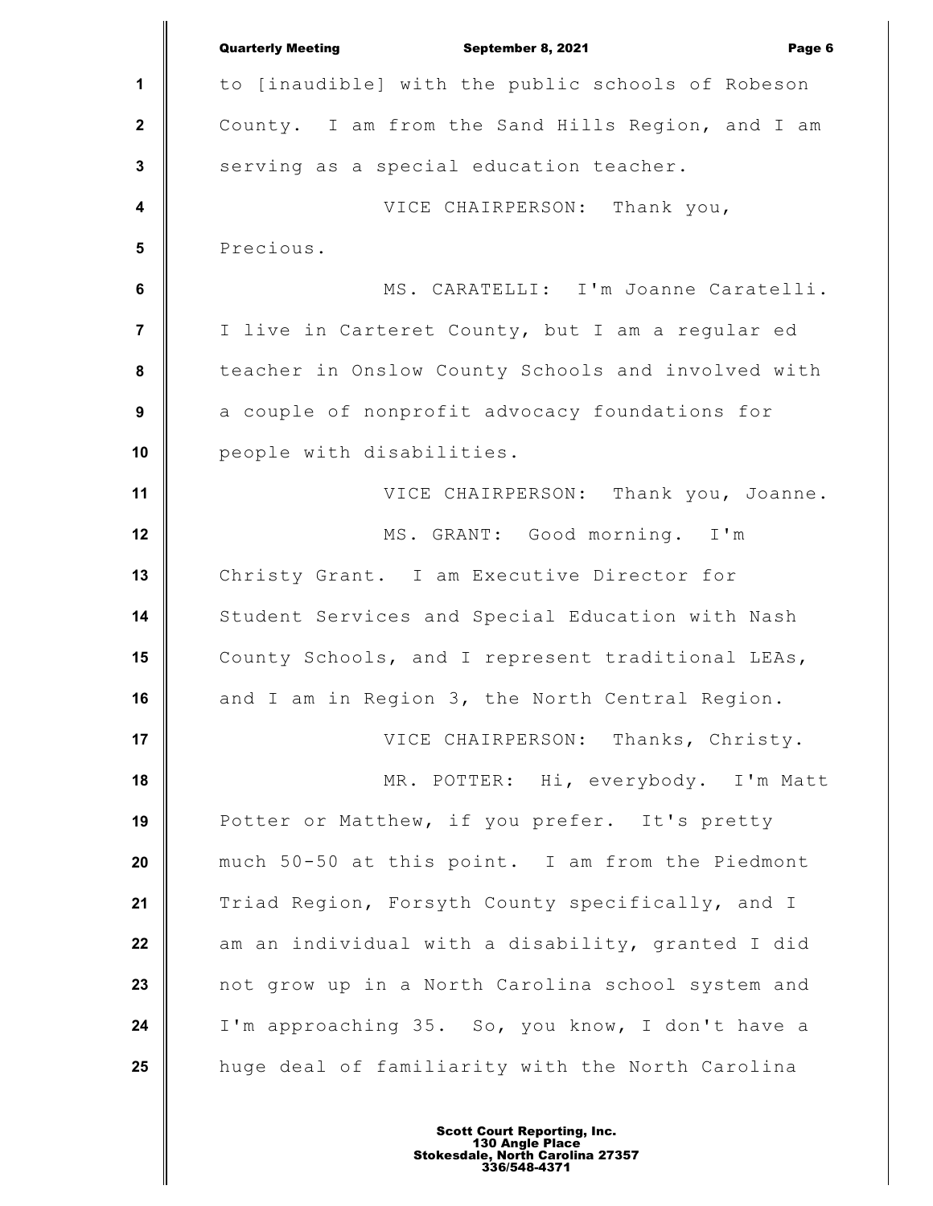to [inaudible] with the public schools of Robeson County. I am from the Sand Hills Region, and I am serving as a special education teacher.

VICE CHAIRPERSON: Thank you, Precious.

MS. CARATELLI: I'm Joanne Caratelli. I live in Carteret County, but I am a regular ed teacher in Onslow County Schools and involved with a couple of nonprofit advocacy foundations for people with disabilities.

VICE CHAIRPERSON: Thank you, Joanne.

MS. GRANT: Good morning. I'm Christy Grant. I am Executive Director for Student Services and Special Education with Nash County Schools, and I represent traditional LEAs, and I am in Region 3, the North Central Region.

VICE CHAIRPERSON: Thanks, Christy.

MR. POTTER: Hi, everybody. I'm Matt Potter or Matthew, if you prefer. It's pretty much 50-50 at this point. I am from the Piedmont Triad Region, Forsyth County specifically, and I am an individual with a disability, granted I did not grow up in a North Carolina school system and I'm approaching 35. So, you know, I don't have a huge deal of familiarity with the North Carolina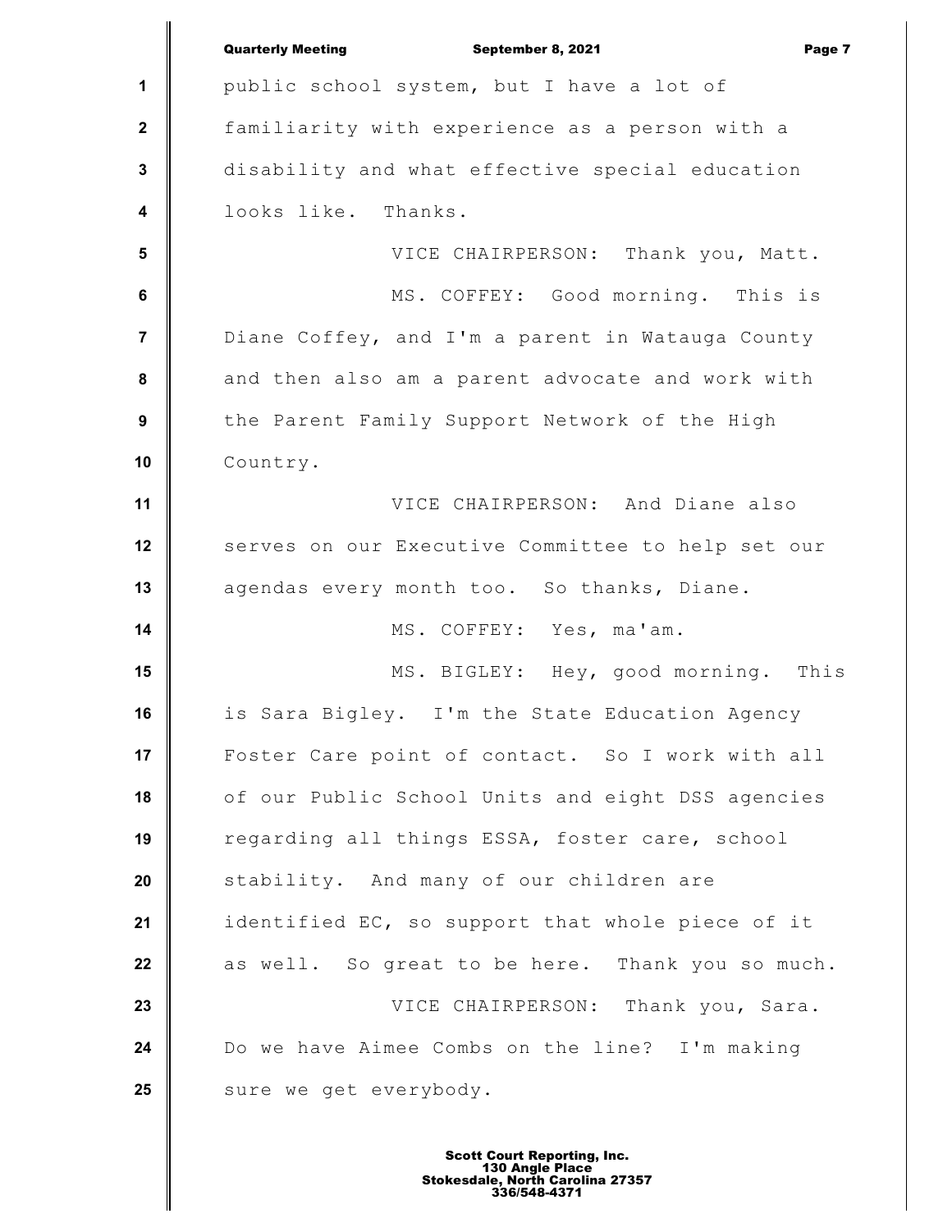public school system, but I have a lot of familiarity with experience as a person with a disability and what effective special education looks like. Thanks.

VICE CHAIRPERSON: Thank you, Matt.

MS. COFFEY: Good morning. This is Diane Coffey, and I'm a parent in Watauga County and then also am a parent advocate and work with the Parent Family Support Network of the High Country.

VICE CHAIRPERSON: And Diane also serves on our Executive Committee to help set our agendas every month too. So thanks, Diane.

MS. COFFEY: Yes, ma'am.

MS. BIGLEY: Hey, good morning. This is Sara Bigley. I'm the State Education Agency Foster Care point of contact. So I work with all of our Public School Units and eight DSS agencies regarding all things ESSA, foster care, school stability. And many of our children are identified EC, so support that whole piece of it as well. So great to be here. Thank you so much.

VICE CHAIRPERSON: Thank you, Sara. Do we have Aimee Combs on the line? I'm making sure we get everybody.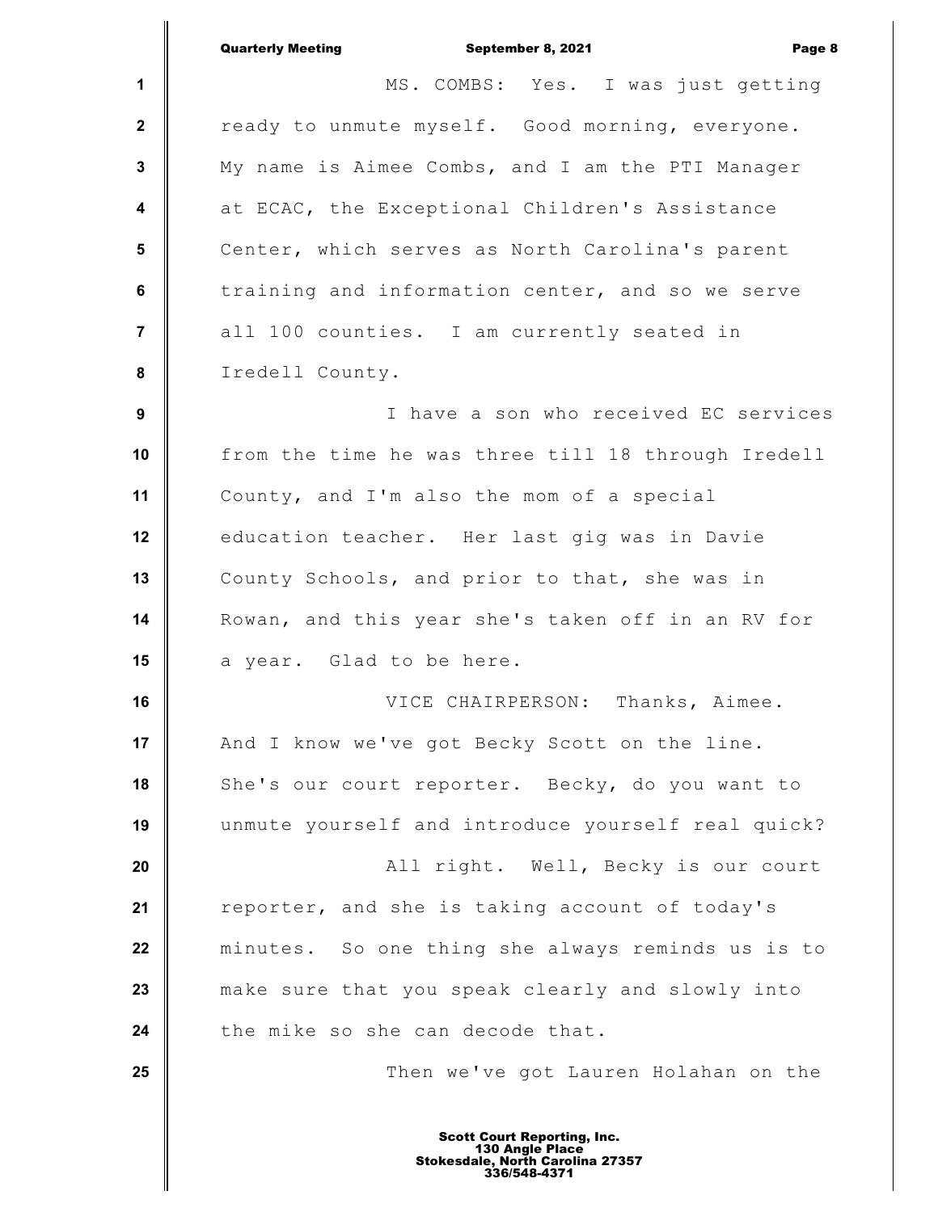MS. COMBS: Yes. I was just getting ready to unmute myself. Good morning, everyone. My name is Aimee Combs, and I am the PTI Manager at ECAC, the Exceptional Children's Assistance Center, which serves as North Carolina's parent training and information center, and so we serve all 100 counties. I am currently seated in Iredell County.

I have a son who received EC services from the time he was three till 18 through Iredell County, and I'm also the mom of a special education teacher. Her last gig was in Davie County Schools, and prior to that, she was in Rowan, and this year she's taken off in an RV for a year. Glad to be here.

VICE CHAIRPERSON: Thanks, Aimee. And I know we've got Becky Scott on the line. She's our court reporter. Becky, do you want to unmute yourself and introduce yourself real quick?

All right. Well, Becky is our court reporter, and she is taking account of today's minutes. So one thing she always reminds us is to make sure that you speak clearly and slowly into the mike so she can decode that.

Then we've got Lauren Holahan on the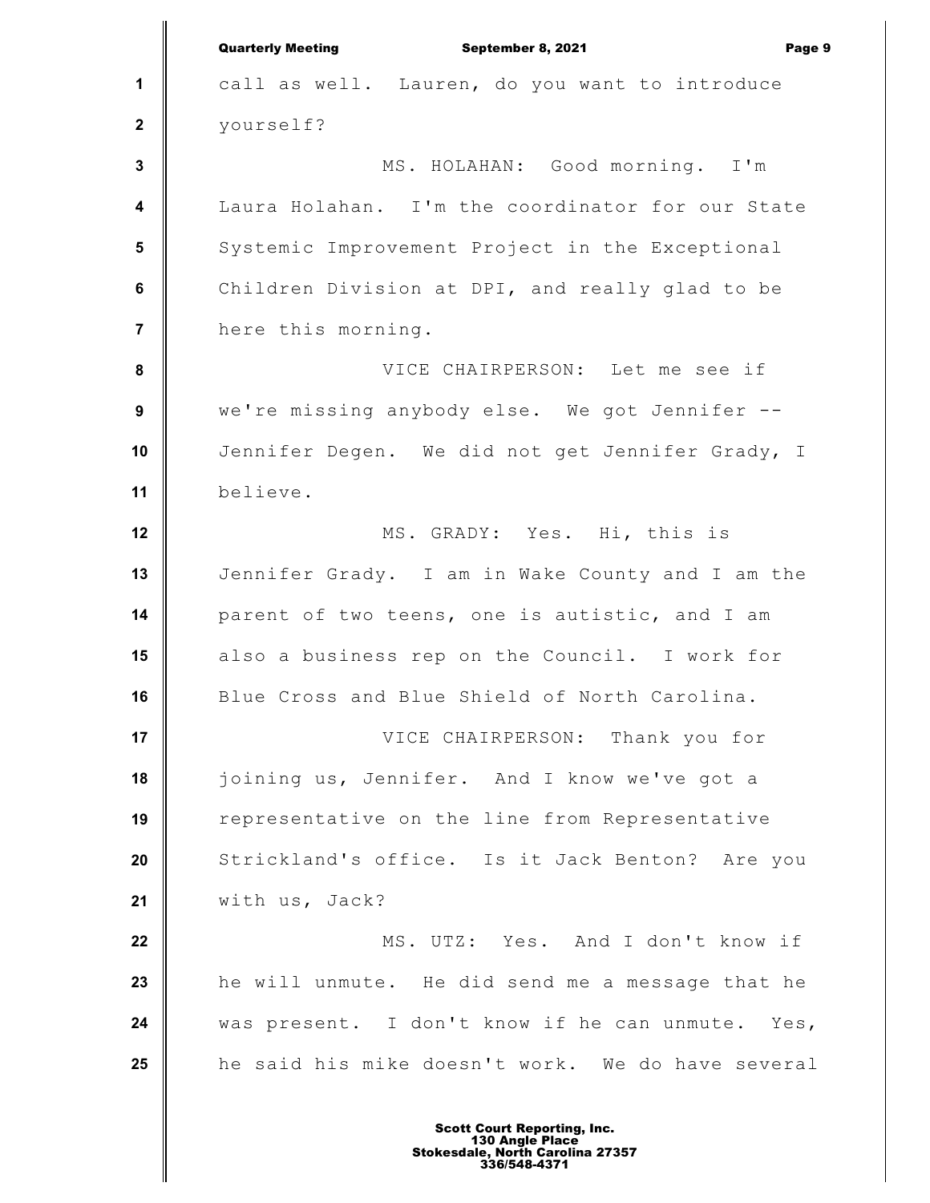call as well. Lauren, do you want to introduce yourself?

MS. HOLAHAN: Good morning. I'm Laura Holahan. I'm the coordinator for our State Systemic Improvement Project in the Exceptional Children Division at DPI, and really glad to be here this morning.

VICE CHAIRPERSON: Let me see if we're missing anybody else. We got Jennifer -- Jennifer Degen. We did not get Jennifer Grady, I believe.

MS. GRADY: Yes. Hi, this is Jennifer Grady. I am in Wake County and I am the parent of two teens, one is autistic, and I am also a business rep on the Council. I work for Blue Cross and Blue Shield of North Carolina.

VICE CHAIRPERSON: Thank you for joining us, Jennifer. And I know we've got a representative on the line from Representative Strickland's office. Is it Jack Benton? Are you with us, Jack?

MS. UTZ: Yes. And I don't know if he will unmute. He did send me a message that he was present. I don't know if he can unmute. Yes, he said his mike doesn't work. We do have several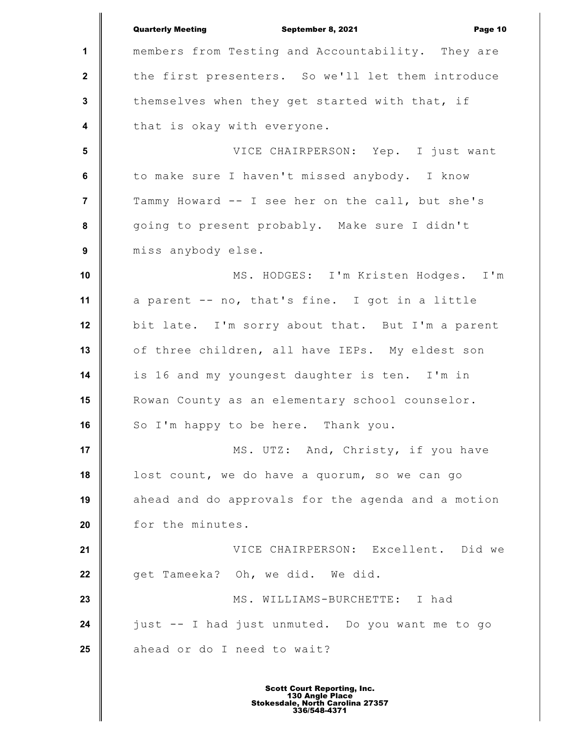members from Testing and Accountability. They are the first presenters. So we'll let them introduce themselves when they get started with that, if that is okay with everyone.

VICE CHAIRPERSON: Yep. I just want to make sure I haven't missed anybody. I know Tammy Howard -- I see her on the call, but she's going to present probably. Make sure I didn't miss anybody else.

MS. HODGES: I'm Kristen Hodges. I'm a parent -- no, that's fine. I got in a little bit late. I'm sorry about that. But I'm a parent of three children, all have IEPs. My eldest son is 16 and my youngest daughter is ten. I'm in Rowan County as an elementary school counselor. So I'm happy to be here. Thank you.

MS. UTZ: And, Christy, if you have lost count, we do have a quorum, so we can go ahead and do approvals for the agenda and a motion for the minutes.

VICE CHAIRPERSON: Excellent. Did we get Tameeka? Oh, we did. We did.

MS. WILLIAMS-BURCHETTE: I had just -- I had just unmuted. Do you want me to go ahead or do I need to wait?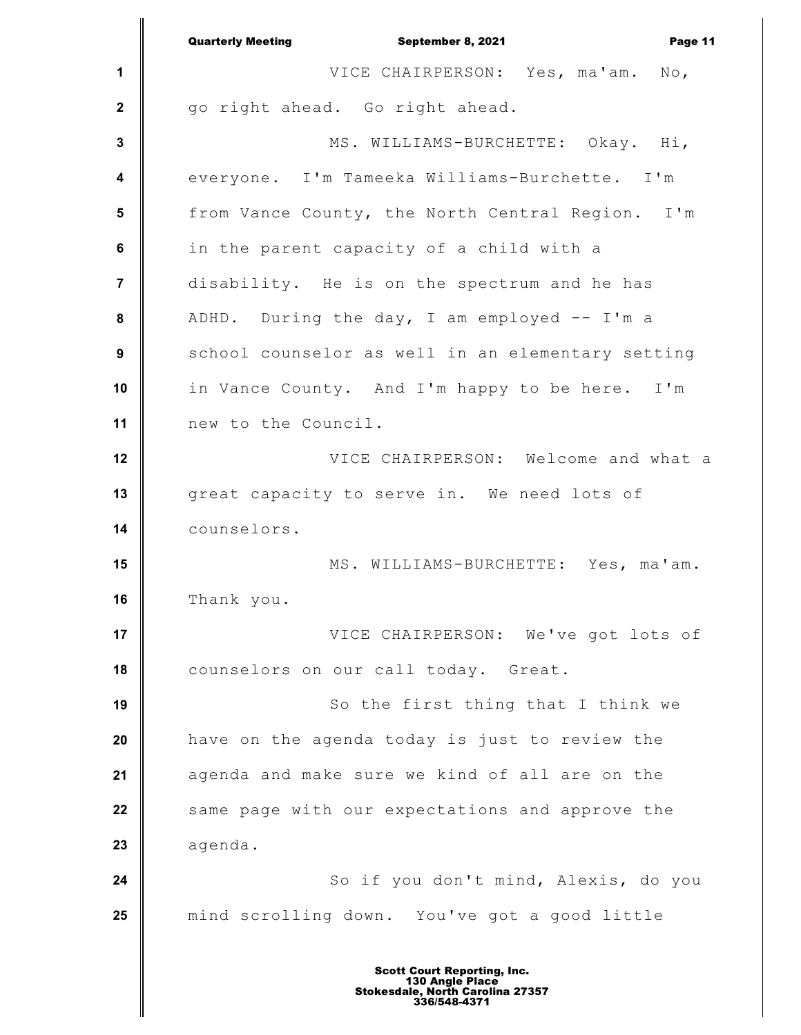VICE CHAIRPERSON: Yes, ma'am. No, go right ahead. Go right ahead.

MS. WILLIAMS-BURCHETTE: Okay. Hi, everyone. I'm Tameeka Williams-Burchette. I'm from Vance County, the North Central Region. I'm in the parent capacity of a child with a disability. He is on the spectrum and he has ADHD. During the day, I am employed -- I'm a school counselor as well in an elementary setting in Vance County. And I'm happy to be here. I'm new to the Council.

VICE CHAIRPERSON: Welcome and what a great capacity to serve in. We need lots of counselors.

MS. WILLIAMS-BURCHETTE: Yes, ma'am. Thank you.

VICE CHAIRPERSON: We've got lots of counselors on our call today. Great.

So the first thing that I think we have on the agenda today is just to review the agenda and make sure we kind of all are on the same page with our expectations and approve the agenda.

So if you don't mind, Alexis, do you mind scrolling down. You've got a good little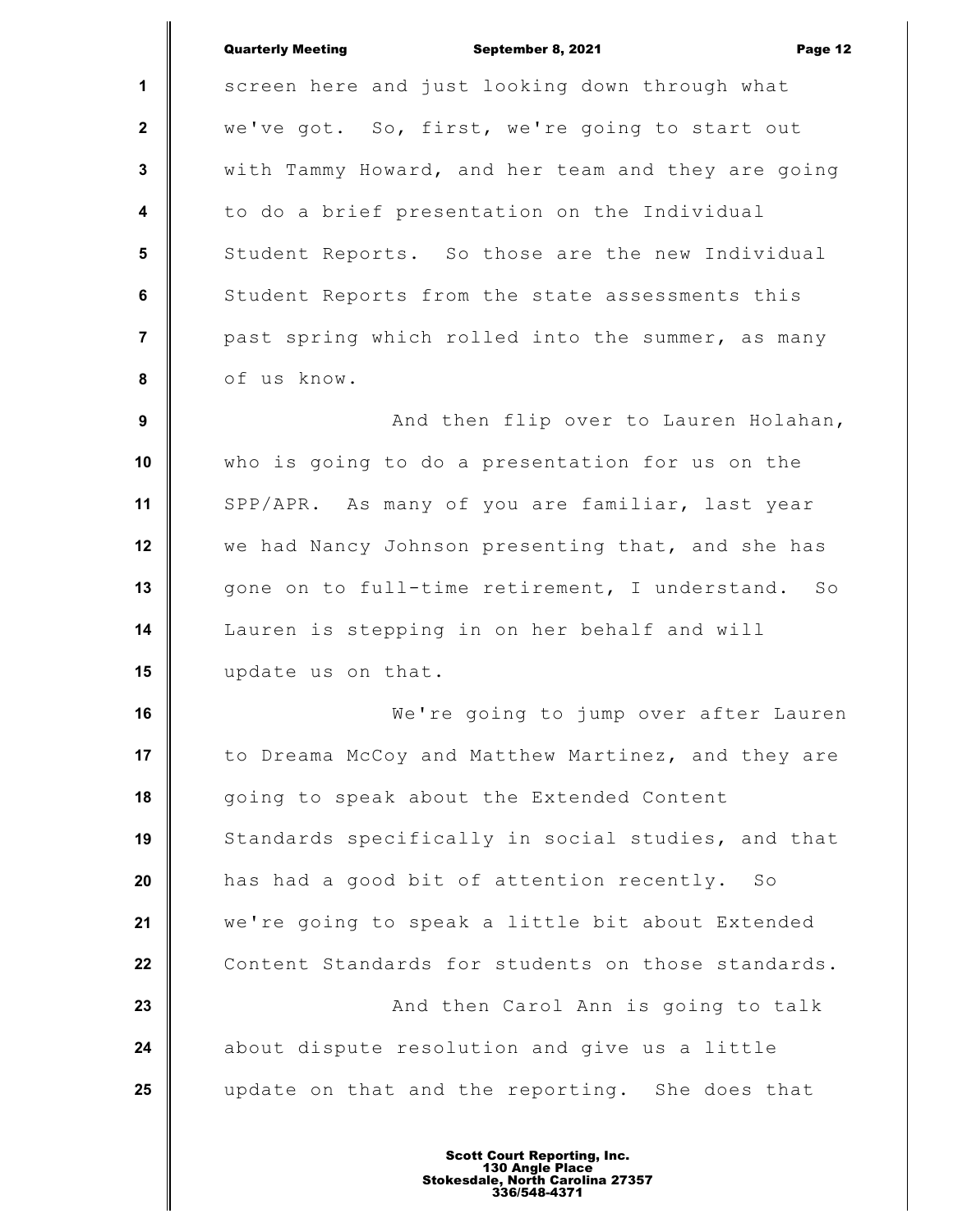screen here and just looking down through what we've got. So, first, we're going to start out with Tammy Howard, and her team and they are going to do a brief presentation on the Individual Student Reports. So those are the new Individual Student Reports from the state assessments this past spring which rolled into the summer, as many of us know.

And then flip over to Lauren Holahan, who is going to do a presentation for us on the SPP/APR. As many of you are familiar, last year we had Nancy Johnson presenting that, and she has gone on to full-time retirement, I understand. So Lauren is stepping in on her behalf and will update us on that.

We're going to jump over after Lauren to Dreama McCoy and Matthew Martinez, and they are going to speak about the Extended Content Standards specifically in social studies, and that has had a good bit of attention recently. So we're going to speak a little bit about Extended Content Standards for students on those standards.

And then Carol Ann is going to talk about dispute resolution and give us a little update on that and the reporting. She does that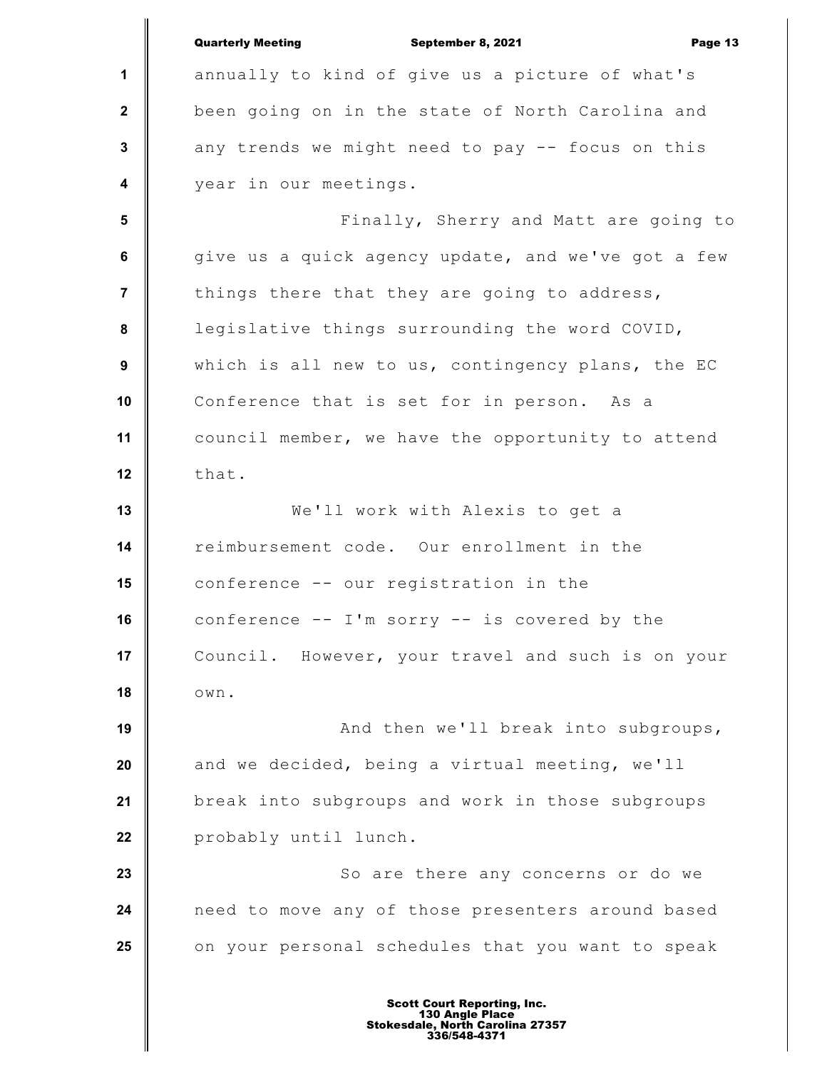annually to kind of give us a picture of what's been going on in the state of North Carolina and any trends we might need to pay -- focus on this year in our meetings.

Finally, Sherry and Matt are going to give us a quick agency update, and we've got a few things there that they are going to address, legislative things surrounding the word COVID, which is all new to us, contingency plans, the EC Conference that is set for in person. As a council member, we have the opportunity to attend that.

We'll work with Alexis to get a reimbursement code. Our enrollment in the conference -- our registration in the conference -- I'm sorry -- is covered by the Council. However, your travel and such is on your own.

And then we'll break into subgroups, and we decided, being a virtual meeting, we'll break into subgroups and work in those subgroups probably until lunch.

So are there any concerns or do we need to move any of those presenters around based on your personal schedules that you want to speak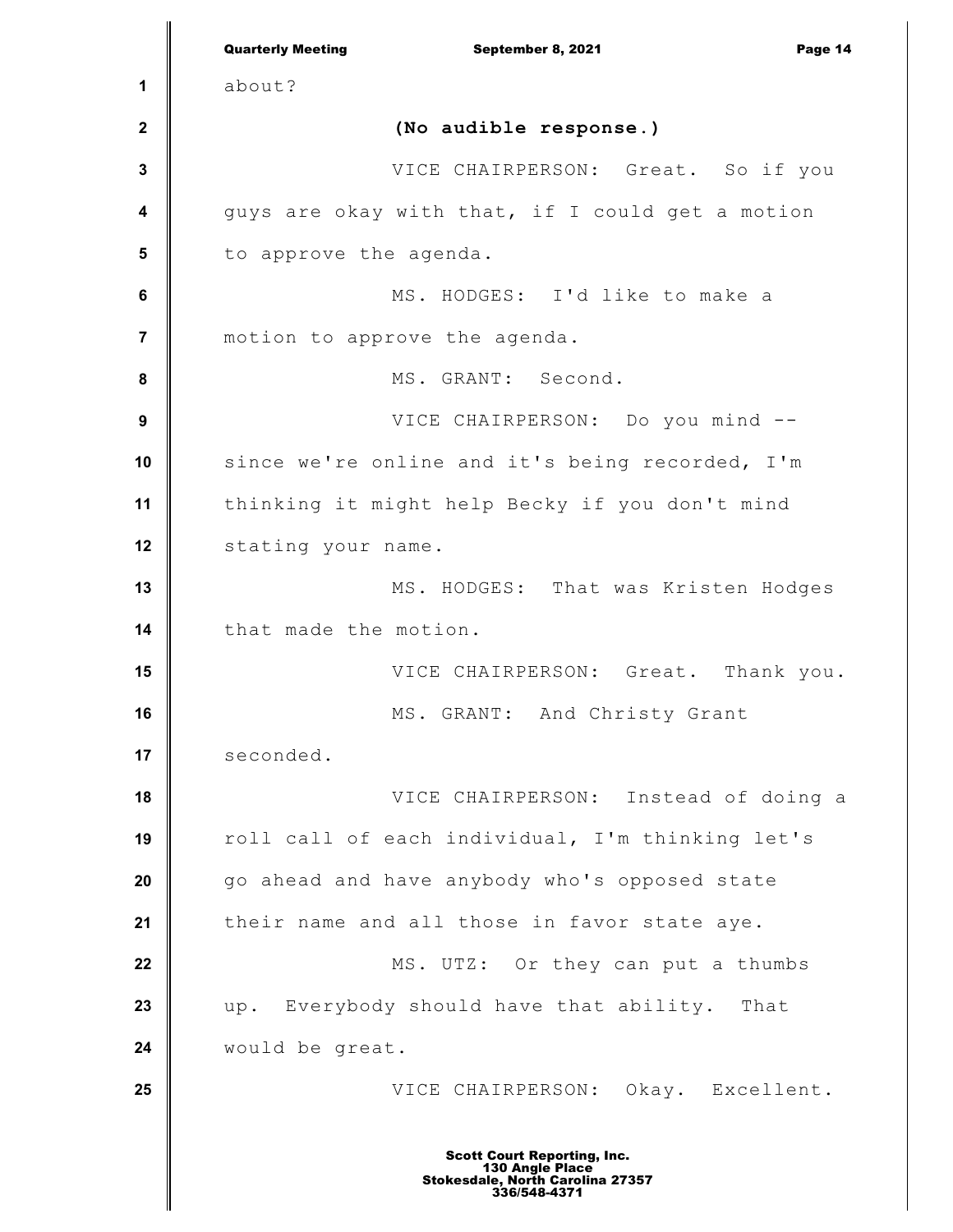about?

**(No audible response.)**

VICE CHAIRPERSON: Great. So if you guys are okay with that, if I could get a motion to approve the agenda.

MS. HODGES: I'd like to make a motion to approve the agenda.

MS. GRANT: Second.

VICE CHAIRPERSON: Do you mind -- since we're online and it's being recorded, I'm thinking it might help Becky if you don't mind stating your name.

MS. HODGES: That was Kristen Hodges that made the motion.

VICE CHAIRPERSON: Great. Thank you.

MS. GRANT: And Christy Grant seconded.

VICE CHAIRPERSON: Instead of doing a roll call of each individual, I'm thinking let's go ahead and have anybody who's opposed state their name and all those in favor state aye.

MS. UTZ: Or they can put a thumbs up. Everybody should have that ability. That would be great.

VICE CHAIRPERSON: Okay. Excellent.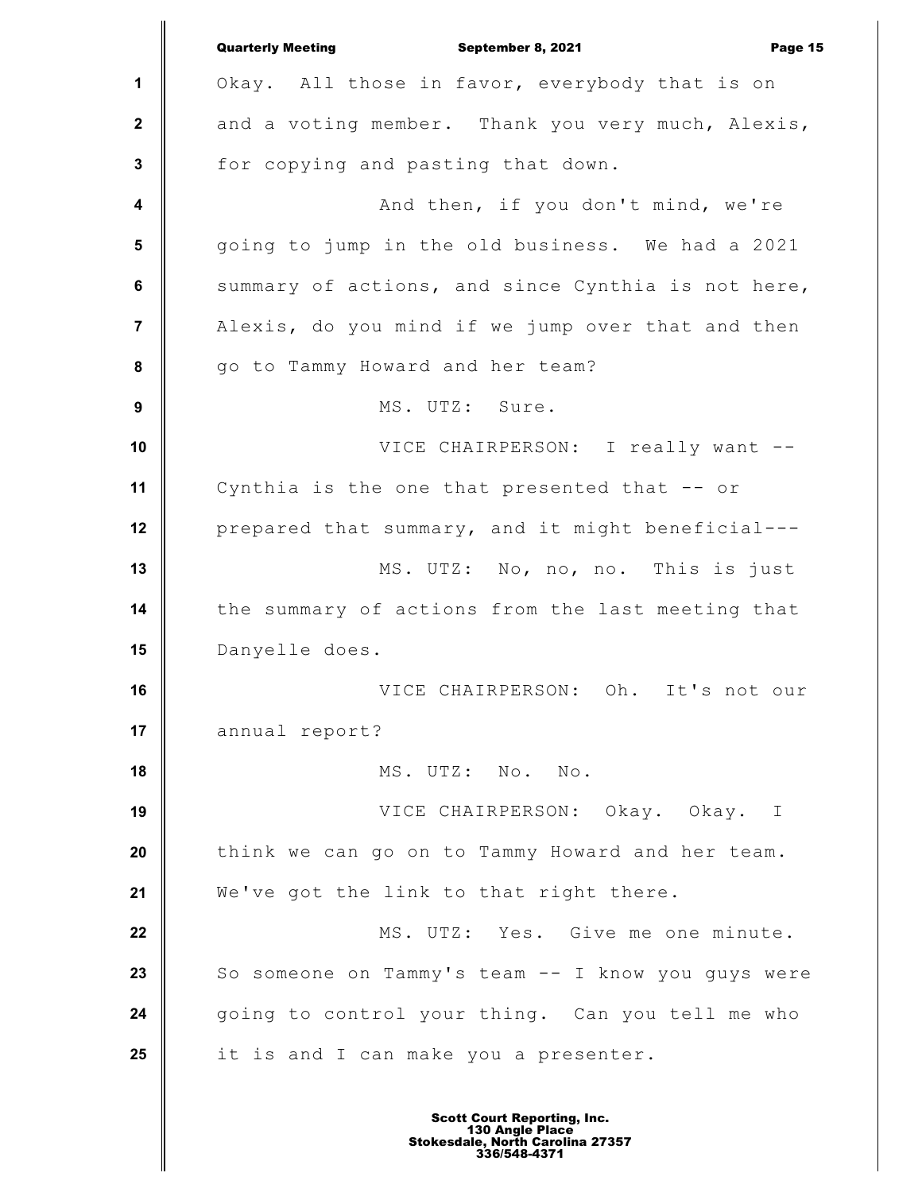Okay. All those in favor, everybody that is on and a voting member. Thank you very much, Alexis, for copying and pasting that down.

And then, if you don't mind, we're going to jump in the old business. We had a 2021 summary of actions, and since Cynthia is not here, Alexis, do you mind if we jump over that and then go to Tammy Howard and her team?

MS. UTZ: Sure.

VICE CHAIRPERSON: I really want -- Cynthia is the one that presented that -- or prepared that summary, and it might beneficial---

MS. UTZ: No, no, no. This is just the summary of actions from the last meeting that Danyelle does.

VICE CHAIRPERSON: Oh. It's not our annual report?

MS. UTZ: No. No.

VICE CHAIRPERSON: Okay. Okay. I think we can go on to Tammy Howard and her team. We've got the link to that right there.

MS. UTZ: Yes. Give me one minute. So someone on Tammy's team -- I know you guys were going to control your thing. Can you tell me who it is and I can make you a presenter.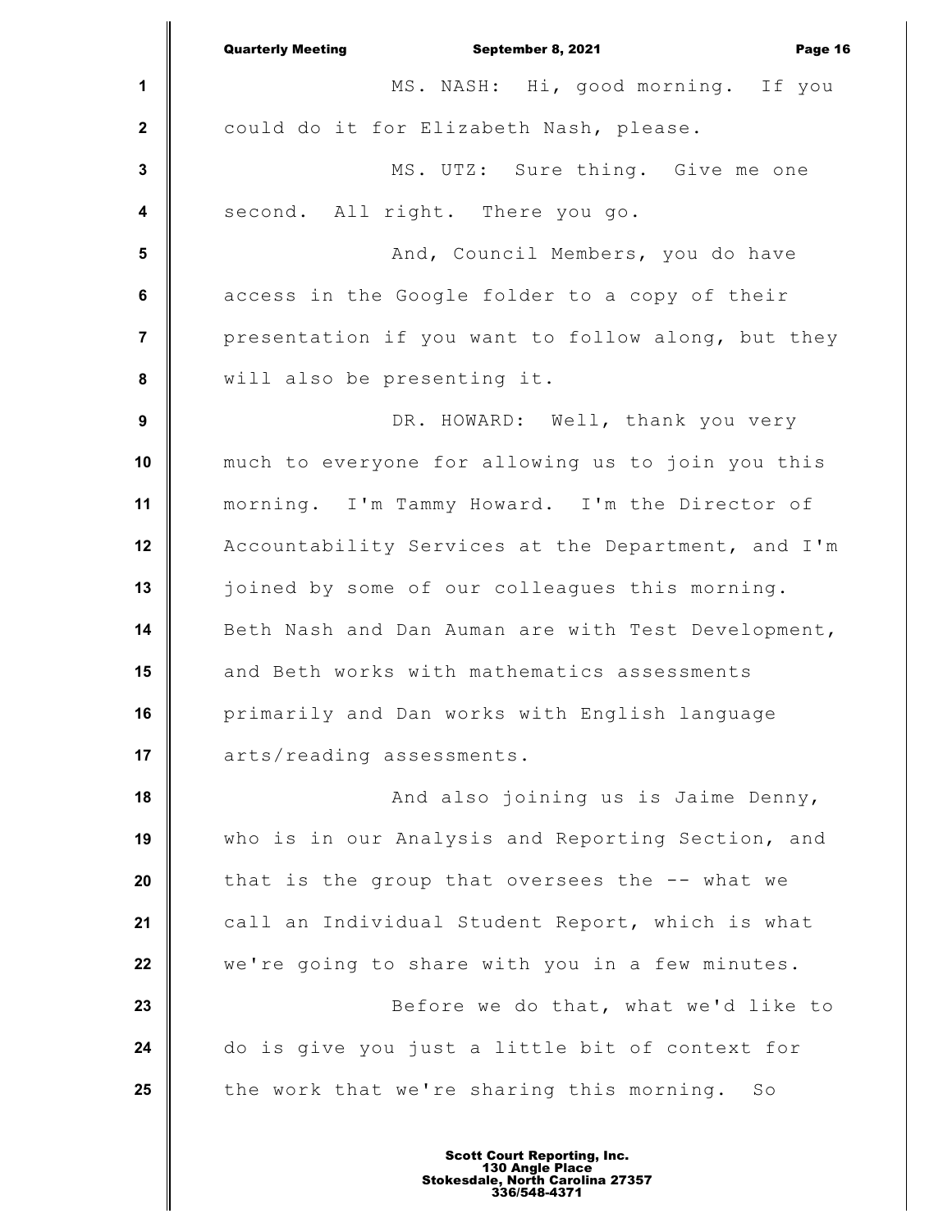MS. NASH: Hi, good morning. If you could do it for Elizabeth Nash, please.

MS. UTZ: Sure thing. Give me one second. All right. There you go.

And, Council Members, you do have access in the Google folder to a copy of their presentation if you want to follow along, but they will also be presenting it.

DR. HOWARD: Well, thank you very much to everyone for allowing us to join you this morning. I'm Tammy Howard. I'm the Director of Accountability Services at the Department, and I'm joined by some of our colleagues this morning. Beth Nash and Dan Auman are with Test Development, and Beth works with mathematics assessments primarily and Dan works with English language arts/reading assessments.

And also joining us is Jaime Denny, who is in our Analysis and Reporting Section, and that is the group that oversees the -- what we call an Individual Student Report, which is what we're going to share with you in a few minutes.

Before we do that, what we'd like to do is give you just a little bit of context for the work that we're sharing this morning. So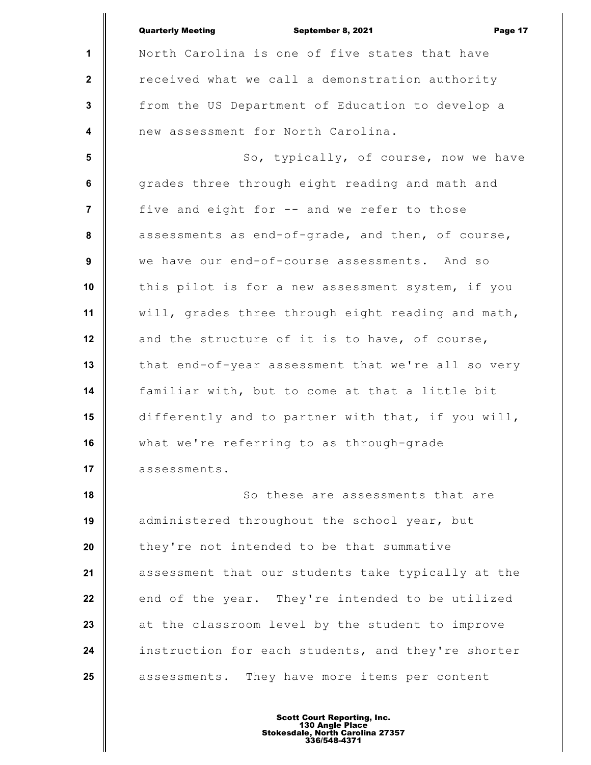North Carolina is one of five states that have received what we call a demonstration authority from the US Department of Education to develop a new assessment for North Carolina.

So, typically, of course, now we have grades three through eight reading and math and five and eight for -- and we refer to those assessments as end-of-grade, and then, of course, we have our end-of-course assessments. And so this pilot is for a new assessment system, if you will, grades three through eight reading and math, and the structure of it is to have, of course, that end-of-year assessment that we're all so very familiar with, but to come at that a little bit differently and to partner with that, if you will, what we're referring to as through-grade assessments.

So these are assessments that are administered throughout the school year, but they're not intended to be that summative assessment that our students take typically at the end of the year. They're intended to be utilized at the classroom level by the student to improve instruction for each students, and they're shorter assessments. They have more items per content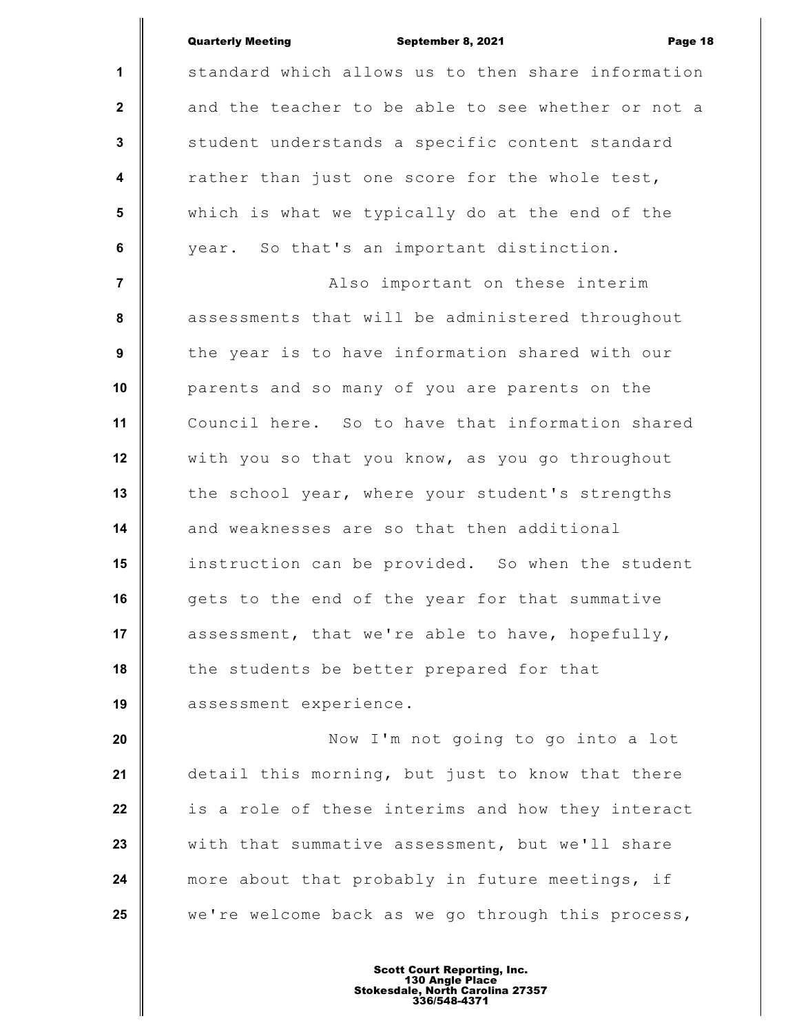standard which allows us to then share information and the teacher to be able to see whether or not a student understands a specific content standard rather than just one score for the whole test, which is what we typically do at the end of the year. So that's an important distinction.

Also important on these interim assessments that will be administered throughout the year is to have information shared with our parents and so many of you are parents on the Council here. So to have that information shared with you so that you know, as you go throughout the school year, where your student's strengths and weaknesses are so that then additional instruction can be provided. So when the student gets to the end of the year for that summative assessment, that we're able to have, hopefully, the students be better prepared for that assessment experience.

Now I'm not going to go into a lot detail this morning, but just to know that there is a role of these interims and how they interact with that summative assessment, but we'll share more about that probably in future meetings, if we're welcome back as we go through this process,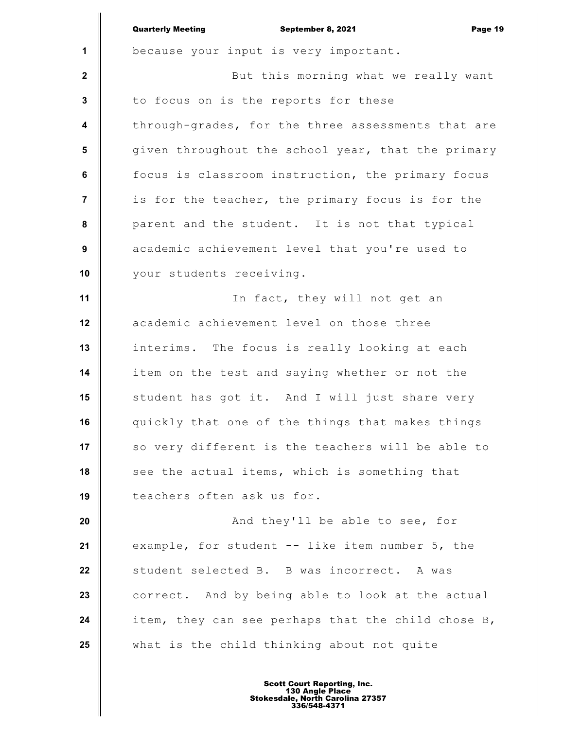because your input is very important.

But this morning what we really want to focus on is the reports for these through-grades, for the three assessments that are given throughout the school year, that the primary focus is classroom instruction, the primary focus is for the teacher, the primary focus is for the parent and the student. It is not that typical academic achievement level that you're used to your students receiving.

In fact, they will not get an academic achievement level on those three interims. The focus is really looking at each item on the test and saying whether or not the student has got it. And I will just share very quickly that one of the things that makes things so very different is the teachers will be able to see the actual items, which is something that teachers often ask us for.

And they'll be able to see, for example, for student -- like item number 5, the student selected B. B was incorrect. A was correct. And by being able to look at the actual item, they can see perhaps that the child chose B, what is the child thinking about not quite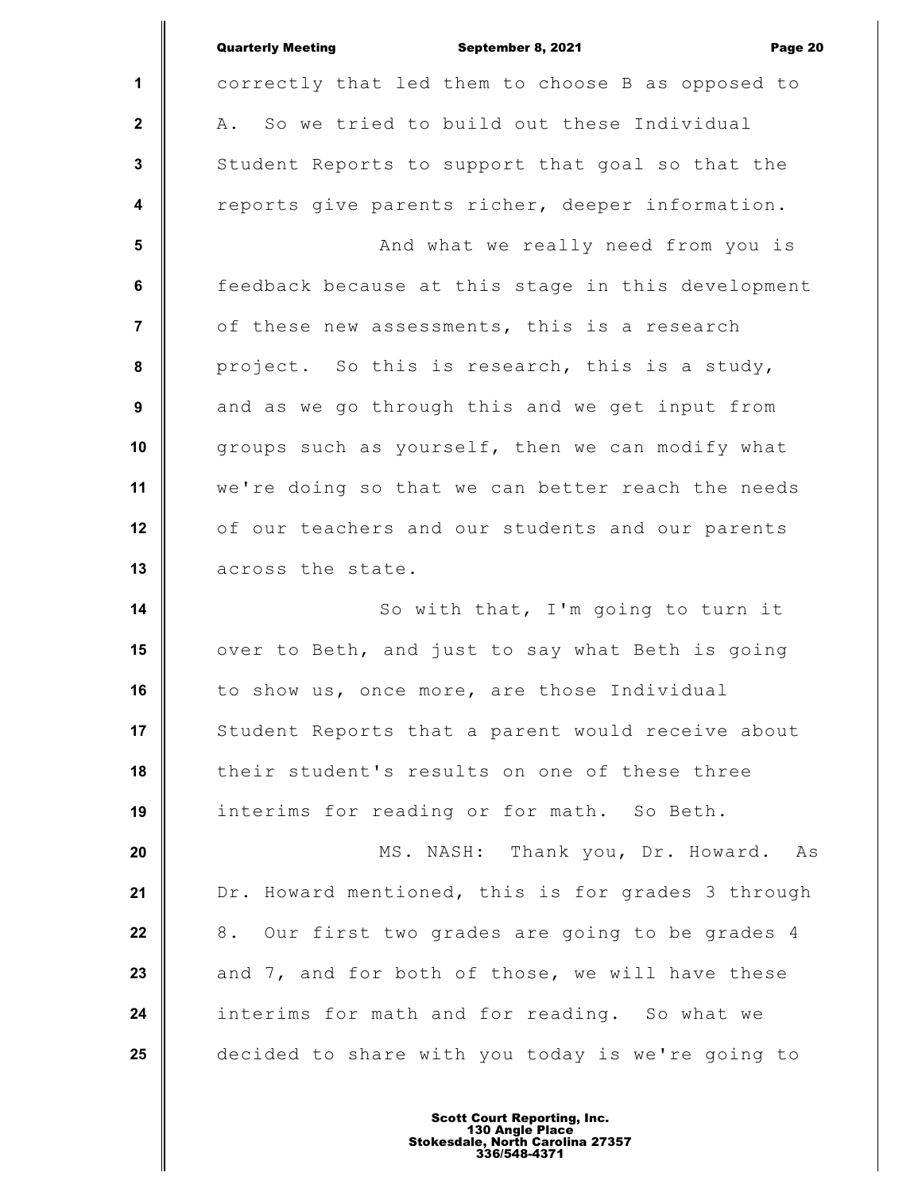correctly that led them to choose B as opposed to A. So we tried to build out these Individual Student Reports to support that goal so that the reports give parents richer, deeper information.

And what we really need from you is feedback because at this stage in this development of these new assessments, this is a research project. So this is research, this is a study, and as we go through this and we get input from groups such as yourself, then we can modify what we're doing so that we can better reach the needs of our teachers and our students and our parents across the state.

So with that, I'm going to turn it over to Beth, and just to say what Beth is going to show us, once more, are those Individual Student Reports that a parent would receive about their student's results on one of these three interims for reading or for math. So Beth.

MS. NASH: Thank you, Dr. Howard. As Dr. Howard mentioned, this is for grades 3 through 8. Our first two grades are going to be grades 4 and 7, and for both of those, we will have these interims for math and for reading. So what we decided to share with you today is we're going to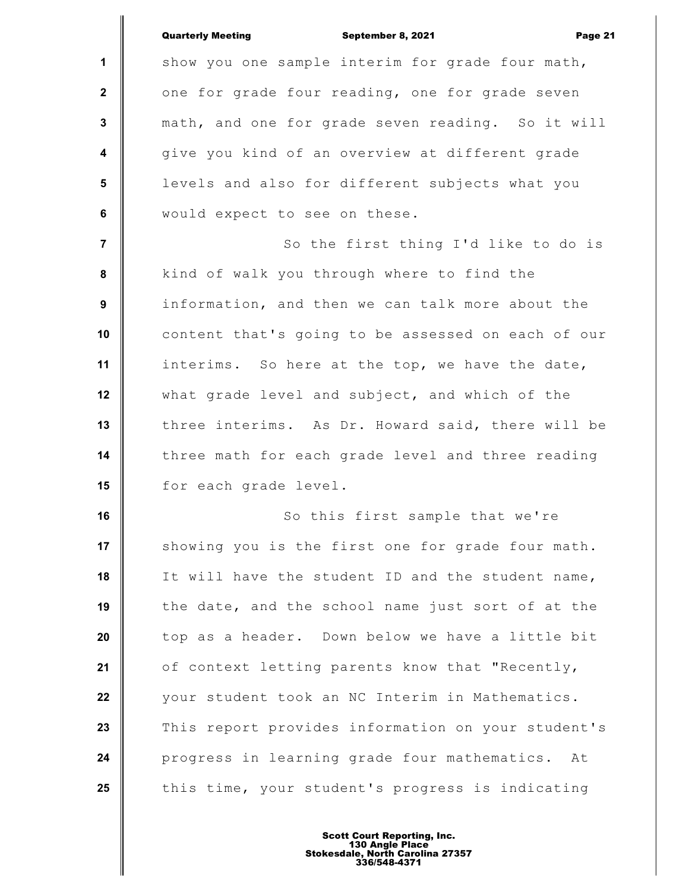show you one sample interim for grade four math, one for grade four reading, one for grade seven math, and one for grade seven reading. So it will give you kind of an overview at different grade levels and also for different subjects what you would expect to see on these.

So the first thing I'd like to do is kind of walk you through where to find the information, and then we can talk more about the content that's going to be assessed on each of our interims. So here at the top, we have the date, what grade level and subject, and which of the three interims. As Dr. Howard said, there will be three math for each grade level and three reading for each grade level.

So this first sample that we're showing you is the first one for grade four math. It will have the student ID and the student name, the date, and the school name just sort of at the top as a header. Down below we have a little bit of context letting parents know that "Recently, your student took an NC Interim in Mathematics. This report provides information on your student's progress in learning grade four mathematics. At this time, your student's progress is indicating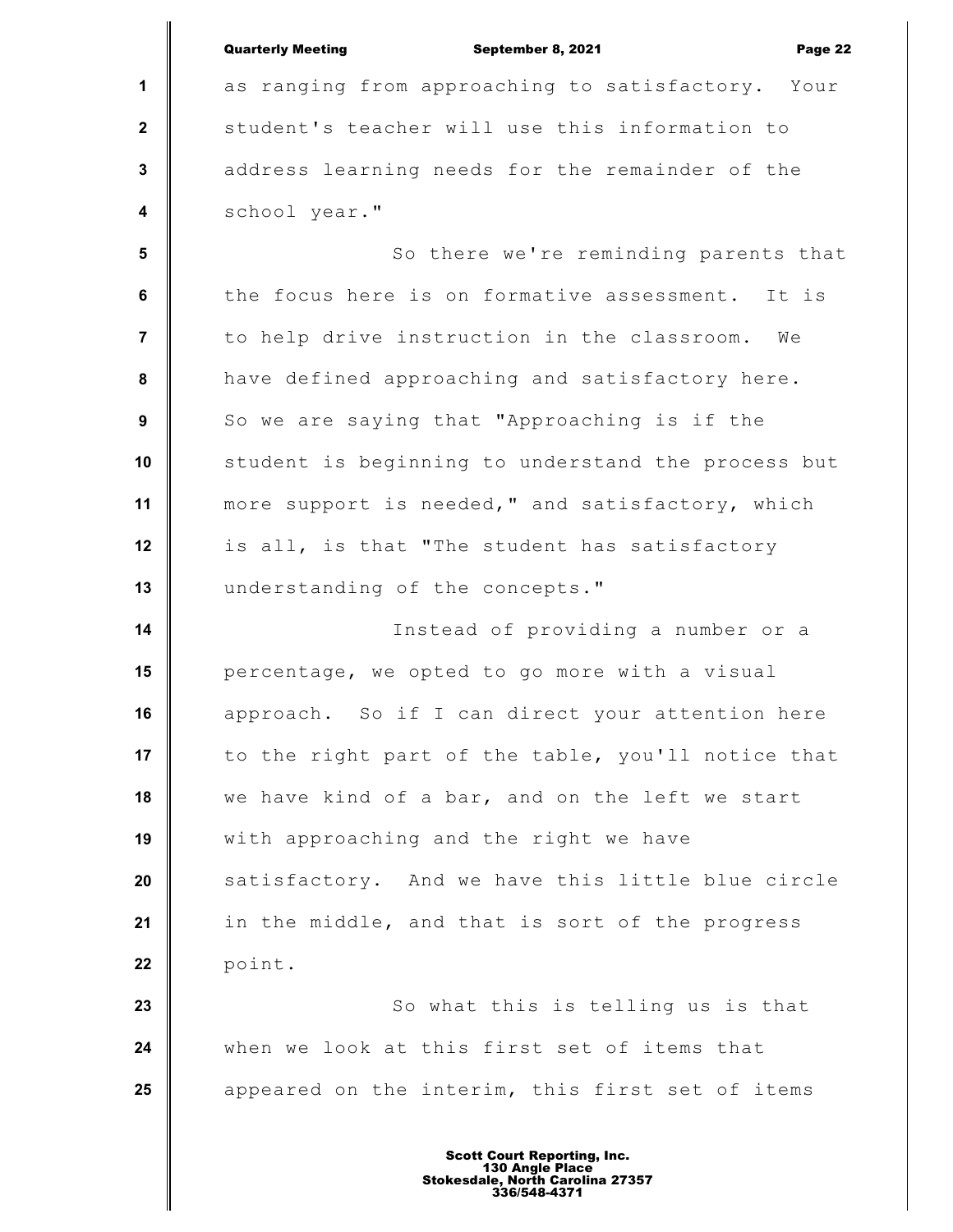as ranging from approaching to satisfactory. Your student's teacher will use this information to address learning needs for the remainder of the school year."

So there we're reminding parents that the focus here is on formative assessment. It is to help drive instruction in the classroom. We have defined approaching and satisfactory here. So we are saying that "Approaching is if the student is beginning to understand the process but more support is needed," and satisfactory, which is all, is that "The student has satisfactory understanding of the concepts."

Instead of providing a number or a percentage, we opted to go more with a visual approach. So if I can direct your attention here to the right part of the table, you'll notice that we have kind of a bar, and on the left we start with approaching and the right we have satisfactory. And we have this little blue circle in the middle, and that is sort of the progress point.

So what this is telling us is that when we look at this first set of items that appeared on the interim, this first set of items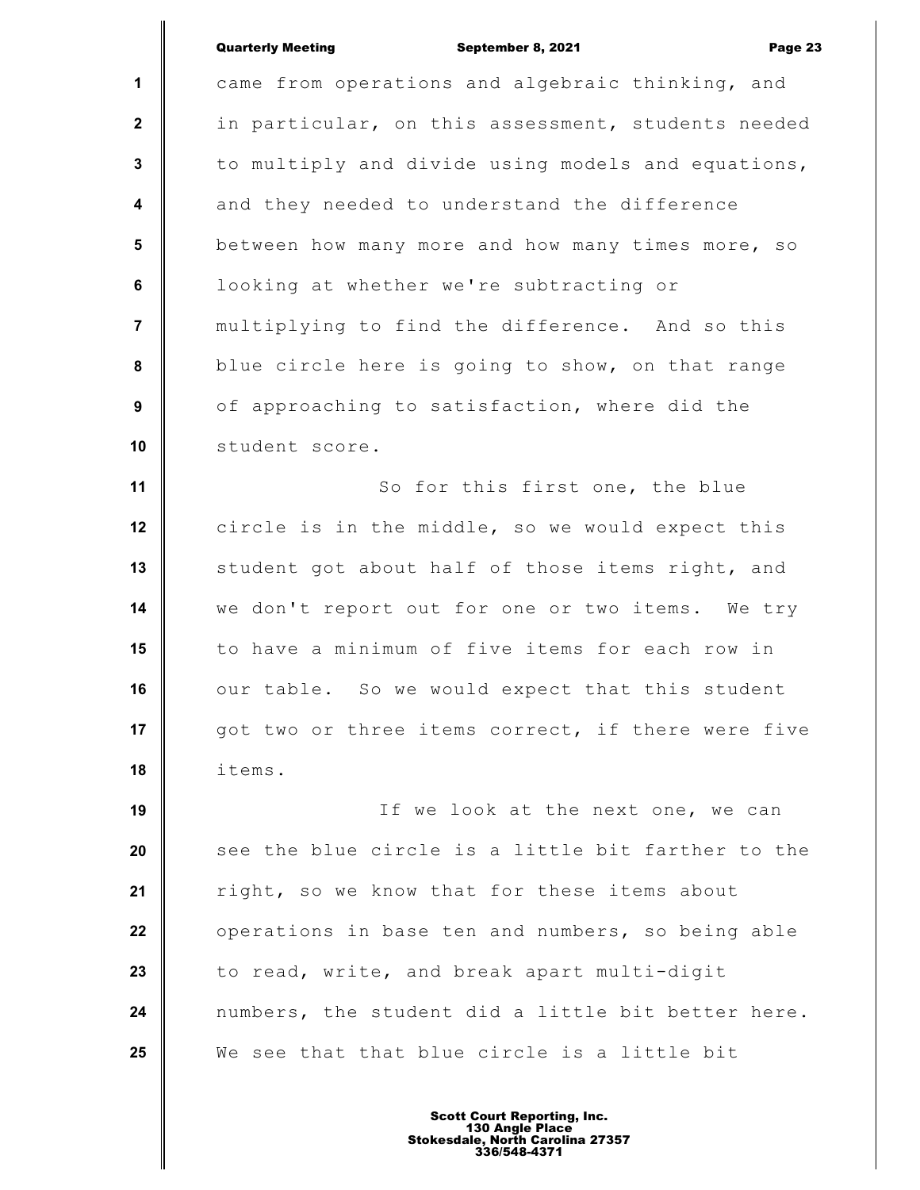came from operations and algebraic thinking, and in particular, on this assessment, students needed to multiply and divide using models and equations, and they needed to understand the difference between how many more and how many times more, so looking at whether we're subtracting or multiplying to find the difference. And so this blue circle here is going to show, on that range of approaching to satisfaction, where did the student score.

So for this first one, the blue circle is in the middle, so we would expect this student got about half of those items right, and we don't report out for one or two items. We try to have a minimum of five items for each row in our table. So we would expect that this student got two or three items correct, if there were five items.

If we look at the next one, we can see the blue circle is a little bit farther to the right, so we know that for these items about operations in base ten and numbers, so being able to read, write, and break apart multi-digit numbers, the student did a little bit better here. We see that that blue circle is a little bit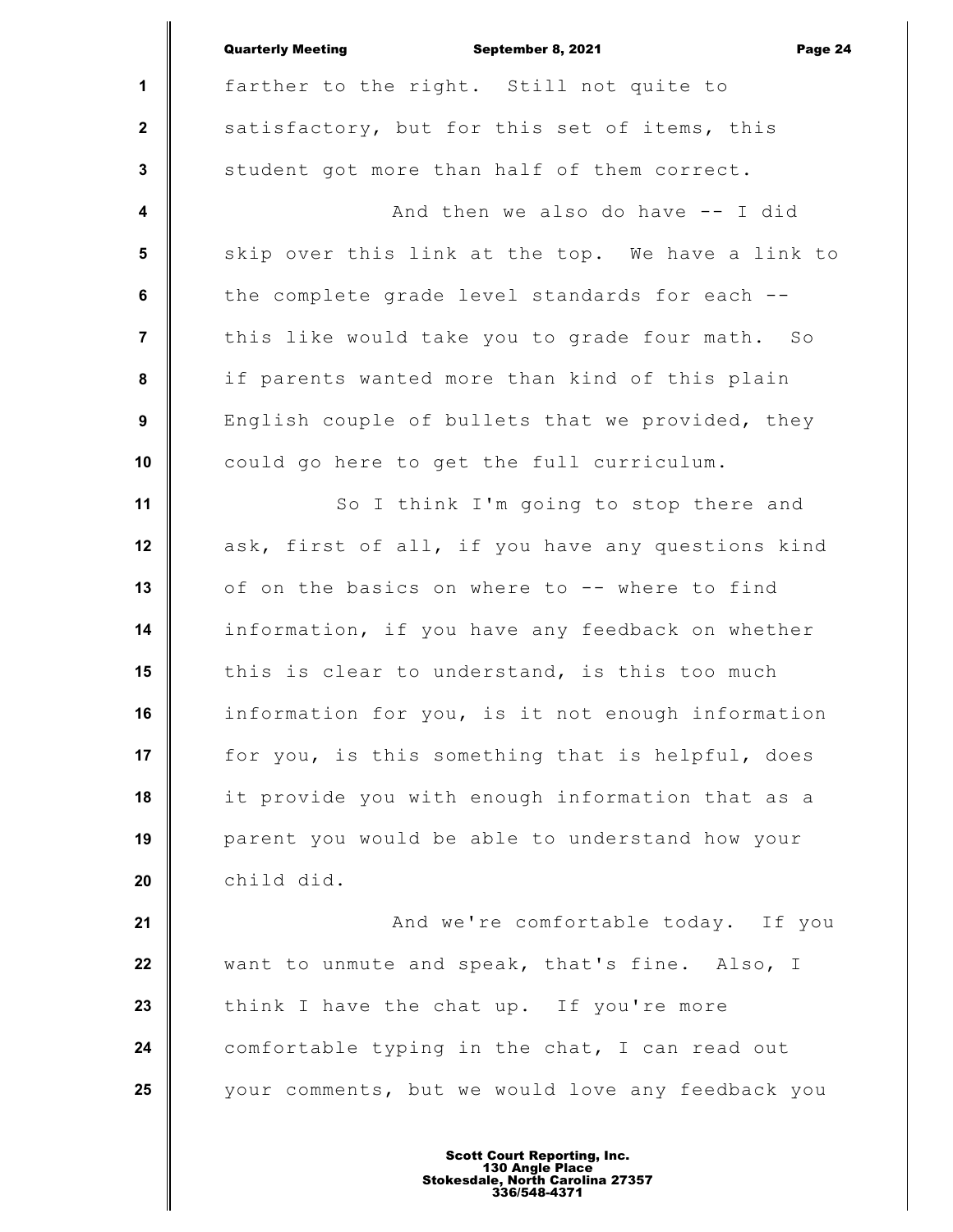farther to the right. Still not quite to satisfactory, but for this set of items, this student got more than half of them correct.

And then we also do have -- I did skip over this link at the top. We have a link to the complete grade level standards for each -- this like would take you to grade four math. So if parents wanted more than kind of this plain English couple of bullets that we provided, they could go here to get the full curriculum.

So I think I'm going to stop there and ask, first of all, if you have any questions kind of on the basics on where to -- where to find information, if you have any feedback on whether this is clear to understand, is this too much information for you, is it not enough information for you, is this something that is helpful, does it provide you with enough information that as a parent you would be able to understand how your child did.

And we're comfortable today. If you want to unmute and speak, that's fine. Also, I think I have the chat up. If you're more comfortable typing in the chat, I can read out your comments, but we would love any feedback you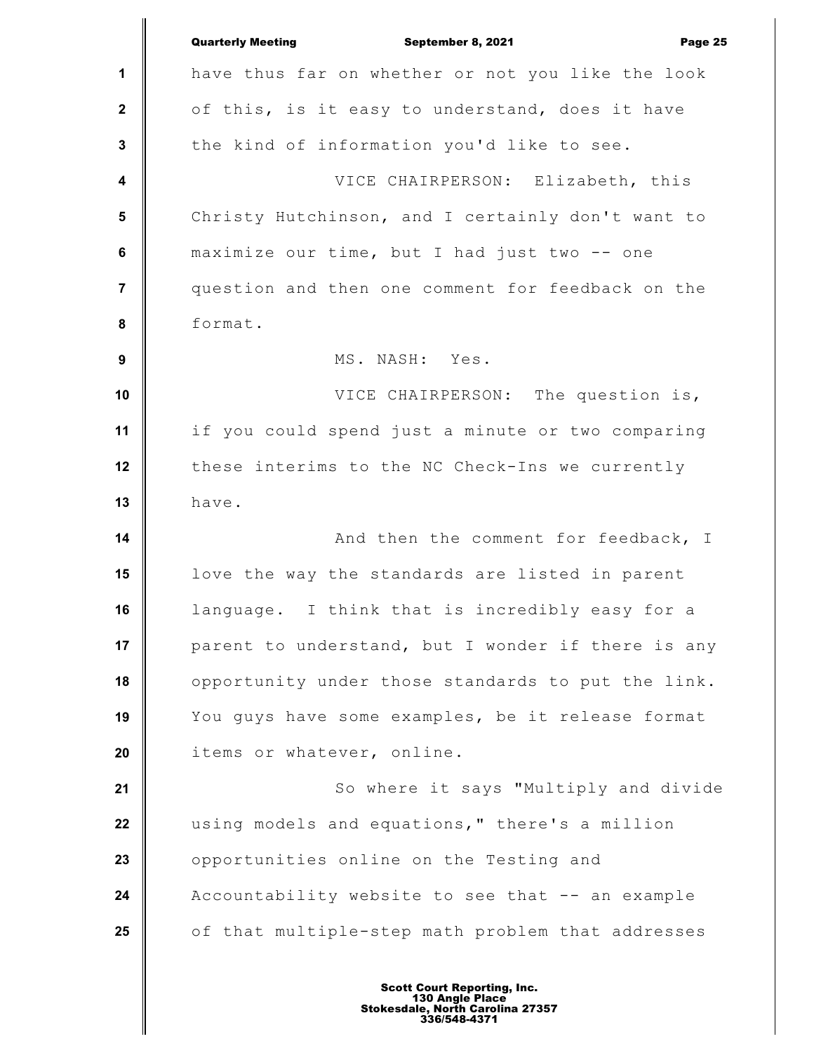have thus far on whether or not you like the look of this, is it easy to understand, does it have the kind of information you'd like to see.

VICE CHAIRPERSON: Elizabeth, this Christy Hutchinson, and I certainly don't want to maximize our time, but I had just two -- one question and then one comment for feedback on the format.

MS. NASH: Yes.

VICE CHAIRPERSON: The question is, if you could spend just a minute or two comparing these interims to the NC Check-Ins we currently have.

And then the comment for feedback, I love the way the standards are listed in parent language. I think that is incredibly easy for a parent to understand, but I wonder if there is any opportunity under those standards to put the link. You guys have some examples, be it release format items or whatever, online.

So where it says "Multiply and divide using models and equations," there's a million opportunities online on the Testing and Accountability website to see that -- an example of that multiple-step math problem that addresses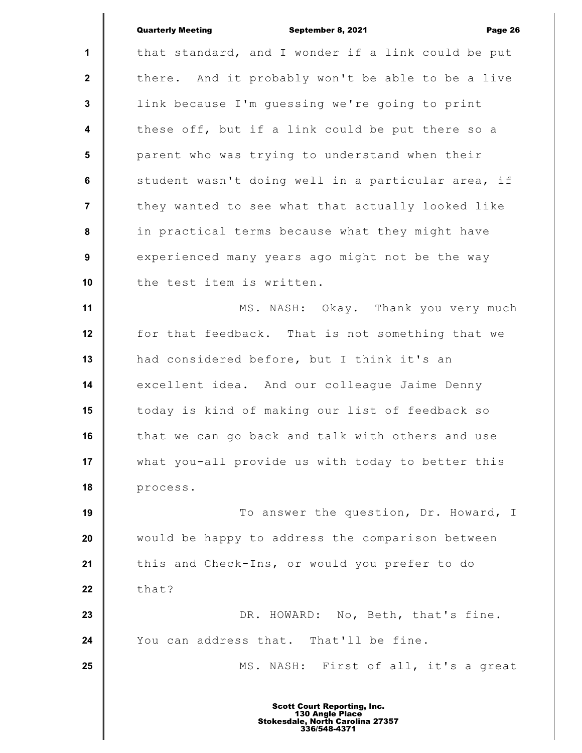that standard, and I wonder if a link could be put there. And it probably won't be able to be a live link because I'm guessing we're going to print these off, but if a link could be put there so a parent who was trying to understand when their student wasn't doing well in a particular area, if they wanted to see what that actually looked like in practical terms because what they might have experienced many years ago might not be the way the test item is written.

MS. NASH: Okay. Thank you very much for that feedback. That is not something that we had considered before, but I think it's an excellent idea. And our colleague Jaime Denny today is kind of making our list of feedback so that we can go back and talk with others and use what you-all provide us with today to better this process.

To answer the question, Dr. Howard, I would be happy to address the comparison between this and Check-Ins, or would you prefer to do that?

DR. HOWARD: No, Beth, that's fine. You can address that. That'll be fine.

MS. NASH: First of all, it's a great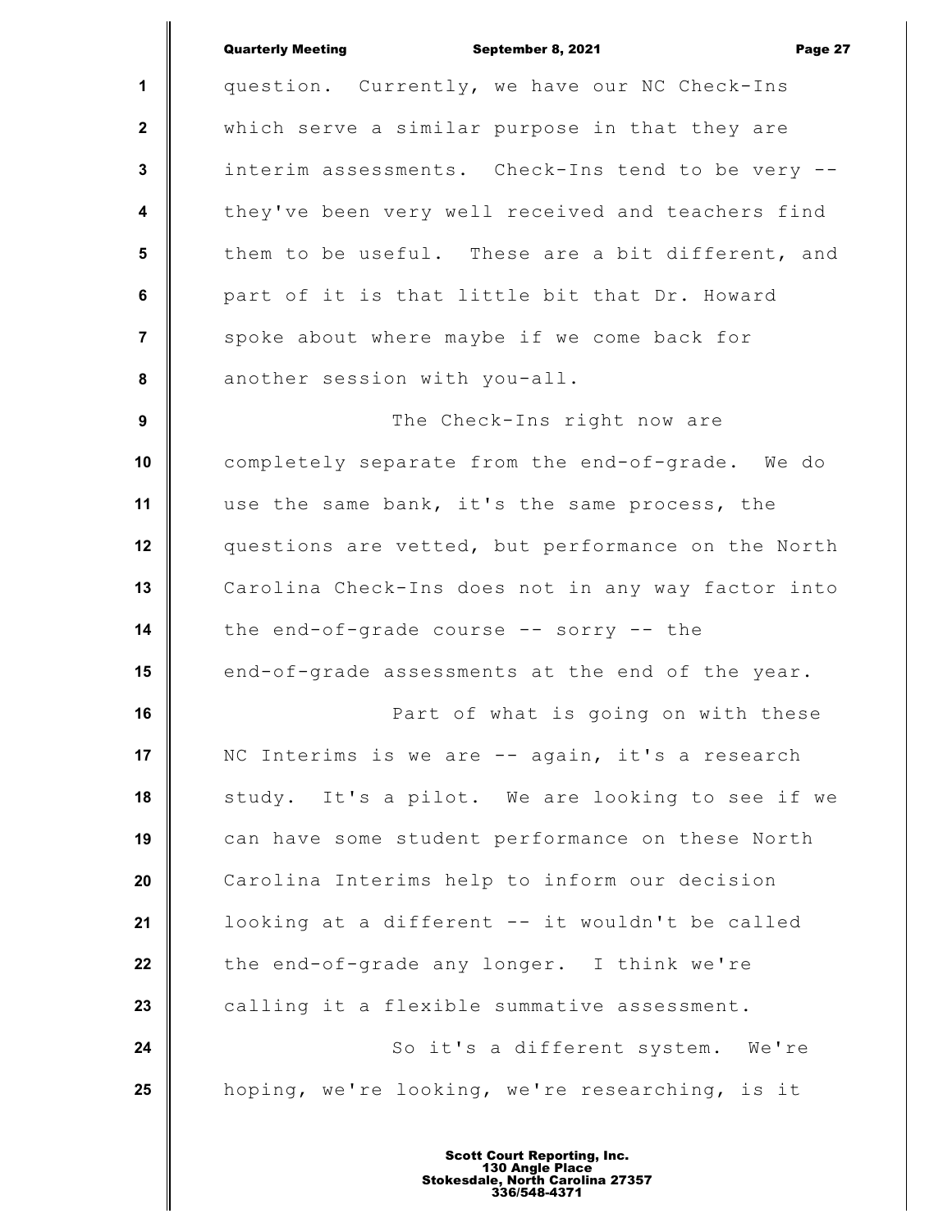question. Currently, we have our NC Check-Ins which serve a similar purpose in that they are interim assessments. Check-Ins tend to be very -- they've been very well received and teachers find them to be useful. These are a bit different, and part of it is that little bit that Dr. Howard spoke about where maybe if we come back for another session with you-all.

The Check-Ins right now are completely separate from the end-of-grade. We do use the same bank, it's the same process, the questions are vetted, but performance on the North Carolina Check-Ins does not in any way factor into the end-of-grade course -- sorry -- the end-of-grade assessments at the end of the year.

Part of what is going on with these NC Interims is we are -- again, it's a research study. It's a pilot. We are looking to see if we can have some student performance on these North Carolina Interims help to inform our decision looking at a different -- it wouldn't be called the end-of-grade any longer. I think we're calling it a flexible summative assessment.

So it's a different system. We're hoping, we're looking, we're researching, is it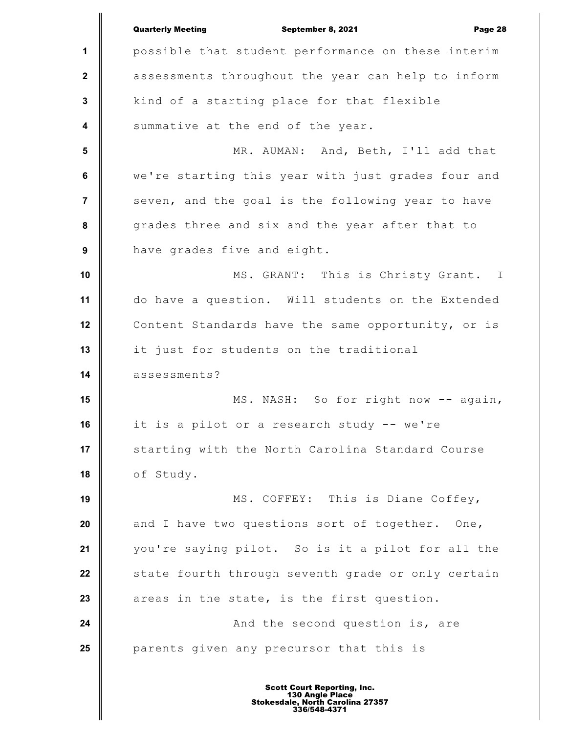possible that student performance on these interim assessments throughout the year can help to inform kind of a starting place for that flexible summative at the end of the year.

MR. AUMAN: And, Beth, I'll add that we're starting this year with just grades four and seven, and the goal is the following year to have grades three and six and the year after that to have grades five and eight.

MS. GRANT: This is Christy Grant. I do have a question. Will students on the Extended Content Standards have the same opportunity, or is it just for students on the traditional assessments?

MS. NASH: So for right now -- again, it is a pilot or a research study -- we're starting with the North Carolina Standard Course of Study.

MS. COFFEY: This is Diane Coffey, and I have two questions sort of together. One, you're saying pilot. So is it a pilot for all the state fourth through seventh grade or only certain areas in the state, is the first question.

And the second question is, are parents given any precursor that this is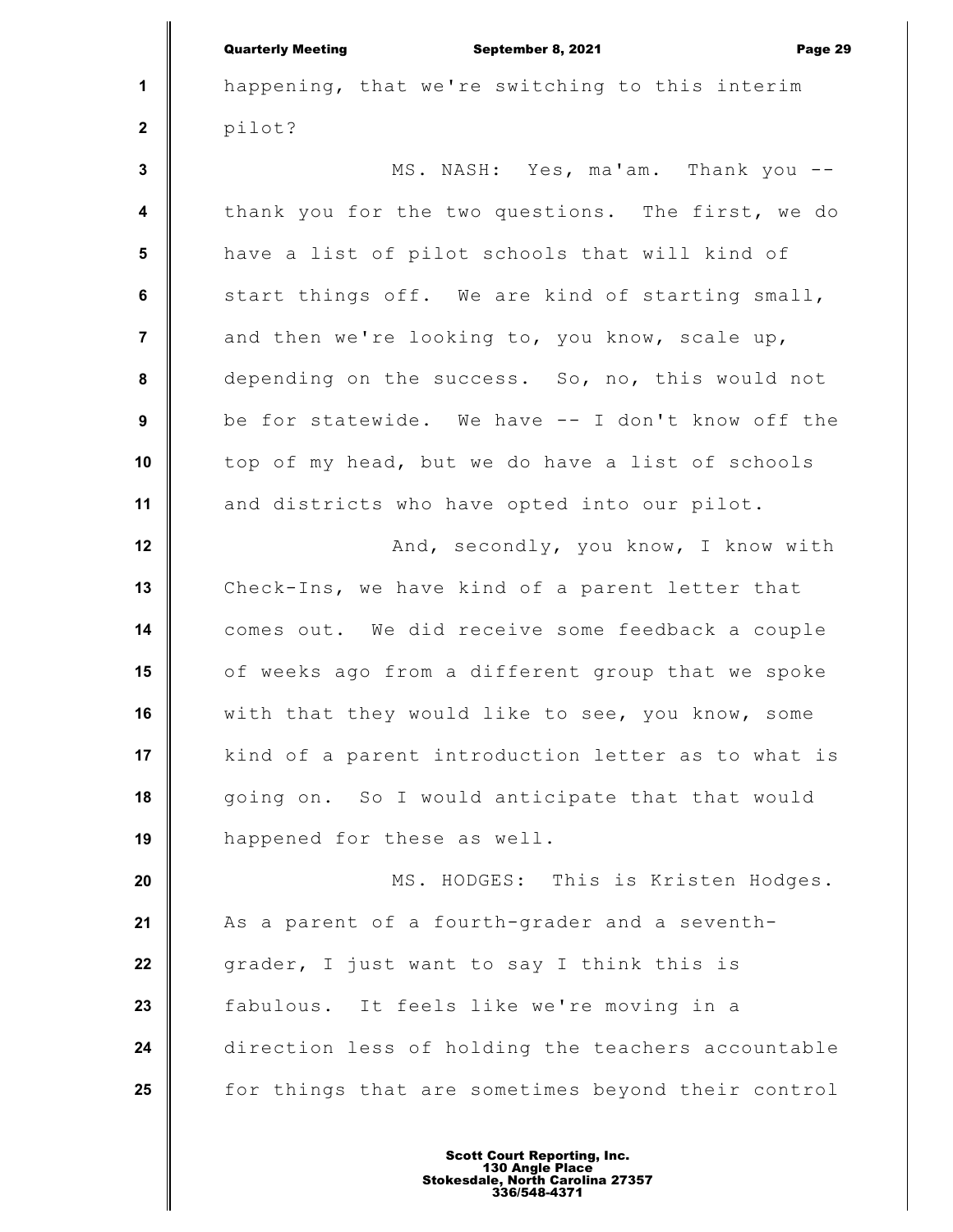happening, that we're switching to this interim pilot?

MS. NASH: Yes, ma'am. Thank you -- thank you for the two questions. The first, we do have a list of pilot schools that will kind of start things off. We are kind of starting small, and then we're looking to, you know, scale up, depending on the success. So, no, this would not be for statewide. We have -- I don't know off the top of my head, but we do have a list of schools and districts who have opted into our pilot.

And, secondly, you know, I know with Check-Ins, we have kind of a parent letter that comes out. We did receive some feedback a couple of weeks ago from a different group that we spoke with that they would like to see, you know, some kind of a parent introduction letter as to what is going on. So I would anticipate that that would happened for these as well.

MS. HODGES: This is Kristen Hodges. As a parent of a fourth-grader and a seventh-grader, I just want to say I think this is fabulous. It feels like we're moving in a direction less of holding the teachers accountable for things that are sometimes beyond their control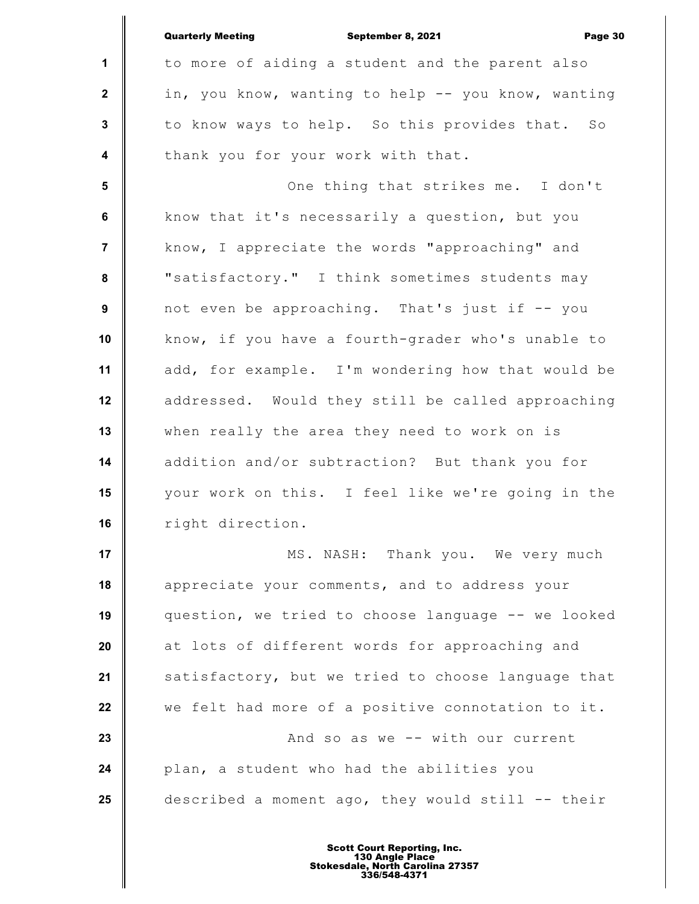to more of aiding a student and the parent also in, you know, wanting to help -- you know, wanting to know ways to help. So this provides that. So thank you for your work with that.

One thing that strikes me. I don't know that it's necessarily a question, but you know, I appreciate the words "approaching" and "satisfactory." I think sometimes students may not even be approaching. That's just if -- you know, if you have a fourth-grader who's unable to add, for example. I'm wondering how that would be addressed. Would they still be called approaching when really the area they need to work on is addition and/or subtraction? But thank you for your work on this. I feel like we're going in the right direction.

MS. NASH: Thank you. We very much appreciate your comments, and to address your question, we tried to choose language -- we looked at lots of different words for approaching and satisfactory, but we tried to choose language that we felt had more of a positive connotation to it.

And so as we -- with our current plan, a student who had the abilities you described a moment ago, they would still -- their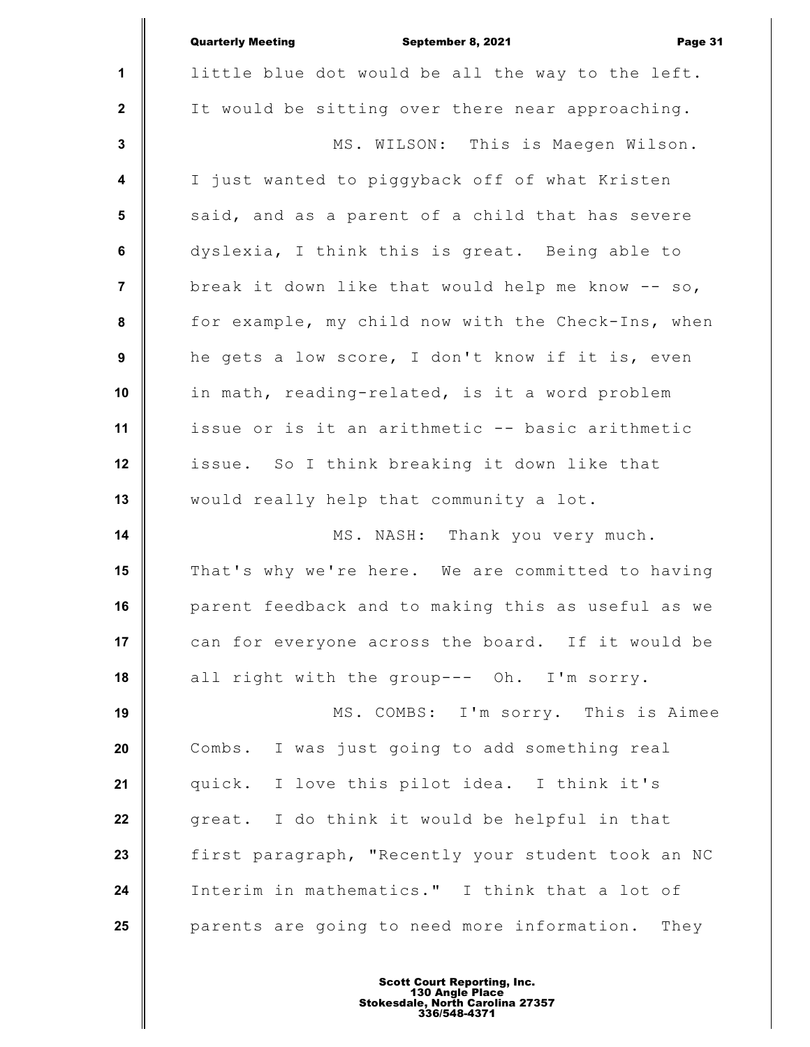little blue dot would be all the way to the left. It would be sitting over there near approaching.

MS. WILSON: This is Maegen Wilson. I just wanted to piggyback off of what Kristen said, and as a parent of a child that has severe dyslexia, I think this is great. Being able to break it down like that would help me know -- so, for example, my child now with the Check-Ins, when he gets a low score, I don't know if it is, even in math, reading-related, is it a word problem issue or is it an arithmetic -- basic arithmetic issue. So I think breaking it down like that would really help that community a lot.

MS. NASH: Thank you very much. That's why we're here. We are committed to having parent feedback and to making this as useful as we can for everyone across the board. If it would be all right with the group--- Oh. I'm sorry.

MS. COMBS: I'm sorry. This is Aimee Combs. I was just going to add something real quick. I love this pilot idea. I think it's great. I do think it would be helpful in that first paragraph, "Recently your student took an NC Interim in mathematics." I think that a lot of parents are going to need more information. They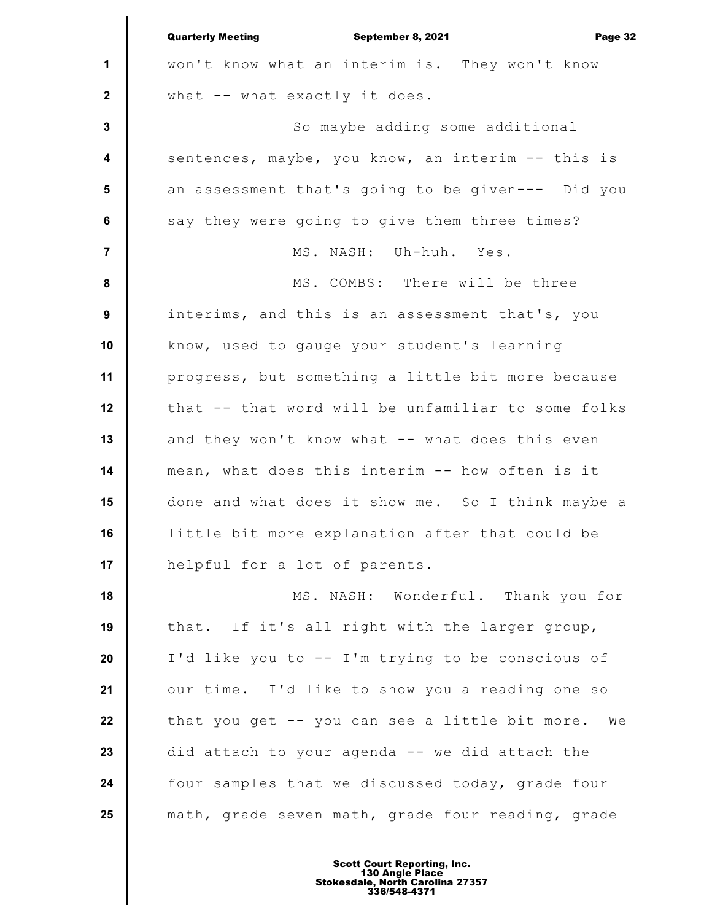won't know what an interim is. They won't know what -- what exactly it does.

So maybe adding some additional sentences, maybe, you know, an interim -- this is an assessment that's going to be given--- Did you say they were going to give them three times?

MS. NASH: Uh-huh. Yes.

MS. COMBS: There will be three interims, and this is an assessment that's, you know, used to gauge your student's learning progress, but something a little bit more because that -- that word will be unfamiliar to some folks and they won't know what -- what does this even mean, what does this interim -- how often is it done and what does it show me. So I think maybe a little bit more explanation after that could be helpful for a lot of parents.

MS. NASH: Wonderful. Thank you for that. If it's all right with the larger group, I'd like you to -- I'm trying to be conscious of our time. I'd like to show you a reading one so that you get -- you can see a little bit more. We did attach to your agenda -- we did attach the four samples that we discussed today, grade four math, grade seven math, grade four reading, grade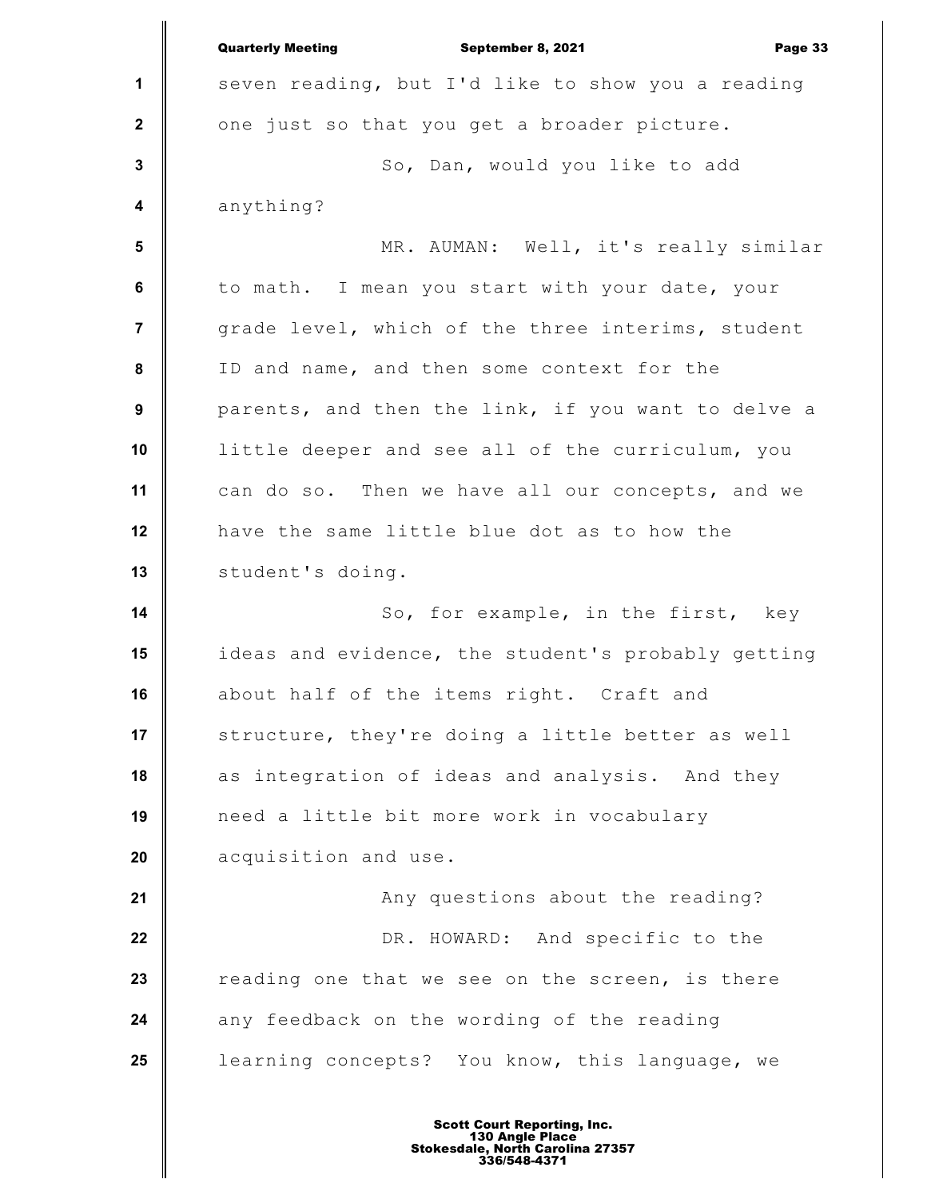seven reading, but I'd like to show you a reading one just so that you get a broader picture.

So, Dan, would you like to add anything?

MR. AUMAN: Well, it's really similar to math. I mean you start with your date, your grade level, which of the three interims, student ID and name, and then some context for the parents, and then the link, if you want to delve a little deeper and see all of the curriculum, you can do so. Then we have all our concepts, and we have the same little blue dot as to how the student's doing.

So, for example, in the first, key ideas and evidence, the student's probably getting about half of the items right. Craft and structure, they're doing a little better as well as integration of ideas and analysis. And they need a little bit more work in vocabulary acquisition and use.

Any questions about the reading?

DR. HOWARD: And specific to the reading one that we see on the screen, is there any feedback on the wording of the reading learning concepts? You know, this language, we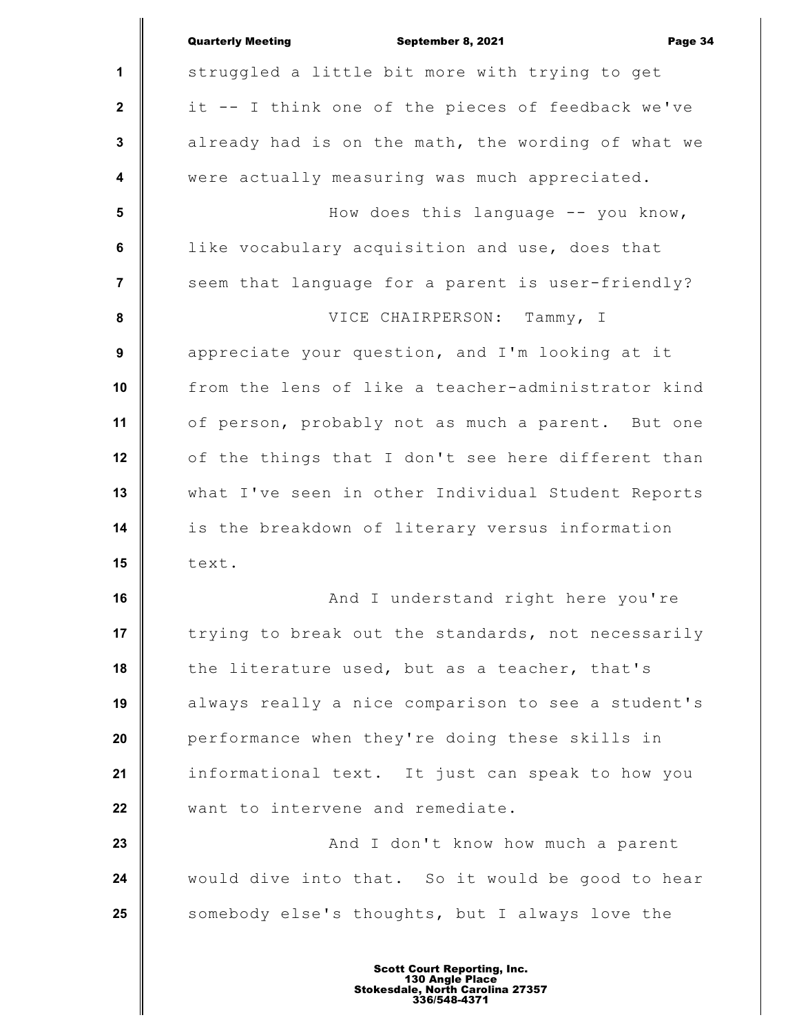struggled a little bit more with trying to get it -- I think one of the pieces of feedback we've already had is on the math, the wording of what we were actually measuring was much appreciated.

How does this language -- you know, like vocabulary acquisition and use, does that seem that language for a parent is user-friendly?

VICE CHAIRPERSON: Tammy, I appreciate your question, and I'm looking at it from the lens of like a teacher-administrator kind of person, probably not as much a parent. But one of the things that I don't see here different than what I've seen in other Individual Student Reports is the breakdown of literary versus information text.

And I understand right here you're trying to break out the standards, not necessarily the literature used, but as a teacher, that's always really a nice comparison to see a student's performance when they're doing these skills in informational text. It just can speak to how you want to intervene and remediate.

And I don't know how much a parent would dive into that. So it would be good to hear somebody else's thoughts, but I always love the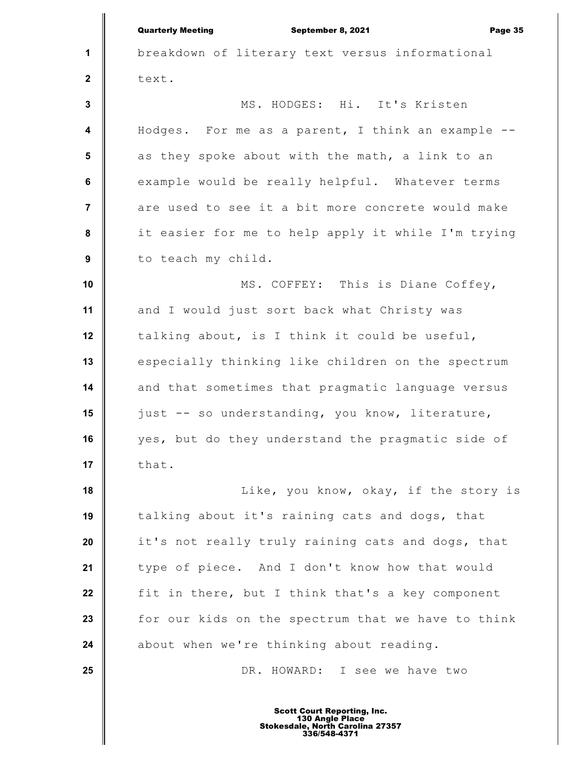breakdown of literary text versus informational text.

MS. HODGES: Hi. It's Kristen Hodges. For me as a parent, I think an example -- as they spoke about with the math, a link to an example would be really helpful. Whatever terms are used to see it a bit more concrete would make it easier for me to help apply it while I'm trying to teach my child.

MS. COFFEY: This is Diane Coffey, and I would just sort back what Christy was talking about, is I think it could be useful, especially thinking like children on the spectrum and that sometimes that pragmatic language versus just -- so understanding, you know, literature, yes, but do they understand the pragmatic side of that.

Like, you know, okay, if the story is talking about it's raining cats and dogs, that it's not really truly raining cats and dogs, that type of piece. And I don't know how that would fit in there, but I think that's a key component for our kids on the spectrum that we have to think about when we're thinking about reading.

DR. HOWARD: I see we have two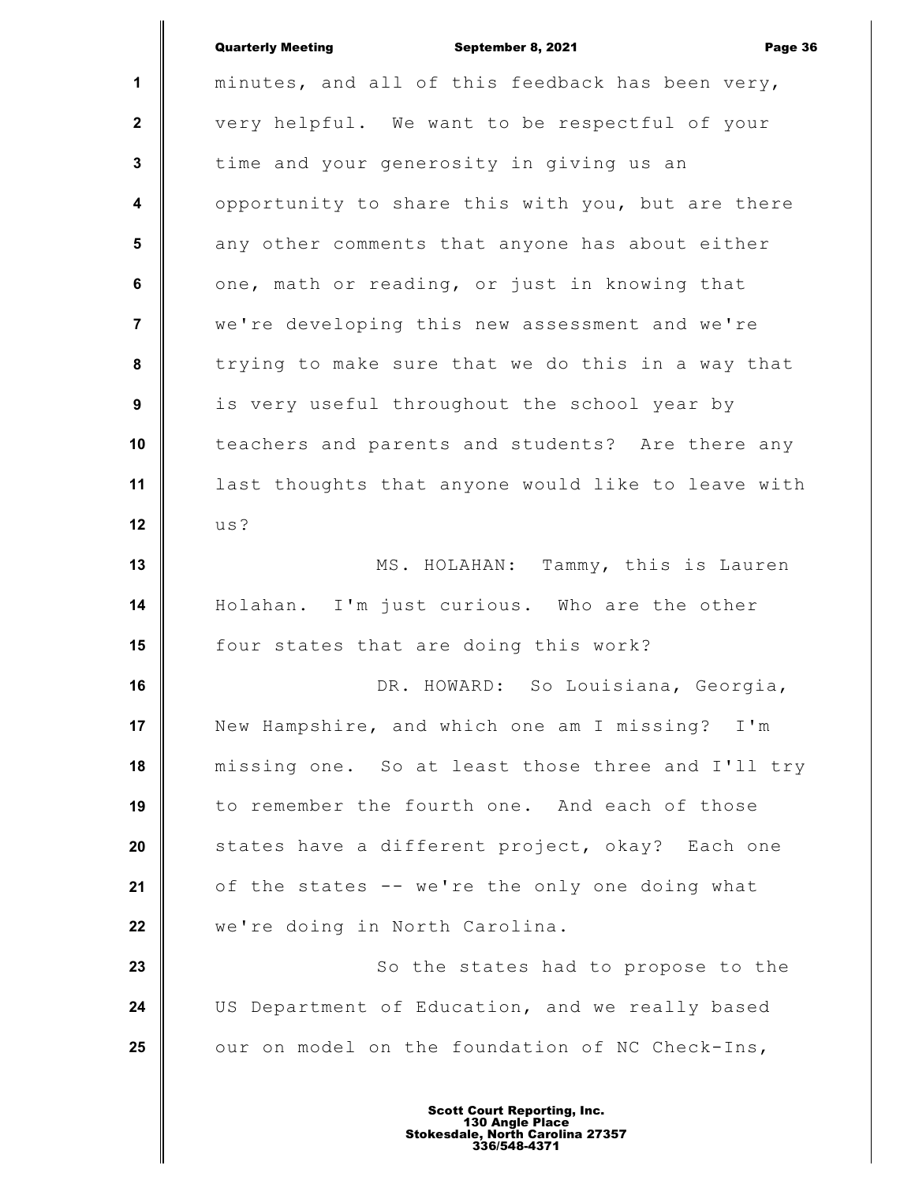minutes, and all of this feedback has been very, very helpful. We want to be respectful of your time and your generosity in giving us an opportunity to share this with you, but are there any other comments that anyone has about either one, math or reading, or just in knowing that we're developing this new assessment and we're trying to make sure that we do this in a way that is very useful throughout the school year by teachers and parents and students? Are there any last thoughts that anyone would like to leave with us?

MS. HOLAHAN: Tammy, this is Lauren Holahan. I'm just curious. Who are the other four states that are doing this work?

DR. HOWARD: So Louisiana, Georgia, New Hampshire, and which one am I missing? I'm missing one. So at least those three and I'll try to remember the fourth one. And each of those states have a different project, okay? Each one of the states -- we're the only one doing what we're doing in North Carolina.

So the states had to propose to the US Department of Education, and we really based our on model on the foundation of NC Check-Ins,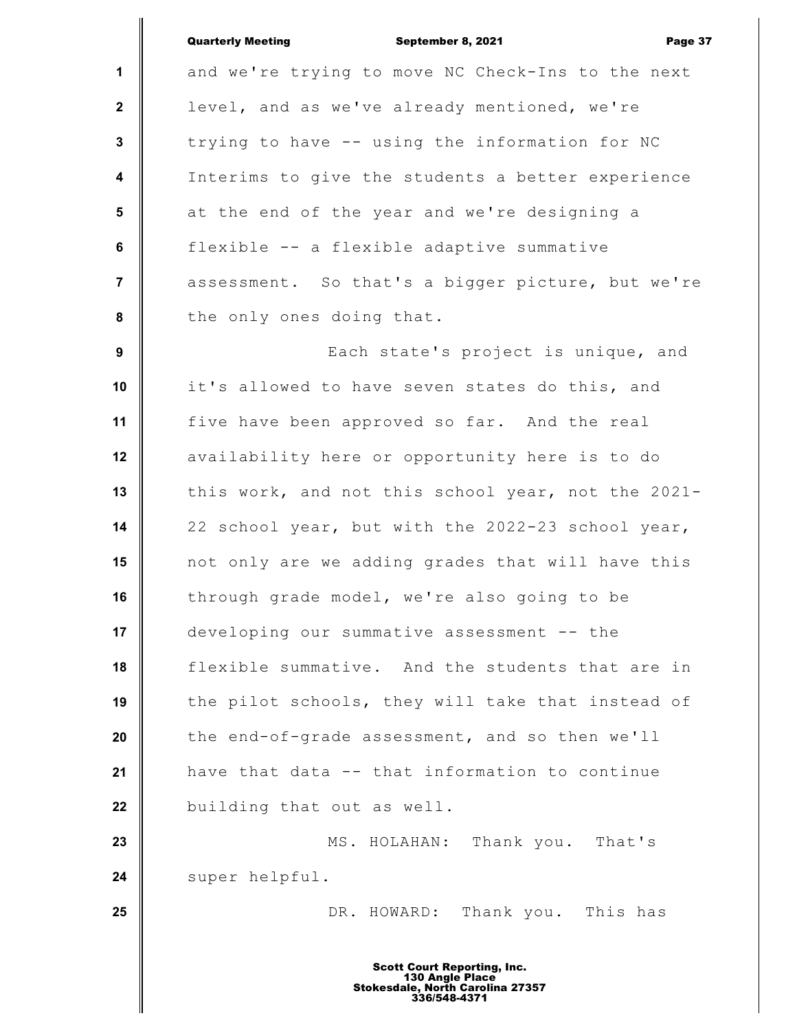and we're trying to move NC Check-Ins to the next level, and as we've already mentioned, we're trying to have -- using the information for NC Interims to give the students a better experience at the end of the year and we're designing a flexible -- a flexible adaptive summative assessment. So that's a bigger picture, but we're the only ones doing that.

Each state's project is unique, and it's allowed to have seven states do this, and five have been approved so far. And the real availability here or opportunity here is to do this work, and not this school year, not the 2021-22 school year, but with the 2022-23 school year, not only are we adding grades that will have this through grade model, we're also going to be developing our summative assessment -- the flexible summative. And the students that are in the pilot schools, they will take that instead of the end-of-grade assessment, and so then we'll have that data -- that information to continue building that out as well.

MS. HOLAHAN: Thank you. That's super helpful.

DR. HOWARD: Thank you. This has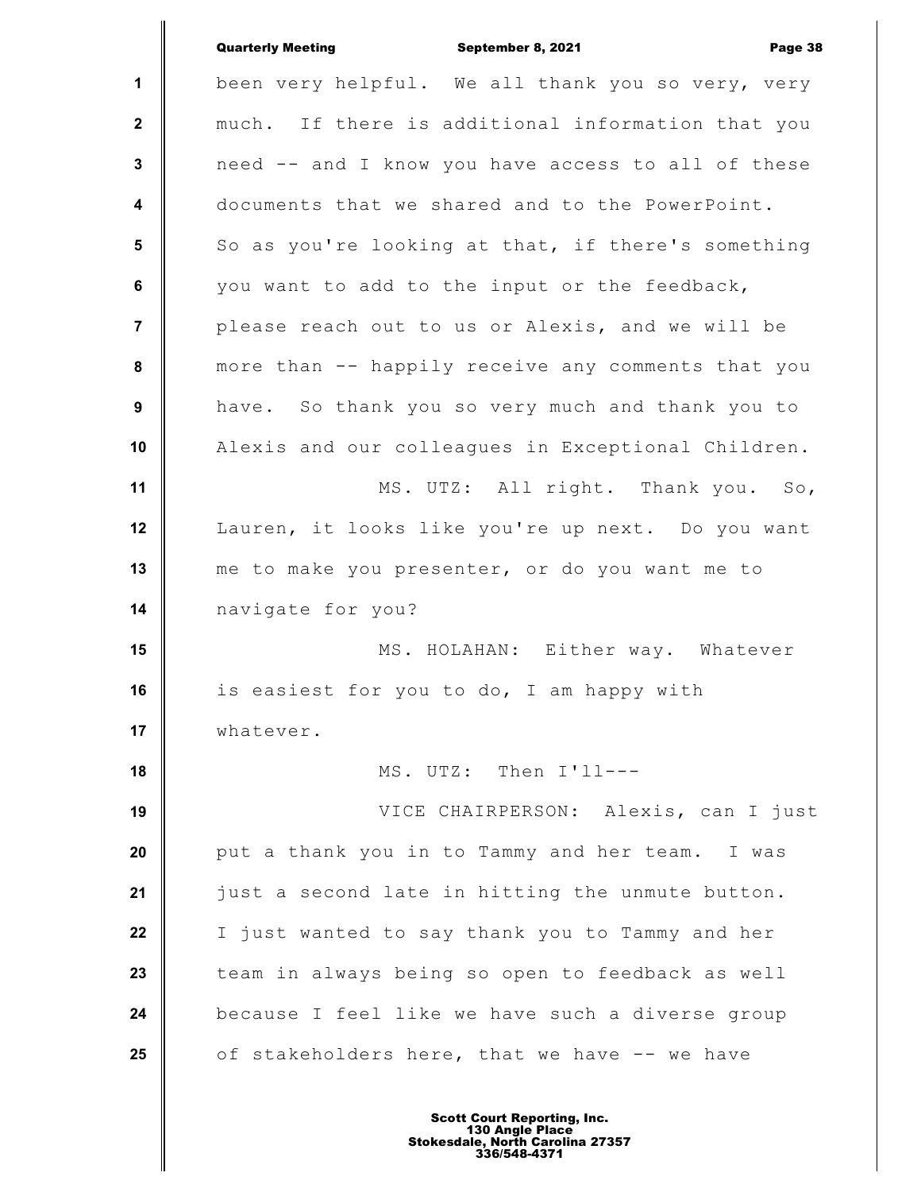been very helpful. We all thank you so very, very much. If there is additional information that you need -- and I know you have access to all of these documents that we shared and to the PowerPoint. So as you're looking at that, if there's something you want to add to the input or the feedback, please reach out to us or Alexis, and we will be more than -- happily receive any comments that you have. So thank you so very much and thank you to Alexis and our colleagues in Exceptional Children.

MS. UTZ: All right. Thank you. So, Lauren, it looks like you're up next. Do you want me to make you presenter, or do you want me to navigate for you?

MS. HOLAHAN: Either way. Whatever is easiest for you to do, I am happy with whatever.

MS. UTZ: Then I'll---

VICE CHAIRPERSON: Alexis, can I just put a thank you in to Tammy and her team. I was just a second late in hitting the unmute button. I just wanted to say thank you to Tammy and her team in always being so open to feedback as well because I feel like we have such a diverse group of stakeholders here, that we have -- we have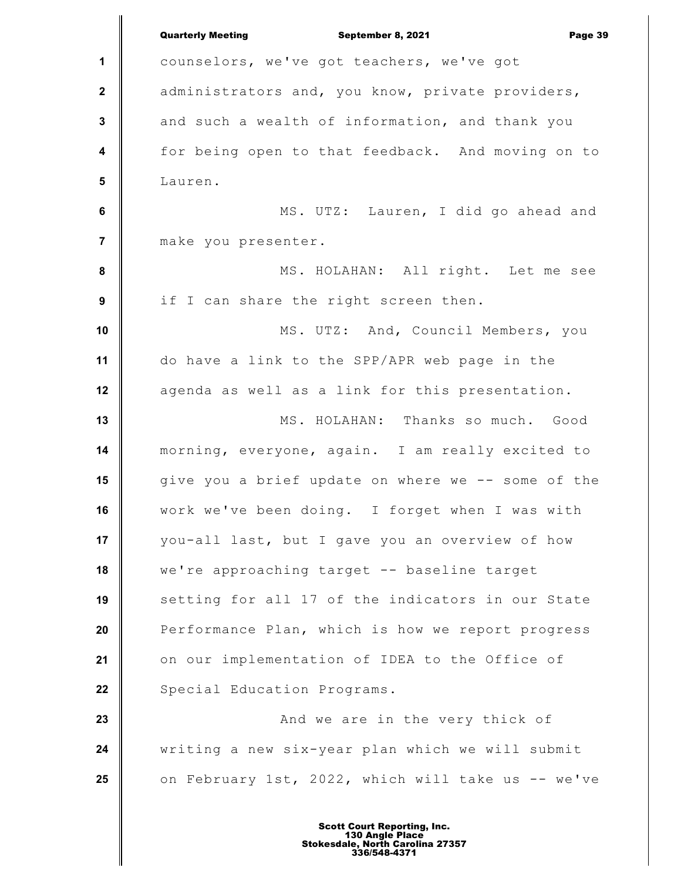counselors, we've got teachers, we've got administrators and, you know, private providers, and such a wealth of information, and thank you for being open to that feedback. And moving on to Lauren.

MS. UTZ: Lauren, I did go ahead and make you presenter.

MS. HOLAHAN: All right. Let me see if I can share the right screen then.

MS. UTZ: And, Council Members, you do have a link to the SPP/APR web page in the agenda as well as a link for this presentation.

MS. HOLAHAN: Thanks so much. Good morning, everyone, again. I am really excited to give you a brief update on where we -- some of the work we've been doing. I forget when I was with you-all last, but I gave you an overview of how we're approaching target -- baseline target setting for all 17 of the indicators in our State Performance Plan, which is how we report progress on our implementation of IDEA to the Office of Special Education Programs.

And we are in the very thick of writing a new six-year plan which we will submit on February 1st, 2022, which will take us -- we've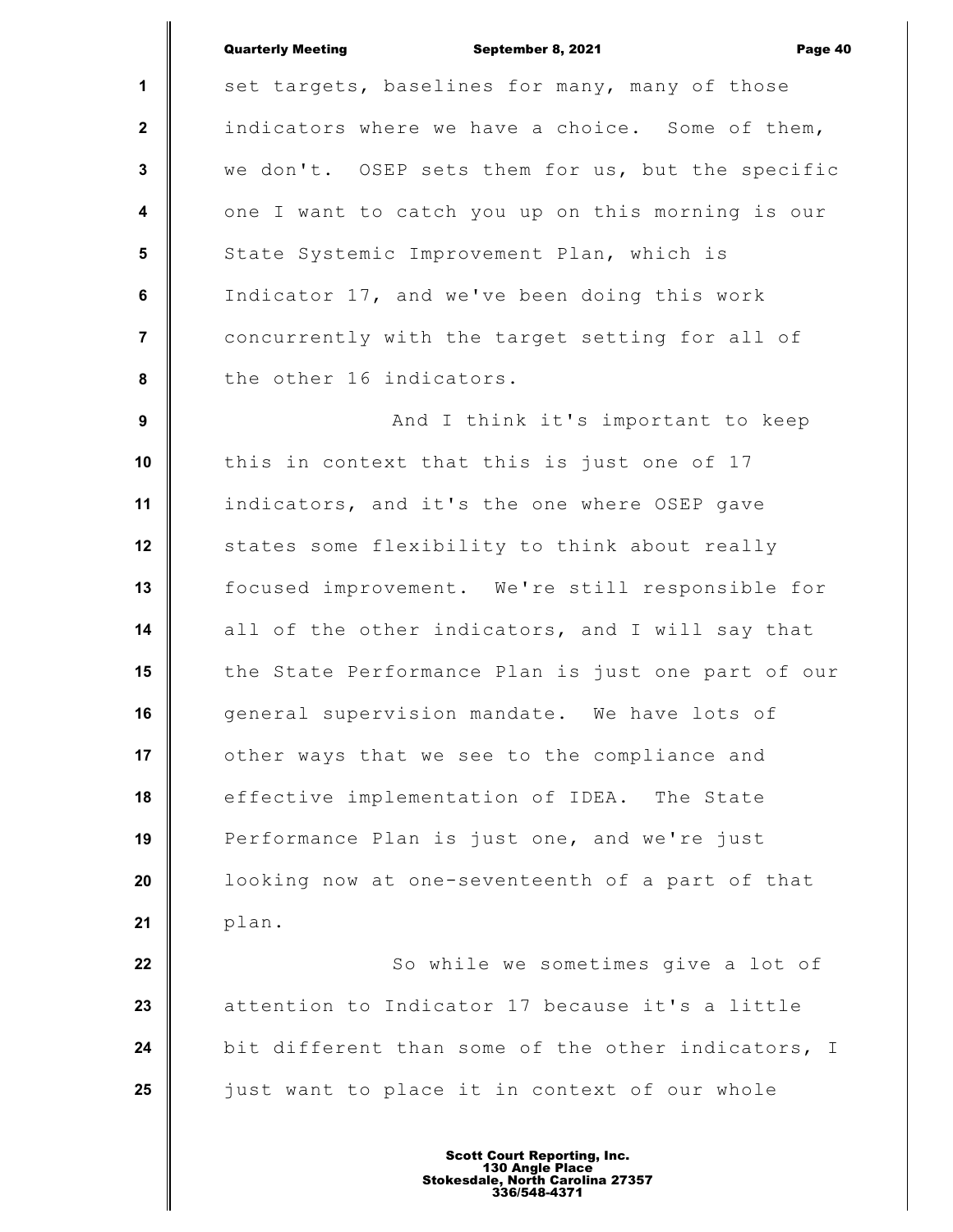set targets, baselines for many, many of those indicators where we have a choice. Some of them, we don't. OSEP sets them for us, but the specific one I want to catch you up on this morning is our State Systemic Improvement Plan, which is Indicator 17, and we've been doing this work concurrently with the target setting for all of the other 16 indicators.

And I think it's important to keep this in context that this is just one of 17 indicators, and it's the one where OSEP gave states some flexibility to think about really focused improvement. We're still responsible for all of the other indicators, and I will say that the State Performance Plan is just one part of our general supervision mandate. We have lots of other ways that we see to the compliance and effective implementation of IDEA. The State Performance Plan is just one, and we're just looking now at one-seventeenth of a part of that plan.

So while we sometimes give a lot of attention to Indicator 17 because it's a little bit different than some of the other indicators, I just want to place it in context of our whole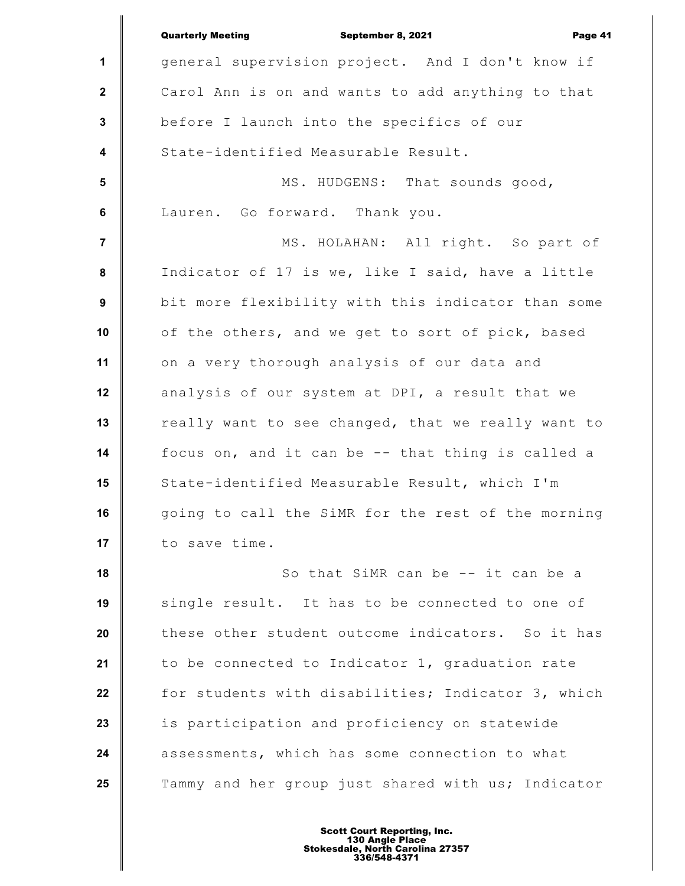general supervision project. And I don't know if Carol Ann is on and wants to add anything to that before I launch into the specifics of our State-identified Measurable Result.

MS. HUDGENS: That sounds good, Lauren. Go forward. Thank you.

MS. HOLAHAN: All right. So part of Indicator of 17 is we, like I said, have a little bit more flexibility with this indicator than some of the others, and we get to sort of pick, based on a very thorough analysis of our data and analysis of our system at DPI, a result that we really want to see changed, that we really want to focus on, and it can be -- that thing is called a State-identified Measurable Result, which I'm going to call the SiMR for the rest of the morning to save time.

So that SiMR can be -- it can be a single result. It has to be connected to one of these other student outcome indicators. So it has to be connected to Indicator 1, graduation rate for students with disabilities; Indicator 3, which is participation and proficiency on statewide assessments, which has some connection to what Tammy and her group just shared with us; Indicator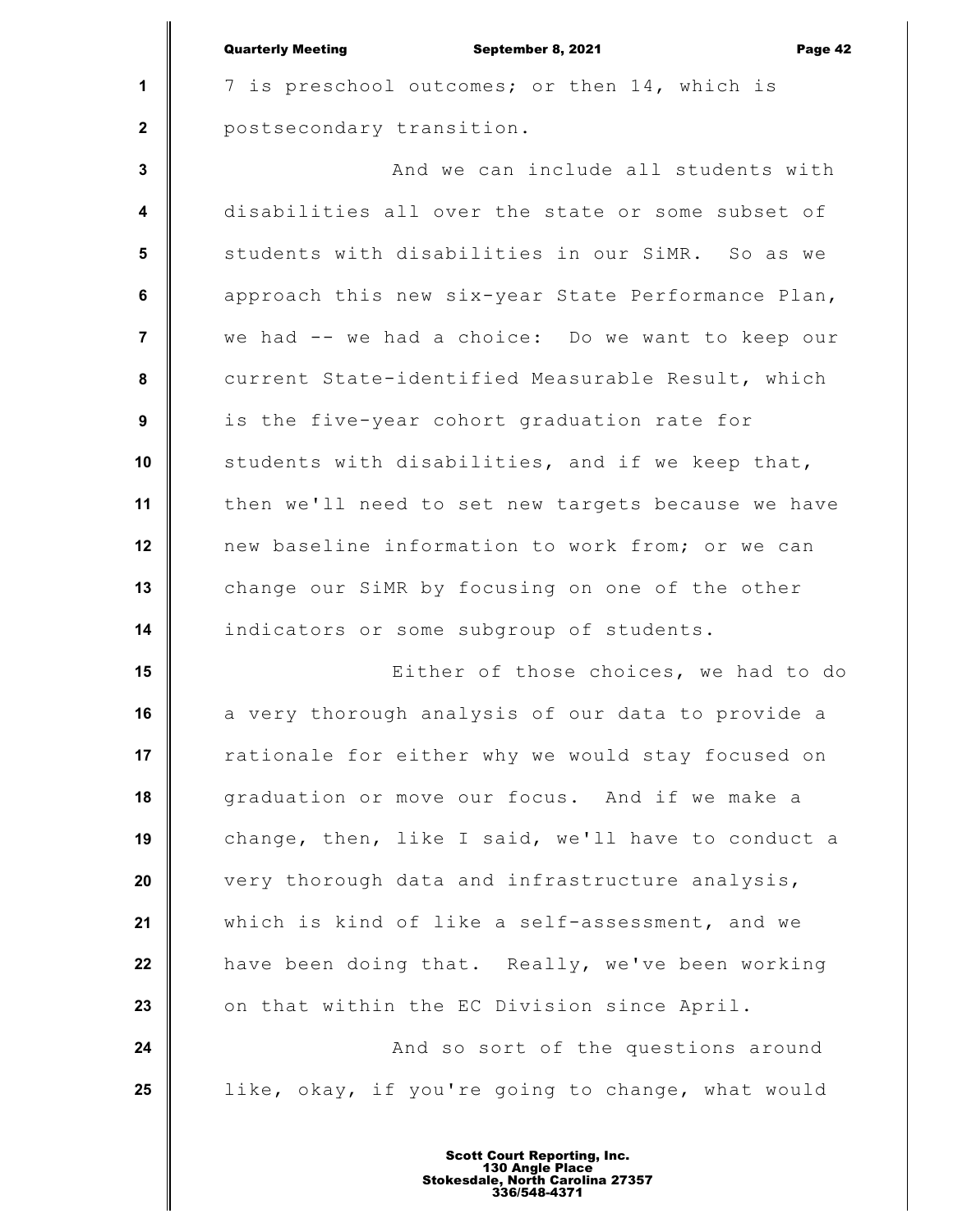7 is preschool outcomes; or then 14, which is postsecondary transition.

And we can include all students with disabilities all over the state or some subset of students with disabilities in our SiMR. So as we approach this new six-year State Performance Plan, we had -- we had a choice: Do we want to keep our current State-identified Measurable Result, which is the five-year cohort graduation rate for students with disabilities, and if we keep that, then we'll need to set new targets because we have new baseline information to work from; or we can change our SiMR by focusing on one of the other indicators or some subgroup of students.

Either of those choices, we had to do a very thorough analysis of our data to provide a rationale for either why we would stay focused on graduation or move our focus. And if we make a change, then, like I said, we'll have to conduct a very thorough data and infrastructure analysis, which is kind of like a self-assessment, and we have been doing that. Really, we've been working on that within the EC Division since April.

And so sort of the questions around like, okay, if you're going to change, what would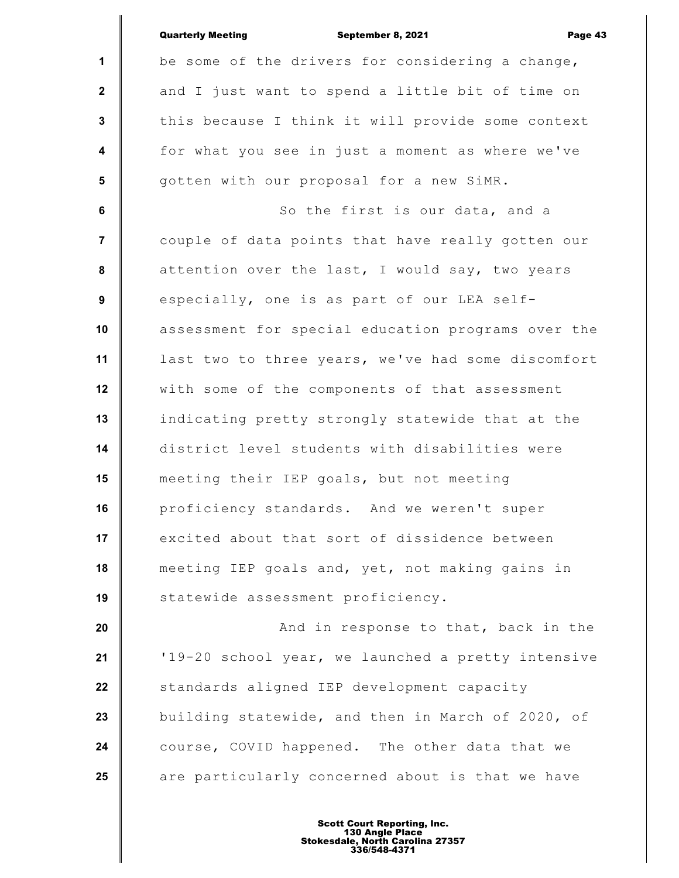be some of the drivers for considering a change, and I just want to spend a little bit of time on this because I think it will provide some context for what you see in just a moment as where we've gotten with our proposal for a new SiMR.

So the first is our data, and a couple of data points that have really gotten our attention over the last, I would say, two years especially, one is as part of our LEA self-assessment for special education programs over the last two to three years, we've had some discomfort with some of the components of that assessment indicating pretty strongly statewide that at the district level students with disabilities were meeting their IEP goals, but not meeting proficiency standards. And we weren't super excited about that sort of dissidence between meeting IEP goals and, yet, not making gains in statewide assessment proficiency.

And in response to that, back in the '19-20 school year, we launched a pretty intensive standards aligned IEP development capacity building statewide, and then in March of 2020, of course, COVID happened. The other data that we are particularly concerned about is that we have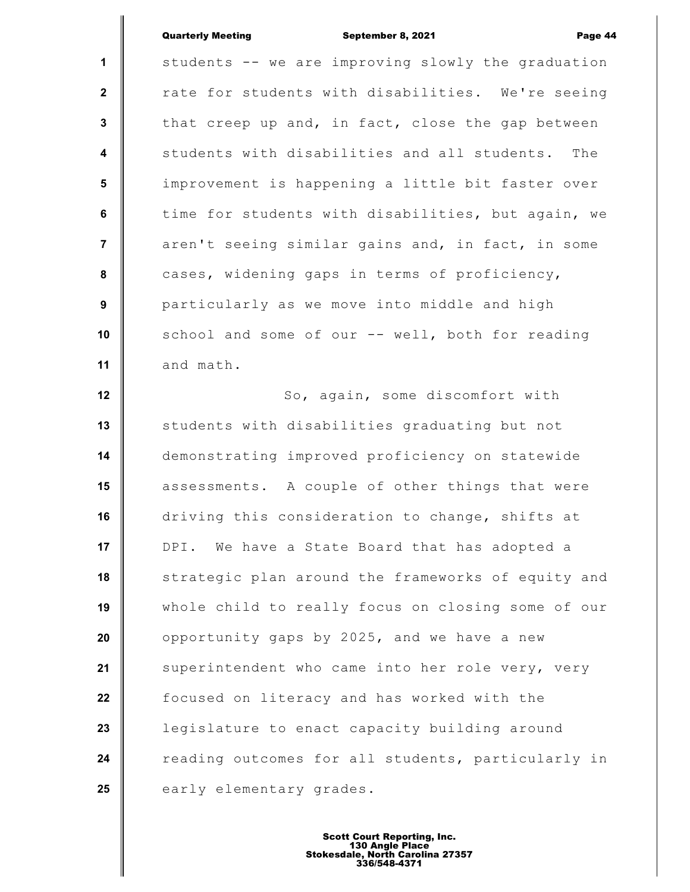students -- we are improving slowly the graduation rate for students with disabilities. We're seeing that creep up and, in fact, close the gap between students with disabilities and all students. The improvement is happening a little bit faster over time for students with disabilities, but again, we aren't seeing similar gains and, in fact, in some cases, widening gaps in terms of proficiency, particularly as we move into middle and high school and some of our -- well, both for reading and math.

So, again, some discomfort with students with disabilities graduating but not demonstrating improved proficiency on statewide assessments. A couple of other things that were driving this consideration to change, shifts at DPI. We have a State Board that has adopted a strategic plan around the frameworks of equity and whole child to really focus on closing some of our opportunity gaps by 2025, and we have a new superintendent who came into her role very, very focused on literacy and has worked with the legislature to enact capacity building around reading outcomes for all students, particularly in early elementary grades.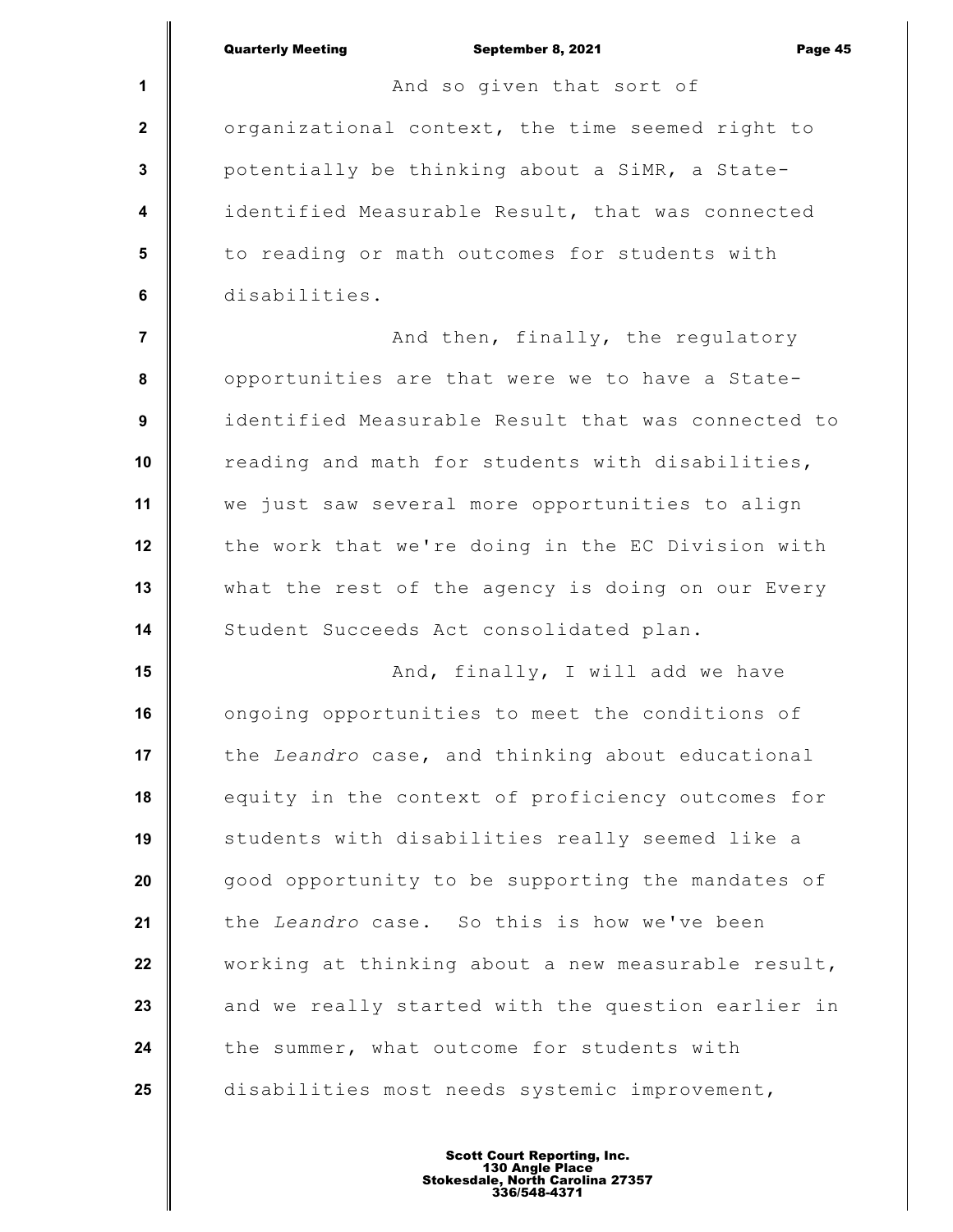And so given that sort of organizational context, the time seemed right to potentially be thinking about a SiMR, a State-identified Measurable Result, that was connected to reading or math outcomes for students with disabilities.

And then, finally, the regulatory opportunities are that were we to have a State-identified Measurable Result that was connected to reading and math for students with disabilities, we just saw several more opportunities to align the work that we're doing in the EC Division with what the rest of the agency is doing on our Every Student Succeeds Act consolidated plan.

And, finally, I will add we have ongoing opportunities to meet the conditions of the *Leandro* case, and thinking about educational equity in the context of proficiency outcomes for students with disabilities really seemed like a good opportunity to be supporting the mandates of the *Leandro* case. So this is how we've been working at thinking about a new measurable result, and we really started with the question earlier in the summer, what outcome for students with disabilities most needs systemic improvement,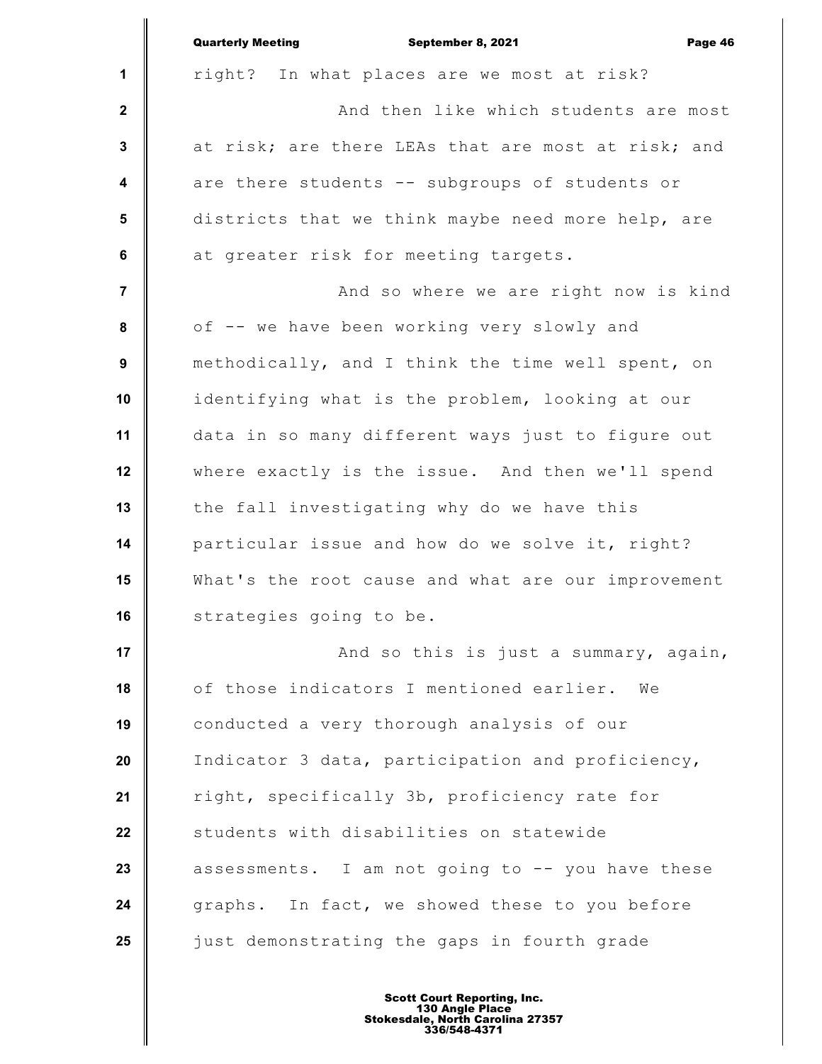right? In what places are we most at risk?

And then like which students are most at risk; are there LEAs that are most at risk; and are there students -- subgroups of students or districts that we think maybe need more help, are at greater risk for meeting targets.

And so where we are right now is kind of -- we have been working very slowly and methodically, and I think the time well spent, on identifying what is the problem, looking at our data in so many different ways just to figure out where exactly is the issue. And then we'll spend the fall investigating why do we have this particular issue and how do we solve it, right? What's the root cause and what are our improvement strategies going to be.

And so this is just a summary, again, of those indicators I mentioned earlier. We conducted a very thorough analysis of our Indicator 3 data, participation and proficiency, right, specifically 3b, proficiency rate for students with disabilities on statewide assessments. I am not going to -- you have these graphs. In fact, we showed these to you before just demonstrating the gaps in fourth grade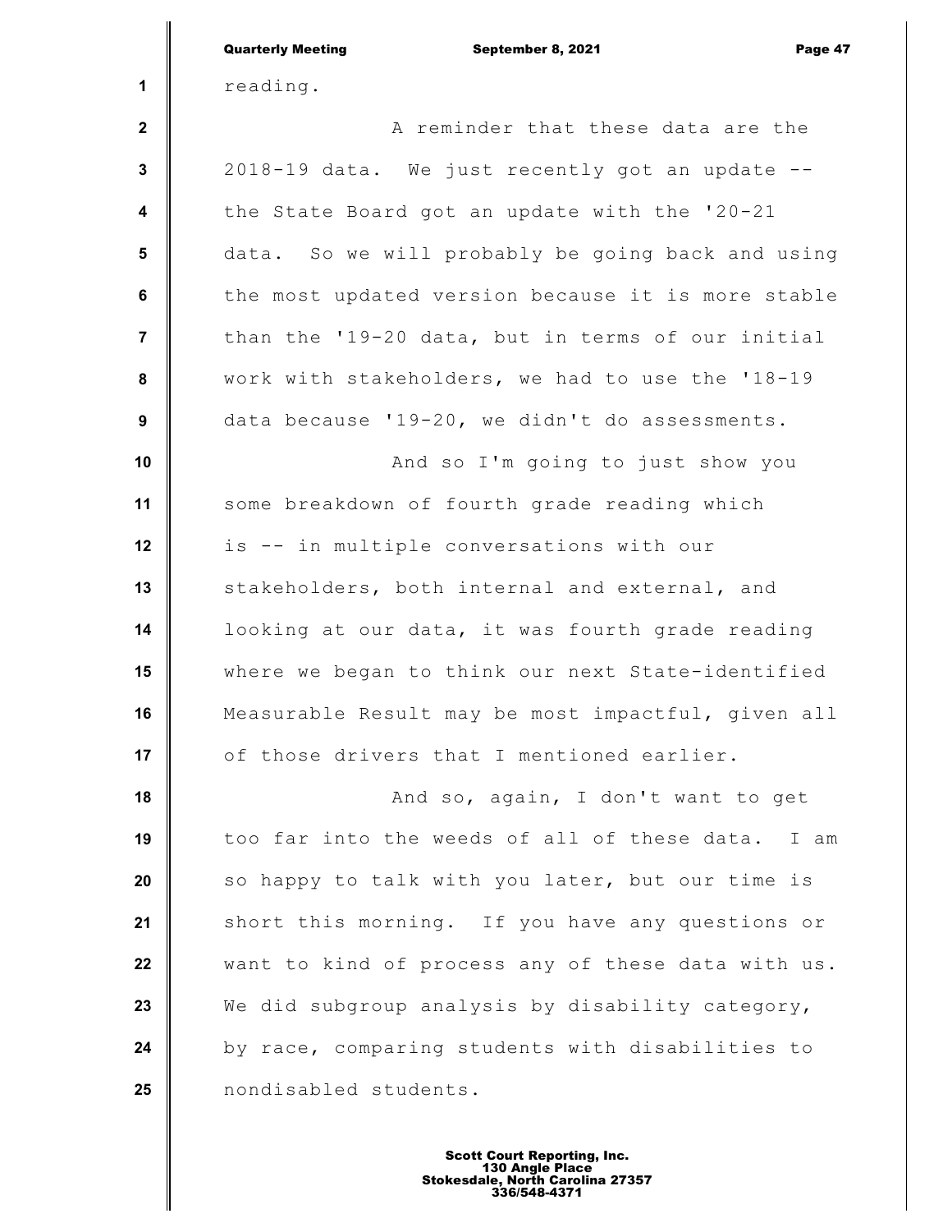reading.

A reminder that these data are the 2018-19 data. We just recently got an update -- the State Board got an update with the '20-21 data. So we will probably be going back and using the most updated version because it is more stable than the '19-20 data, but in terms of our initial work with stakeholders, we had to use the '18-19 data because '19-20, we didn't do assessments.

And so I'm going to just show you some breakdown of fourth grade reading which is -- in multiple conversations with our stakeholders, both internal and external, and looking at our data, it was fourth grade reading where we began to think our next State-identified Measurable Result may be most impactful, given all of those drivers that I mentioned earlier.

And so, again, I don't want to get too far into the weeds of all of these data. I am so happy to talk with you later, but our time is short this morning. If you have any questions or want to kind of process any of these data with us. We did subgroup analysis by disability category, by race, comparing students with disabilities to nondisabled students.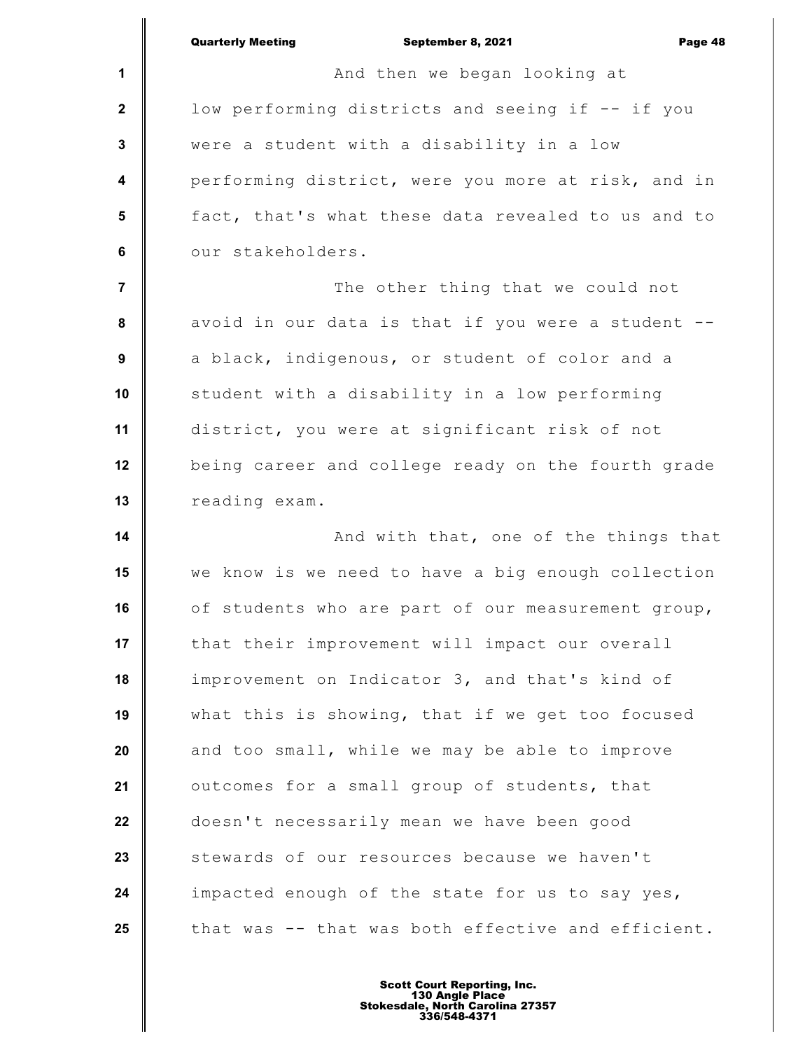And then we began looking at low performing districts and seeing if -- if you were a student with a disability in a low performing district, were you more at risk, and in fact, that's what these data revealed to us and to our stakeholders.

The other thing that we could not avoid in our data is that if you were a student -- a black, indigenous, or student of color and a student with a disability in a low performing district, you were at significant risk of not being career and college ready on the fourth grade reading exam.

And with that, one of the things that we know is we need to have a big enough collection of students who are part of our measurement group, that their improvement will impact our overall improvement on Indicator 3, and that's kind of what this is showing, that if we get too focused and too small, while we may be able to improve outcomes for a small group of students, that doesn't necessarily mean we have been good stewards of our resources because we haven't impacted enough of the state for us to say yes, that was -- that was both effective and efficient.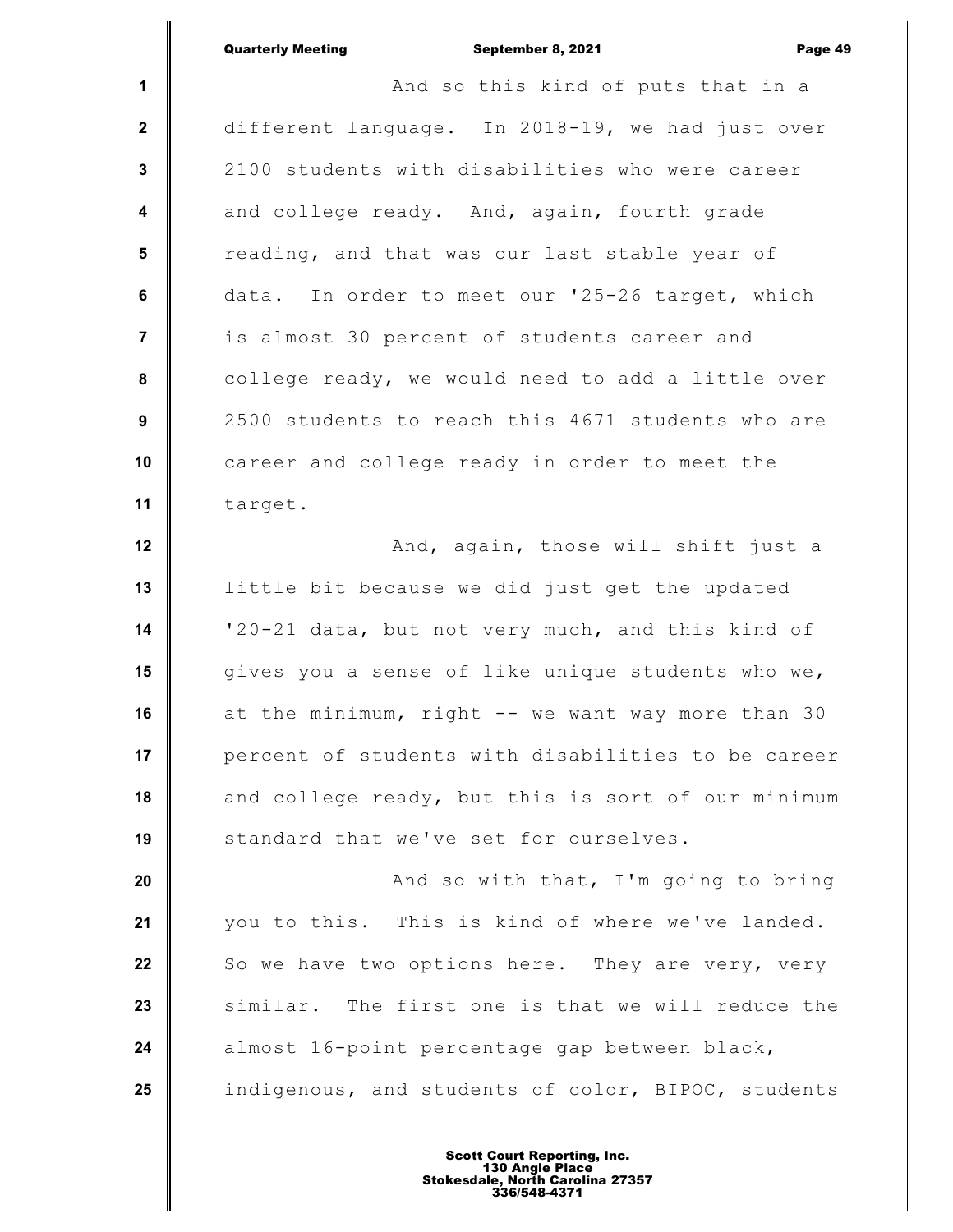And so this kind of puts that in a different language. In 2018-19, we had just over 2100 students with disabilities who were career and college ready. And, again, fourth grade reading, and that was our last stable year of data. In order to meet our '25-26 target, which is almost 30 percent of students career and college ready, we would need to add a little over 2500 students to reach this 4671 students who are career and college ready in order to meet the target.

And, again, those will shift just a little bit because we did just get the updated '20-21 data, but not very much, and this kind of gives you a sense of like unique students who we, at the minimum, right -- we want way more than 30 percent of students with disabilities to be career and college ready, but this is sort of our minimum standard that we've set for ourselves.

And so with that, I'm going to bring you to this. This is kind of where we've landed. So we have two options here. They are very, very similar. The first one is that we will reduce the almost 16-point percentage gap between black, indigenous, and students of color, BIPOC, students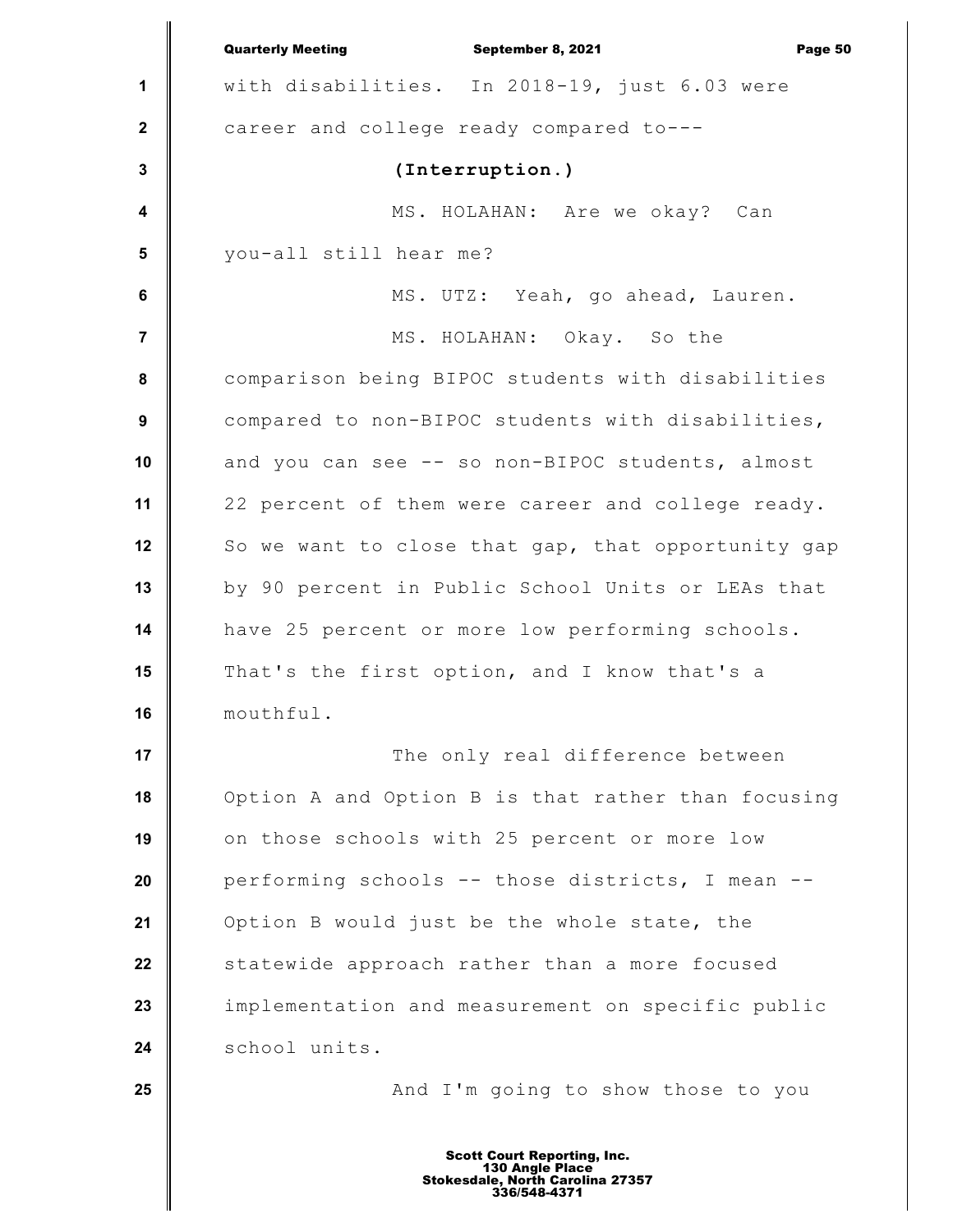with disabilities. In 2018-19, just 6.03 were career and college ready compared to---

**(Interruption.)**

MS. HOLAHAN: Are we okay? Can you-all still hear me?

MS. UTZ: Yeah, go ahead, Lauren.

MS. HOLAHAN: Okay. So the comparison being BIPOC students with disabilities compared to non-BIPOC students with disabilities, and you can see -- so non-BIPOC students, almost 22 percent of them were career and college ready. So we want to close that gap, that opportunity gap by 90 percent in Public School Units or LEAs that have 25 percent or more low performing schools. That's the first option, and I know that's a mouthful.

The only real difference between Option A and Option B is that rather than focusing on those schools with 25 percent or more low performing schools -- those districts, I mean -- Option B would just be the whole state, the statewide approach rather than a more focused implementation and measurement on specific public school units.

And I'm going to show those to you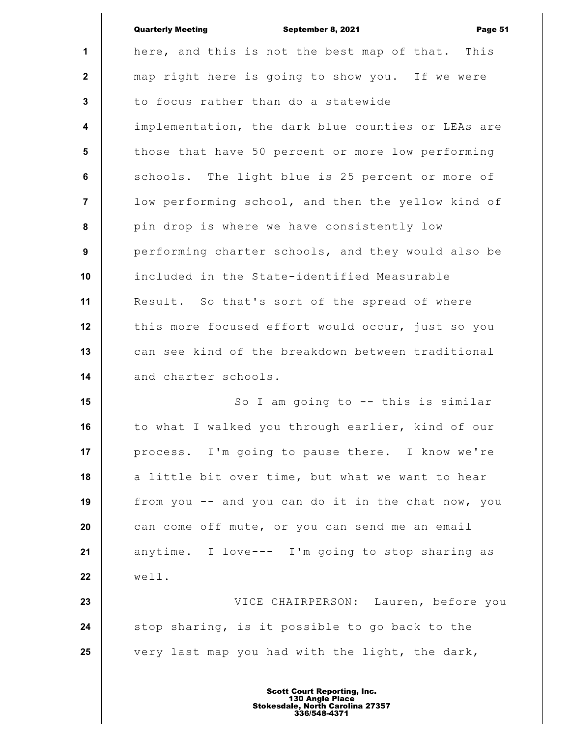here, and this is not the best map of that. This map right here is going to show you. If we were to focus rather than do a statewide implementation, the dark blue counties or LEAs are those that have 50 percent or more low performing schools. The light blue is 25 percent or more of low performing school, and then the yellow kind of pin drop is where we have consistently low performing charter schools, and they would also be included in the State-identified Measurable Result. So that's sort of the spread of where this more focused effort would occur, just so you can see kind of the breakdown between traditional and charter schools.

So I am going to -- this is similar to what I walked you through earlier, kind of our process. I'm going to pause there. I know we're a little bit over time, but what we want to hear from you -- and you can do it in the chat now, you can come off mute, or you can send me an email anytime. I love--- I'm going to stop sharing as well.

VICE CHAIRPERSON: Lauren, before you stop sharing, is it possible to go back to the very last map you had with the light, the dark,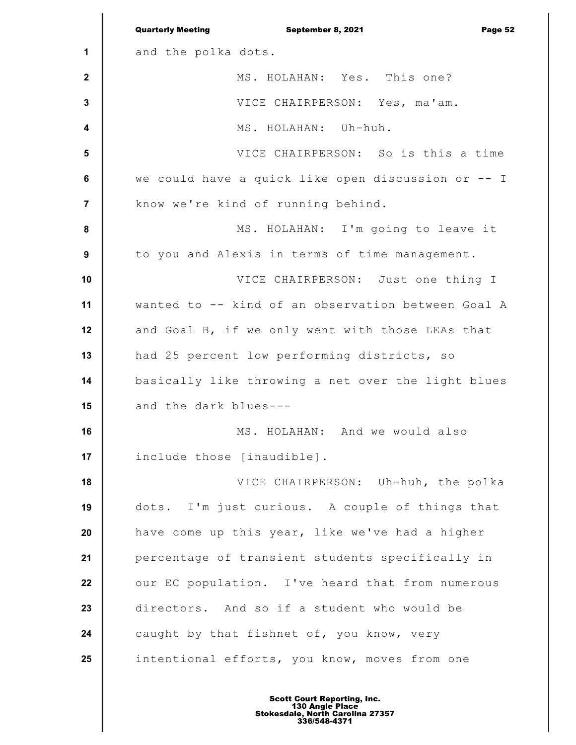and the polka dots.

MS. HOLAHAN: Yes. This one?

VICE CHAIRPERSON: Yes, ma'am.

MS. HOLAHAN: Uh-huh.

VICE CHAIRPERSON: So is this a time we could have a quick like open discussion or -- I know we're kind of running behind.

MS. HOLAHAN: I'm going to leave it to you and Alexis in terms of time management.

VICE CHAIRPERSON: Just one thing I wanted to -- kind of an observation between Goal A and Goal B, if we only went with those LEAs that had 25 percent low performing districts, so basically like throwing a net over the light blues and the dark blues---

MS. HOLAHAN: And we would also include those [inaudible].

VICE CHAIRPERSON: Uh-huh, the polka dots. I'm just curious. A couple of things that have come up this year, like we've had a higher percentage of transient students specifically in our EC population. I've heard that from numerous directors. And so if a student who would be caught by that fishnet of, you know, very intentional efforts, you know, moves from one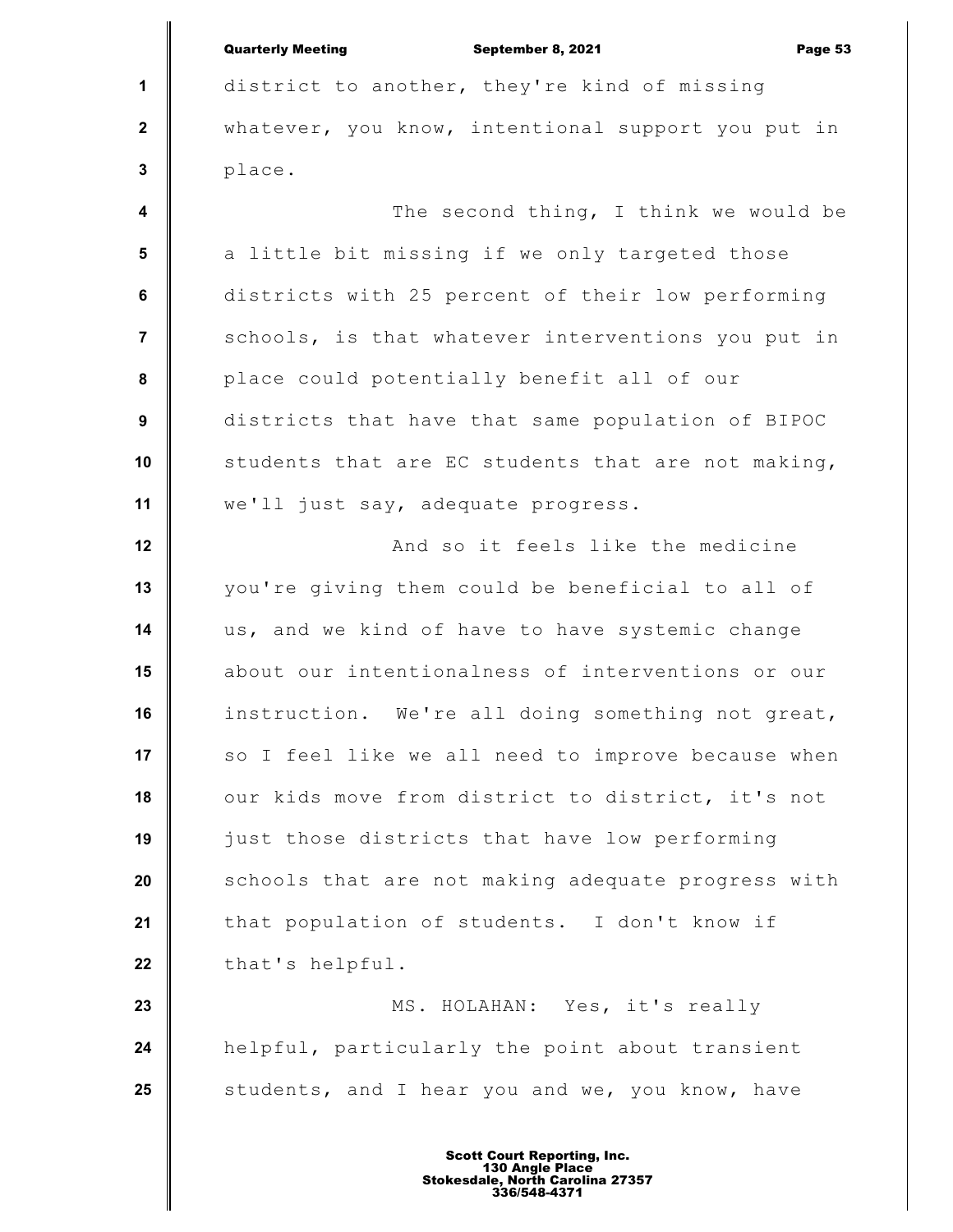district to another, they're kind of missing whatever, you know, intentional support you put in place.

The second thing, I think we would be a little bit missing if we only targeted those districts with 25 percent of their low performing schools, is that whatever interventions you put in place could potentially benefit all of our districts that have that same population of BIPOC students that are EC students that are not making, we'll just say, adequate progress.

And so it feels like the medicine you're giving them could be beneficial to all of us, and we kind of have to have systemic change about our intentionalness of interventions or our instruction. We're all doing something not great, so I feel like we all need to improve because when our kids move from district to district, it's not just those districts that have low performing schools that are not making adequate progress with that population of students. I don't know if that's helpful.

MS. HOLAHAN: Yes, it's really helpful, particularly the point about transient students, and I hear you and we, you know, have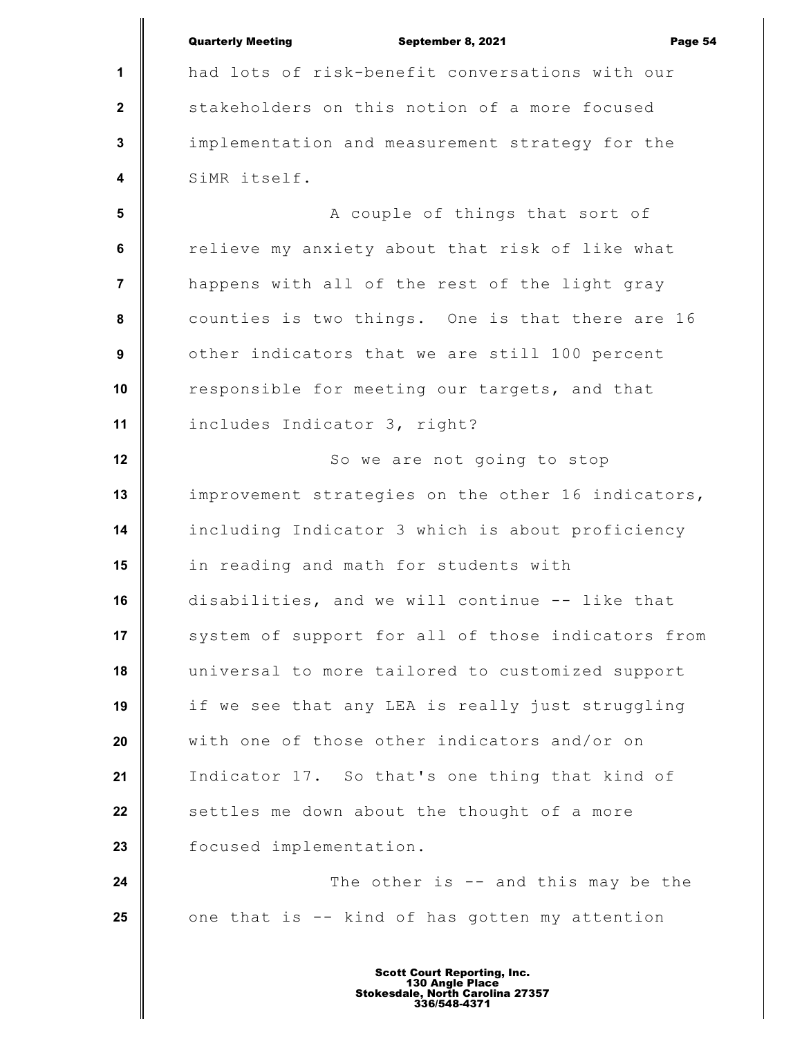had lots of risk-benefit conversations with our stakeholders on this notion of a more focused implementation and measurement strategy for the SiMR itself.

A couple of things that sort of relieve my anxiety about that risk of like what happens with all of the rest of the light gray counties is two things. One is that there are 16 other indicators that we are still 100 percent responsible for meeting our targets, and that includes Indicator 3, right?

So we are not going to stop improvement strategies on the other 16 indicators, including Indicator 3 which is about proficiency in reading and math for students with disabilities, and we will continue -- like that system of support for all of those indicators from universal to more tailored to customized support if we see that any LEA is really just struggling with one of those other indicators and/or on Indicator 17. So that's one thing that kind of settles me down about the thought of a more focused implementation.

The other is -- and this may be the one that is -- kind of has gotten my attention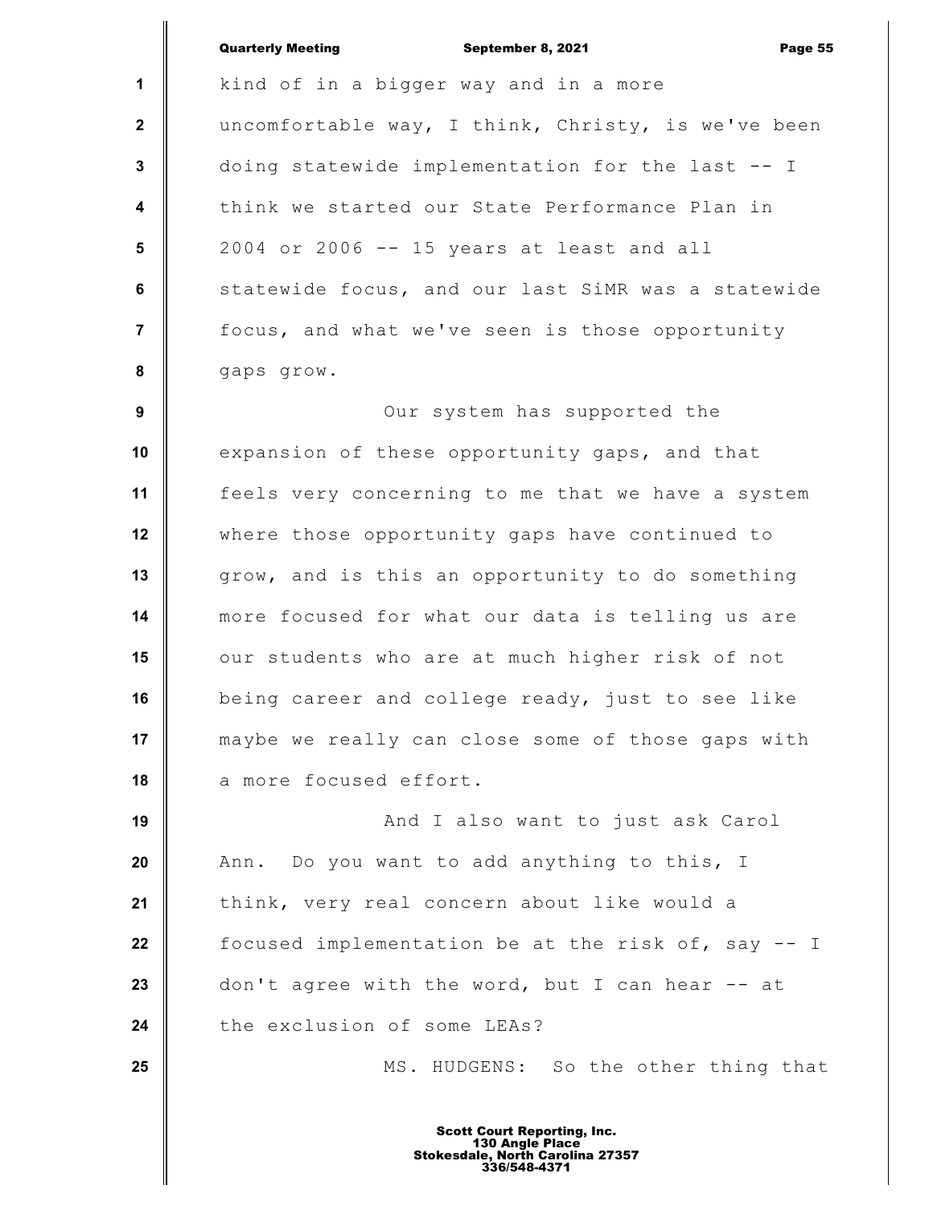kind of in a bigger way and in a more uncomfortable way, I think, Christy, is we've been doing statewide implementation for the last -- I think we started our State Performance Plan in 2004 or 2006 -- 15 years at least and all statewide focus, and our last SiMR was a statewide focus, and what we've seen is those opportunity gaps grow.

Our system has supported the expansion of these opportunity gaps, and that feels very concerning to me that we have a system where those opportunity gaps have continued to grow, and is this an opportunity to do something more focused for what our data is telling us are our students who are at much higher risk of not being career and college ready, just to see like maybe we really can close some of those gaps with a more focused effort.

And I also want to just ask Carol Ann. Do you want to add anything to this, I think, very real concern about like would a focused implementation be at the risk of, say -- I don't agree with the word, but I can hear -- at the exclusion of some LEAs?

MS. HUDGENS: So the other thing that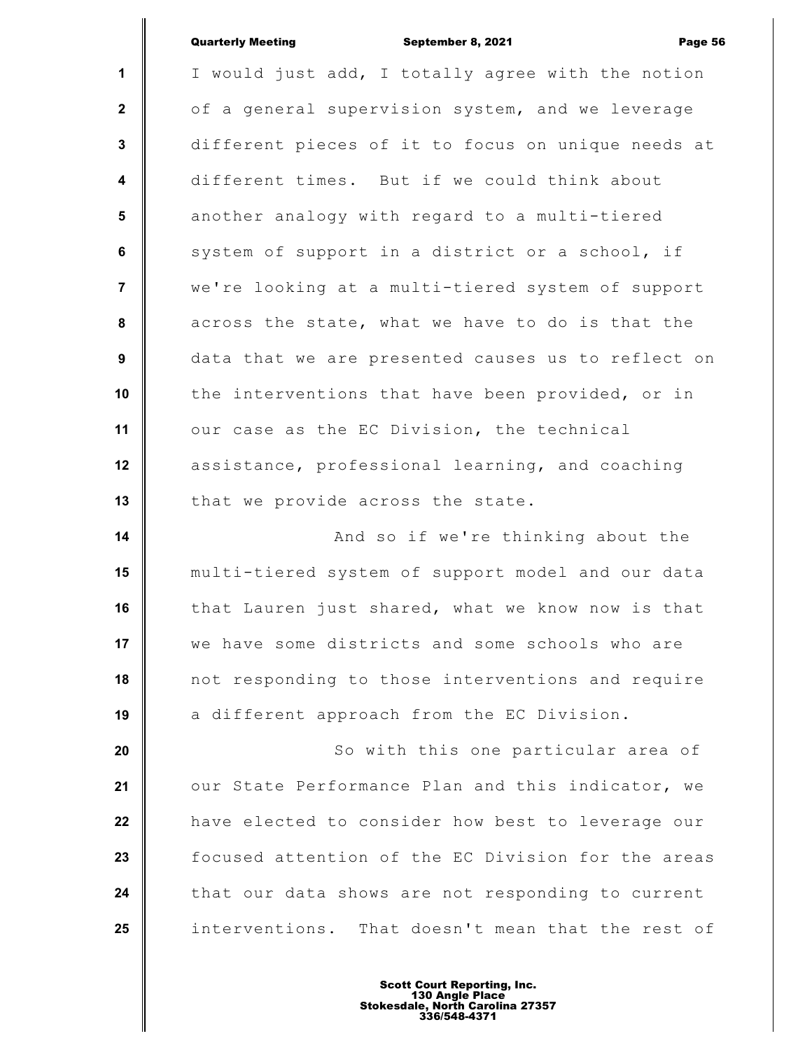I would just add, I totally agree with the notion of a general supervision system, and we leverage different pieces of it to focus on unique needs at different times. But if we could think about another analogy with regard to a multi-tiered system of support in a district or a school, if we're looking at a multi-tiered system of support across the state, what we have to do is that the data that we are presented causes us to reflect on the interventions that have been provided, or in our case as the EC Division, the technical assistance, professional learning, and coaching that we provide across the state.

And so if we're thinking about the multi-tiered system of support model and our data that Lauren just shared, what we know now is that we have some districts and some schools who are not responding to those interventions and require a different approach from the EC Division.

So with this one particular area of our State Performance Plan and this indicator, we have elected to consider how best to leverage our focused attention of the EC Division for the areas that our data shows are not responding to current interventions. That doesn't mean that the rest of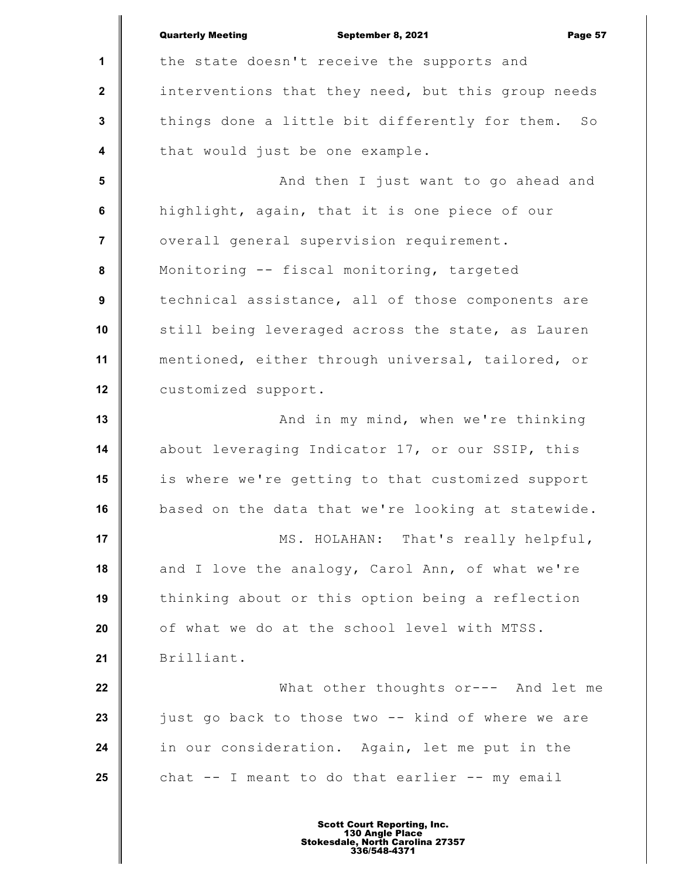the state doesn't receive the supports and interventions that they need, but this group needs things done a little bit differently for them. So that would just be one example.

And then I just want to go ahead and highlight, again, that it is one piece of our overall general supervision requirement. Monitoring -- fiscal monitoring, targeted technical assistance, all of those components are still being leveraged across the state, as Lauren mentioned, either through universal, tailored, or customized support.

And in my mind, when we're thinking about leveraging Indicator 17, or our SSIP, this is where we're getting to that customized support based on the data that we're looking at statewide.

MS. HOLAHAN: That's really helpful, and I love the analogy, Carol Ann, of what we're thinking about or this option being a reflection of what we do at the school level with MTSS. Brilliant.

What other thoughts or--- And let me just go back to those two -- kind of where we are in our consideration. Again, let me put in the chat -- I meant to do that earlier -- my email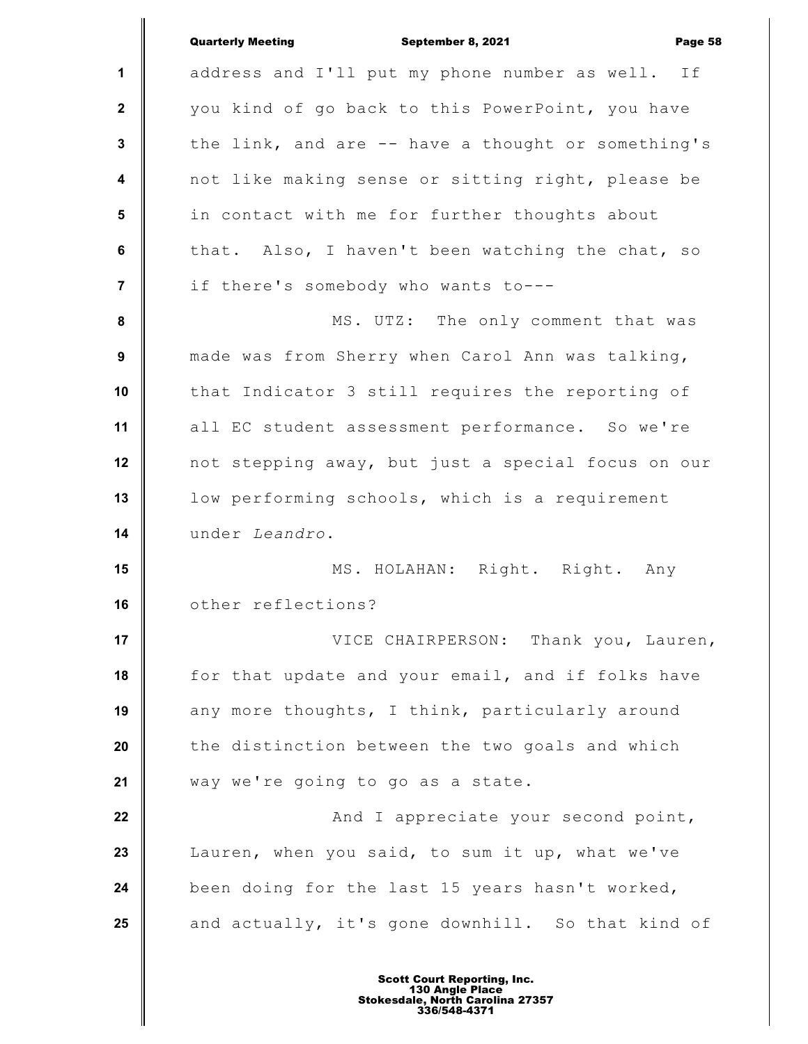address and I'll put my phone number as well. If you kind of go back to this PowerPoint, you have the link, and are -- have a thought or something's not like making sense or sitting right, please be in contact with me for further thoughts about that. Also, I haven't been watching the chat, so if there's somebody who wants to---

MS. UTZ: The only comment that was made was from Sherry when Carol Ann was talking, that Indicator 3 still requires the reporting of all EC student assessment performance. So we're not stepping away, but just a special focus on our low performing schools, which is a requirement under *Leandro*.

MS. HOLAHAN: Right. Right. Any other reflections?

VICE CHAIRPERSON: Thank you, Lauren, for that update and your email, and if folks have any more thoughts, I think, particularly around the distinction between the two goals and which way we're going to go as a state.

And I appreciate your second point, Lauren, when you said, to sum it up, what we've been doing for the last 15 years hasn't worked, and actually, it's gone downhill. So that kind of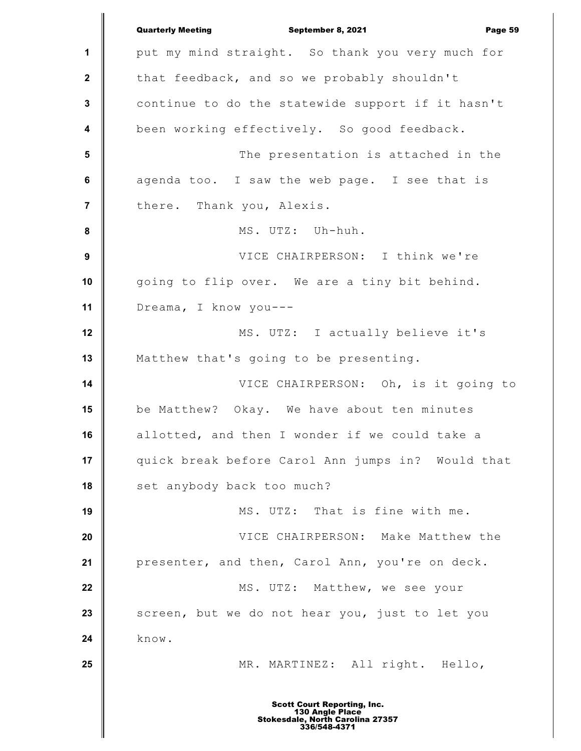put my mind straight. So thank you very much for that feedback, and so we probably shouldn't continue to do the statewide support if it hasn't been working effectively. So good feedback.

The presentation is attached in the agenda too. I saw the web page. I see that is there. Thank you, Alexis.

MS. UTZ: Uh-huh.

VICE CHAIRPERSON: I think we're going to flip over. We are a tiny bit behind. Dreama, I know you---

MS. UTZ: I actually believe it's Matthew that's going to be presenting.

VICE CHAIRPERSON: Oh, is it going to be Matthew? Okay. We have about ten minutes allotted, and then I wonder if we could take a quick break before Carol Ann jumps in? Would that set anybody back too much?

MS. UTZ: That is fine with me.

VICE CHAIRPERSON: Make Matthew the presenter, and then, Carol Ann, you're on deck.

MS. UTZ: Matthew, we see your screen, but we do not hear you, just to let you know.

MR. MARTINEZ: All right. Hello,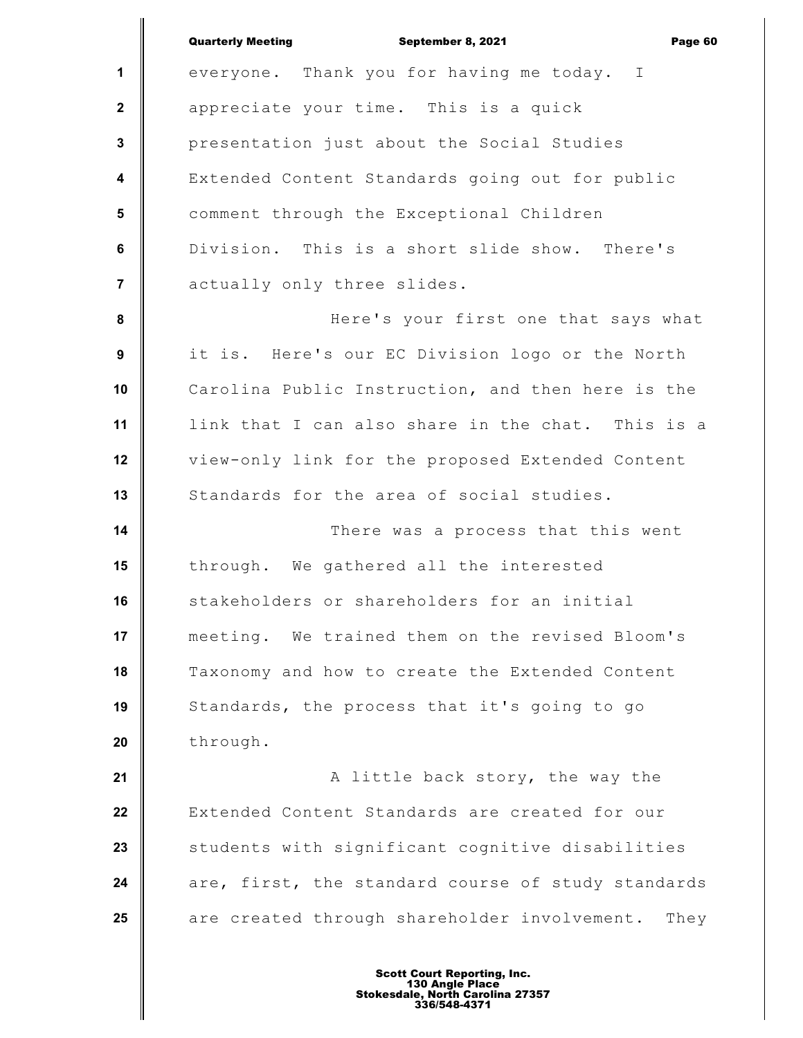everyone. Thank you for having me today. I appreciate your time. This is a quick presentation just about the Social Studies Extended Content Standards going out for public comment through the Exceptional Children Division. This is a short slide show. There's actually only three slides.

Here's your first one that says what it is. Here's our EC Division logo or the North Carolina Public Instruction, and then here is the link that I can also share in the chat. This is a view-only link for the proposed Extended Content Standards for the area of social studies.

There was a process that this went through. We gathered all the interested stakeholders or shareholders for an initial meeting. We trained them on the revised Bloom's Taxonomy and how to create the Extended Content Standards, the process that it's going to go through.

A little back story, the way the Extended Content Standards are created for our students with significant cognitive disabilities are, first, the standard course of study standards are created through shareholder involvement. They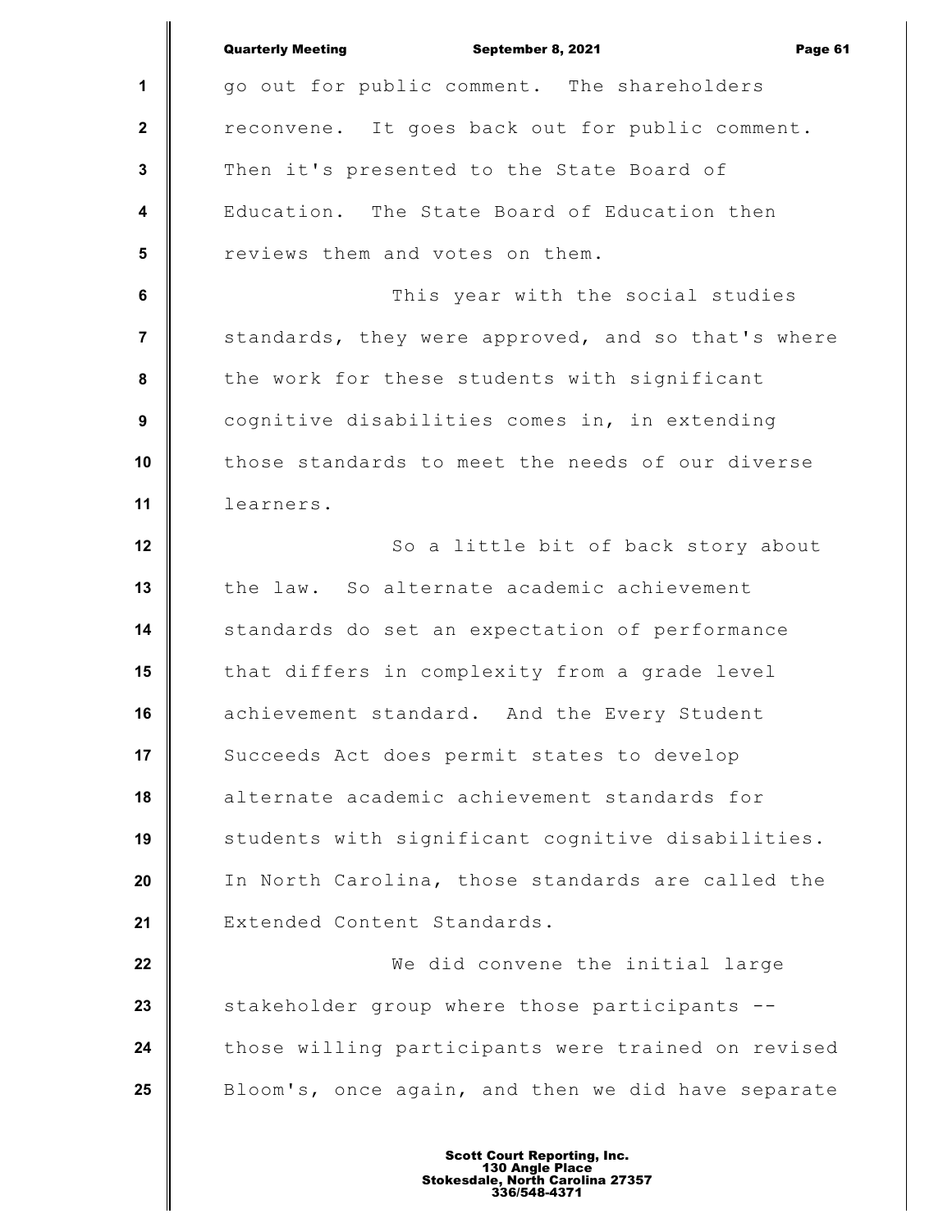go out for public comment. The shareholders reconvene. It goes back out for public comment. Then it's presented to the State Board of Education. The State Board of Education then reviews them and votes on them.

This year with the social studies standards, they were approved, and so that's where the work for these students with significant cognitive disabilities comes in, in extending those standards to meet the needs of our diverse learners.

So a little bit of back story about the law. So alternate academic achievement standards do set an expectation of performance that differs in complexity from a grade level achievement standard. And the Every Student Succeeds Act does permit states to develop alternate academic achievement standards for students with significant cognitive disabilities. In North Carolina, those standards are called the Extended Content Standards.

We did convene the initial large stakeholder group where those participants -- those willing participants were trained on revised Bloom's, once again, and then we did have separate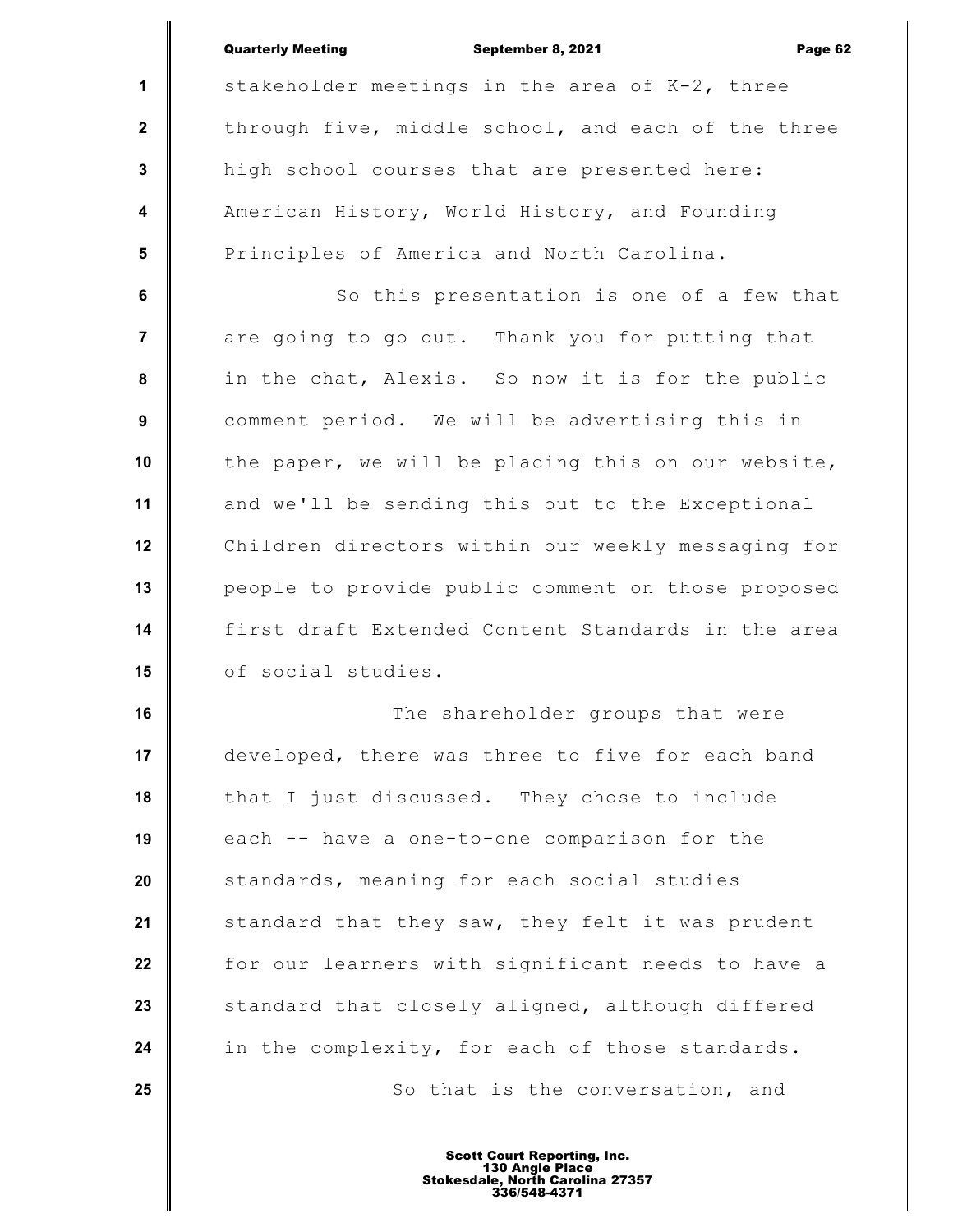stakeholder meetings in the area of K-2, three through five, middle school, and each of the three high school courses that are presented here: American History, World History, and Founding Principles of America and North Carolina.

So this presentation is one of a few that are going to go out. Thank you for putting that in the chat, Alexis. So now it is for the public comment period. We will be advertising this in the paper, we will be placing this on our website, and we'll be sending this out to the Exceptional Children directors within our weekly messaging for people to provide public comment on those proposed first draft Extended Content Standards in the area of social studies.

The shareholder groups that were developed, there was three to five for each band that I just discussed. They chose to include each -- have a one-to-one comparison for the standards, meaning for each social studies standard that they saw, they felt it was prudent for our learners with significant needs to have a standard that closely aligned, although differed in the complexity, for each of those standards.

So that is the conversation, and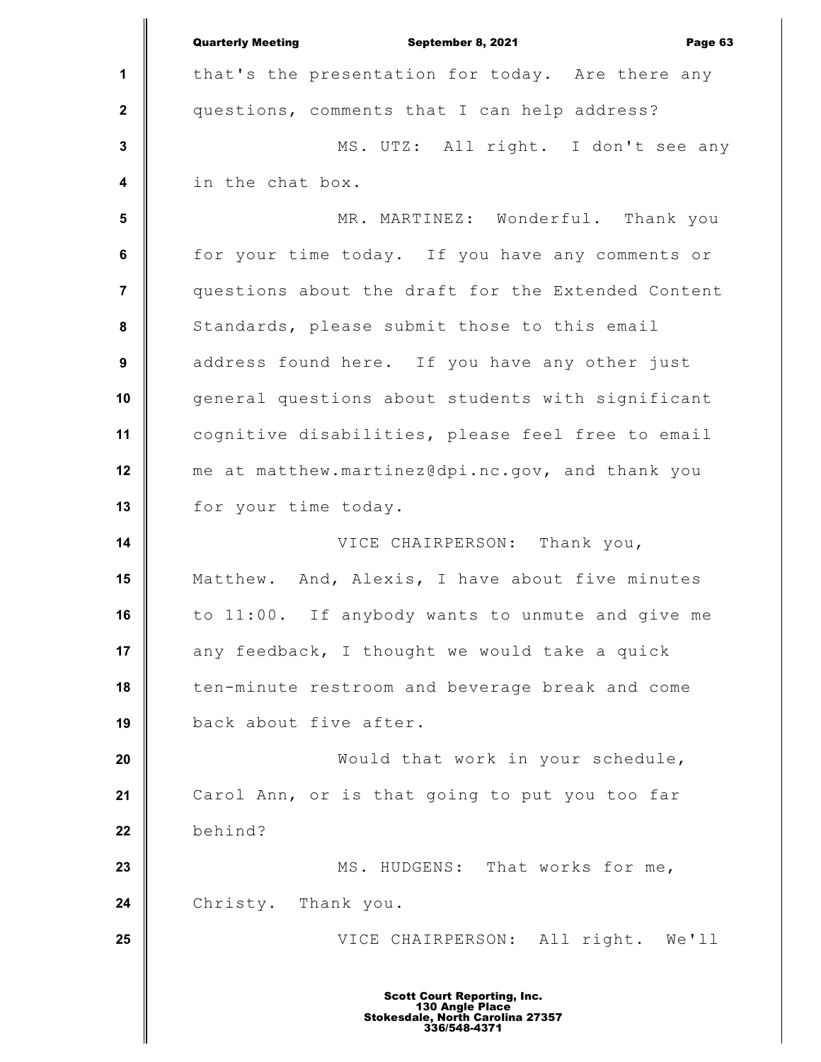that's the presentation for today. Are there any questions, comments that I can help address?

MS. UTZ: All right. I don't see any in the chat box.

MR. MARTINEZ: Wonderful. Thank you for your time today. If you have any comments or questions about the draft for the Extended Content Standards, please submit those to this email address found here. If you have any other just general questions about students with significant cognitive disabilities, please feel free to email me at matthew.martinez@dpi.nc.gov, and thank you for your time today.

VICE CHAIRPERSON: Thank you, Matthew. And, Alexis, I have about five minutes to 11:00. If anybody wants to unmute and give me any feedback, I thought we would take a quick ten-minute restroom and beverage break and come back about five after.

Would that work in your schedule, Carol Ann, or is that going to put you too far behind?

MS. HUDGENS: That works for me, Christy. Thank you.

VICE CHAIRPERSON: All right. We'll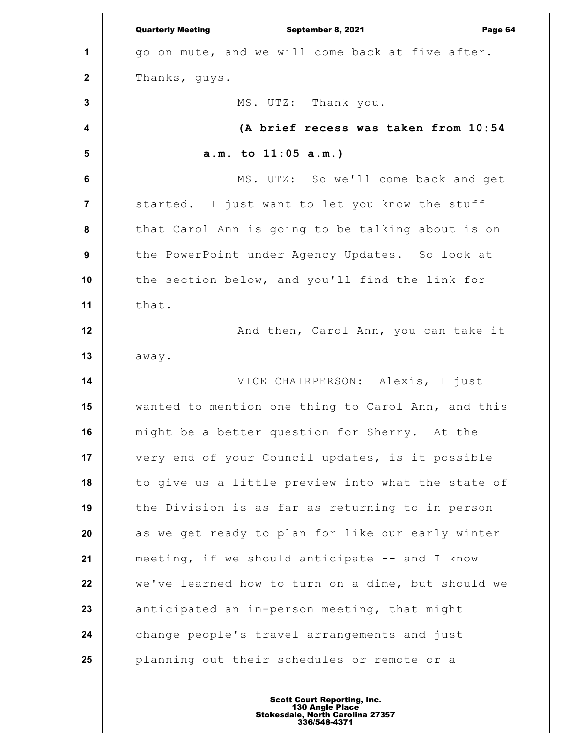go on mute, and we will come back at five after. Thanks, guys.

MS. UTZ: Thank you.

**(A brief recess was taken from 10:54 a.m. to 11:05 a.m.)**

MS. UTZ: So we'll come back and get started. I just want to let you know the stuff that Carol Ann is going to be talking about is on the PowerPoint under Agency Updates. So look at the section below, and you'll find the link for that.

And then, Carol Ann, you can take it away.

VICE CHAIRPERSON: Alexis, I just wanted to mention one thing to Carol Ann, and this might be a better question for Sherry. At the very end of your Council updates, is it possible to give us a little preview into what the state of the Division is as far as returning to in person as we get ready to plan for like our early winter meeting, if we should anticipate -- and I know we've learned how to turn on a dime, but should we anticipated an in-person meeting, that might change people's travel arrangements and just planning out their schedules or remote or a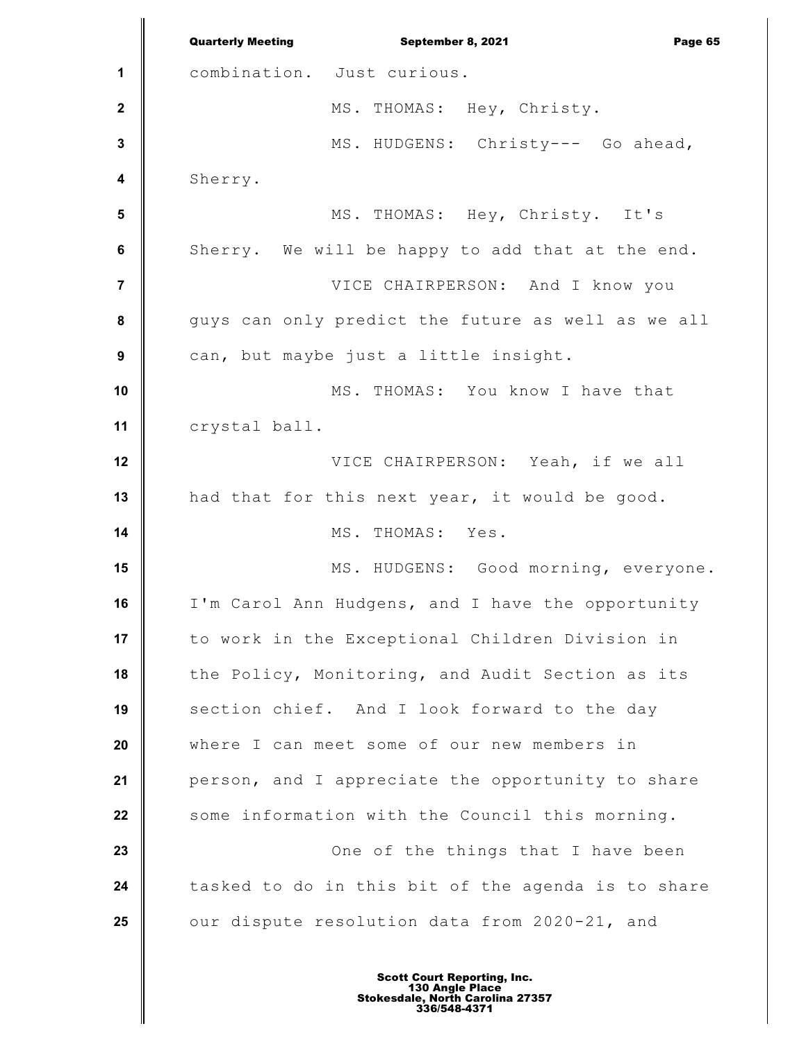combination. Just curious.

MS. THOMAS: Hey, Christy.

MS. HUDGENS: Christy--- Go ahead, Sherry.

MS. THOMAS: Hey, Christy. It's Sherry. We will be happy to add that at the end.

VICE CHAIRPERSON: And I know you guys can only predict the future as well as we all can, but maybe just a little insight.

MS. THOMAS: You know I have that crystal ball.

VICE CHAIRPERSON: Yeah, if we all had that for this next year, it would be good.

MS. THOMAS: Yes.

MS. HUDGENS: Good morning, everyone. I'm Carol Ann Hudgens, and I have the opportunity to work in the Exceptional Children Division in the Policy, Monitoring, and Audit Section as its section chief. And I look forward to the day where I can meet some of our new members in person, and I appreciate the opportunity to share some information with the Council this morning.

One of the things that I have been tasked to do in this bit of the agenda is to share our dispute resolution data from 2020-21, and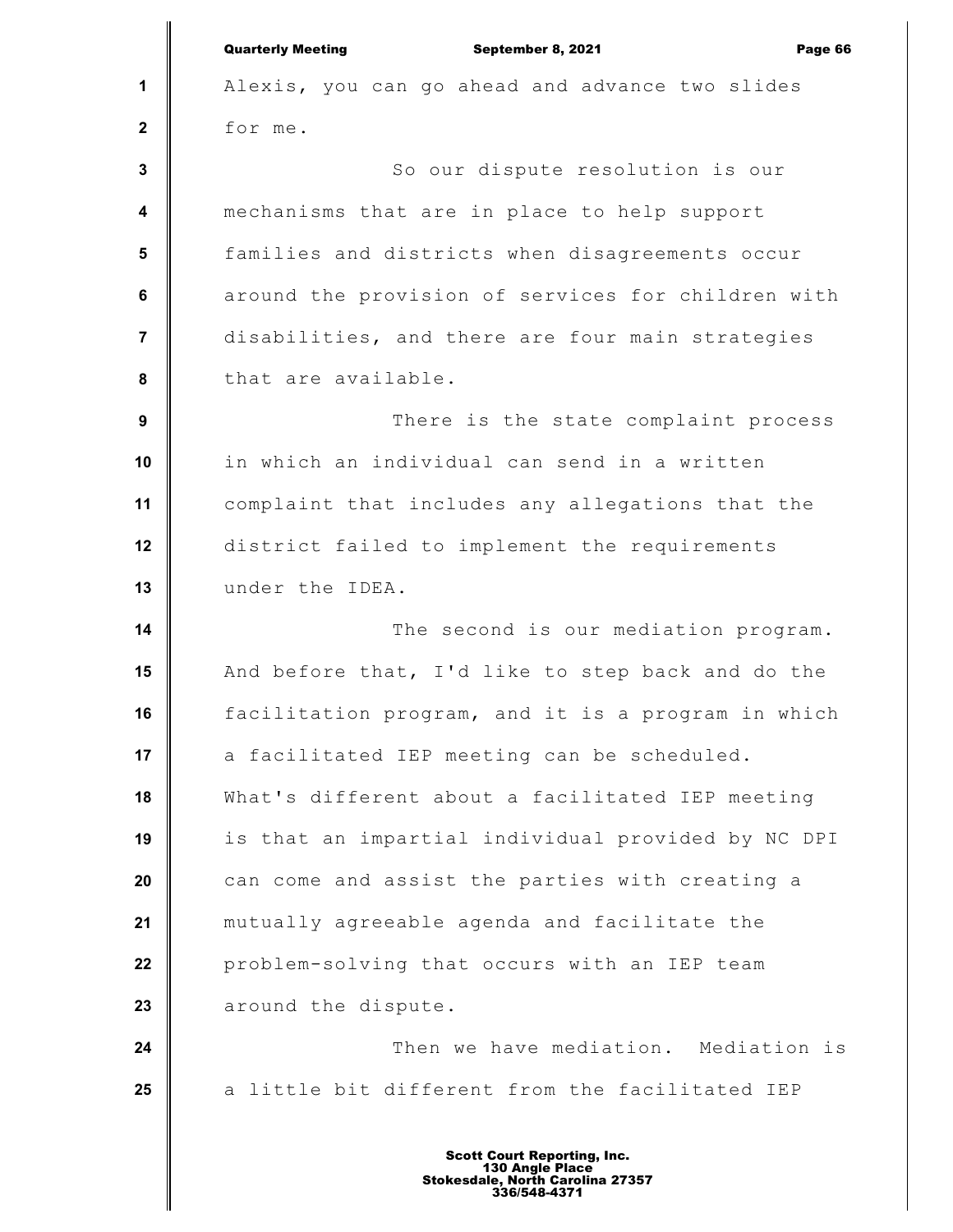Alexis, you can go ahead and advance two slides for me.

So our dispute resolution is our mechanisms that are in place to help support families and districts when disagreements occur around the provision of services for children with disabilities, and there are four main strategies that are available.

There is the state complaint process in which an individual can send in a written complaint that includes any allegations that the district failed to implement the requirements under the IDEA.

The second is our mediation program. And before that, I'd like to step back and do the facilitation program, and it is a program in which a facilitated IEP meeting can be scheduled. What's different about a facilitated IEP meeting is that an impartial individual provided by NC DPI can come and assist the parties with creating a mutually agreeable agenda and facilitate the problem-solving that occurs with an IEP team around the dispute.

Then we have mediation. Mediation is a little bit different from the facilitated IEP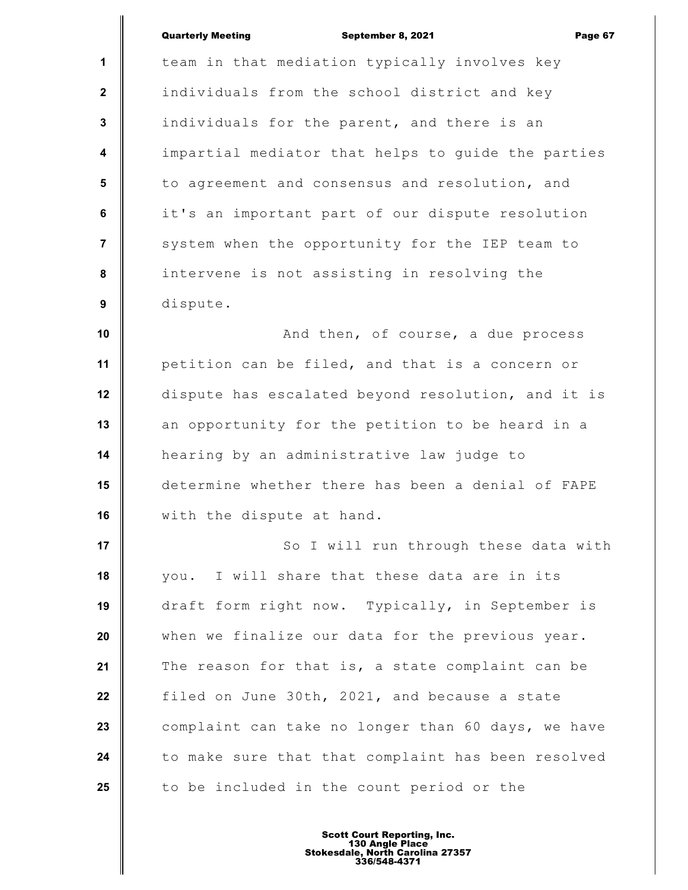team in that mediation typically involves key individuals from the school district and key individuals for the parent, and there is an impartial mediator that helps to guide the parties to agreement and consensus and resolution, and it's an important part of our dispute resolution system when the opportunity for the IEP team to intervene is not assisting in resolving the dispute.

And then, of course, a due process petition can be filed, and that is a concern or dispute has escalated beyond resolution, and it is an opportunity for the petition to be heard in a hearing by an administrative law judge to determine whether there has been a denial of FAPE with the dispute at hand.

So I will run through these data with you. I will share that these data are in its draft form right now. Typically, in September is when we finalize our data for the previous year. The reason for that is, a state complaint can be filed on June 30th, 2021, and because a state complaint can take no longer than 60 days, we have to make sure that that complaint has been resolved to be included in the count period or the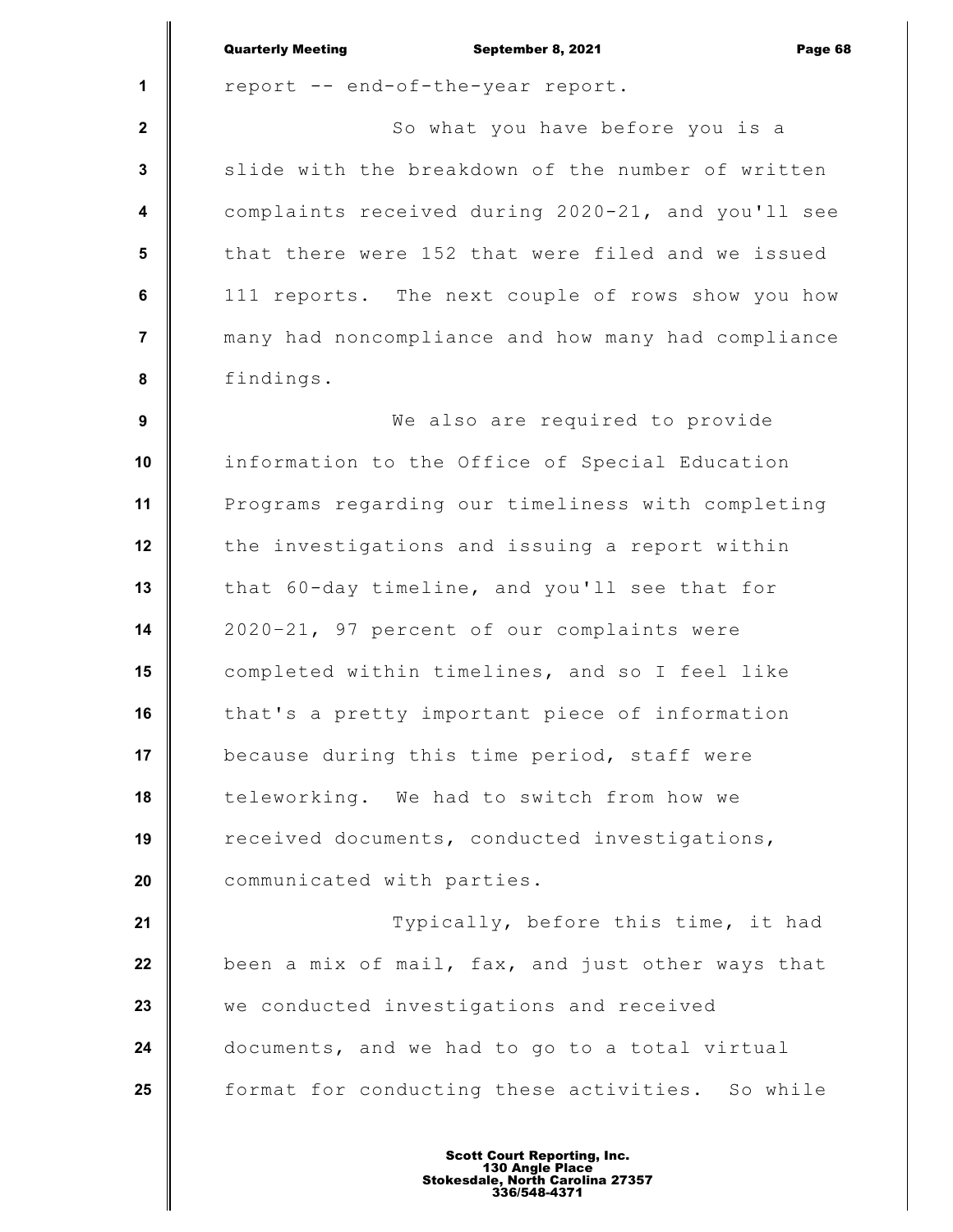report -- end-of-the-year report.

So what you have before you is a slide with the breakdown of the number of written complaints received during 2020-21, and you'll see that there were 152 that were filed and we issued 111 reports. The next couple of rows show you how many had noncompliance and how many had compliance findings.

We also are required to provide information to the Office of Special Education Programs regarding our timeliness with completing the investigations and issuing a report within that 60-day timeline, and you'll see that for 2020-21, 97 percent of our complaints were completed within timelines, and so I feel like that's a pretty important piece of information because during this time period, staff were teleworking. We had to switch from how we received documents, conducted investigations, communicated with parties.

Typically, before this time, it had been a mix of mail, fax, and just other ways that we conducted investigations and received documents, and we had to go to a total virtual format for conducting these activities. So while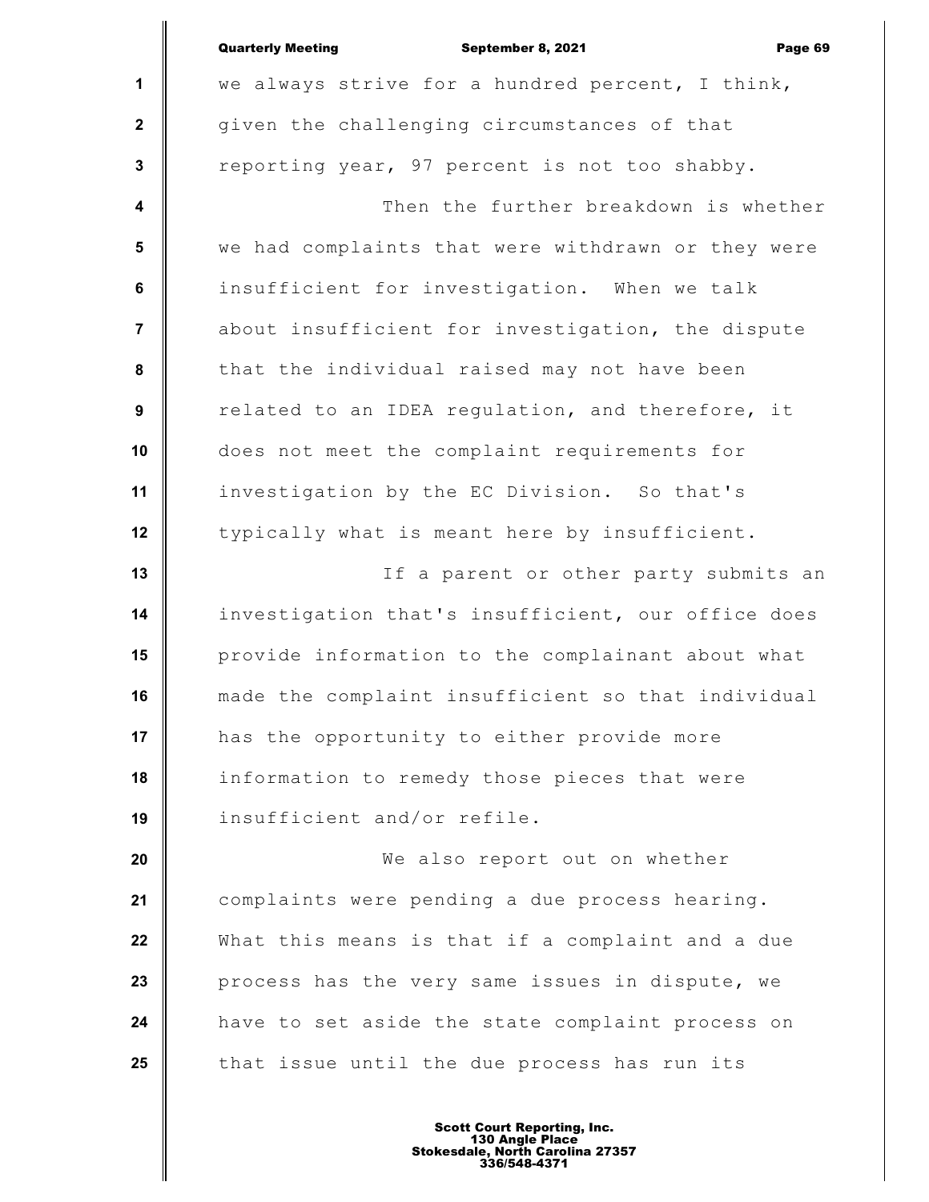we always strive for a hundred percent, I think, given the challenging circumstances of that reporting year, 97 percent is not too shabby.

Then the further breakdown is whether we had complaints that were withdrawn or they were insufficient for investigation. When we talk about insufficient for investigation, the dispute that the individual raised may not have been related to an IDEA regulation, and therefore, it does not meet the complaint requirements for investigation by the EC Division. So that's typically what is meant here by insufficient.

If a parent or other party submits an investigation that's insufficient, our office does provide information to the complainant about what made the complaint insufficient so that individual has the opportunity to either provide more information to remedy those pieces that were insufficient and/or refile.

We also report out on whether complaints were pending a due process hearing. What this means is that if a complaint and a due process has the very same issues in dispute, we have to set aside the state complaint process on that issue until the due process has run its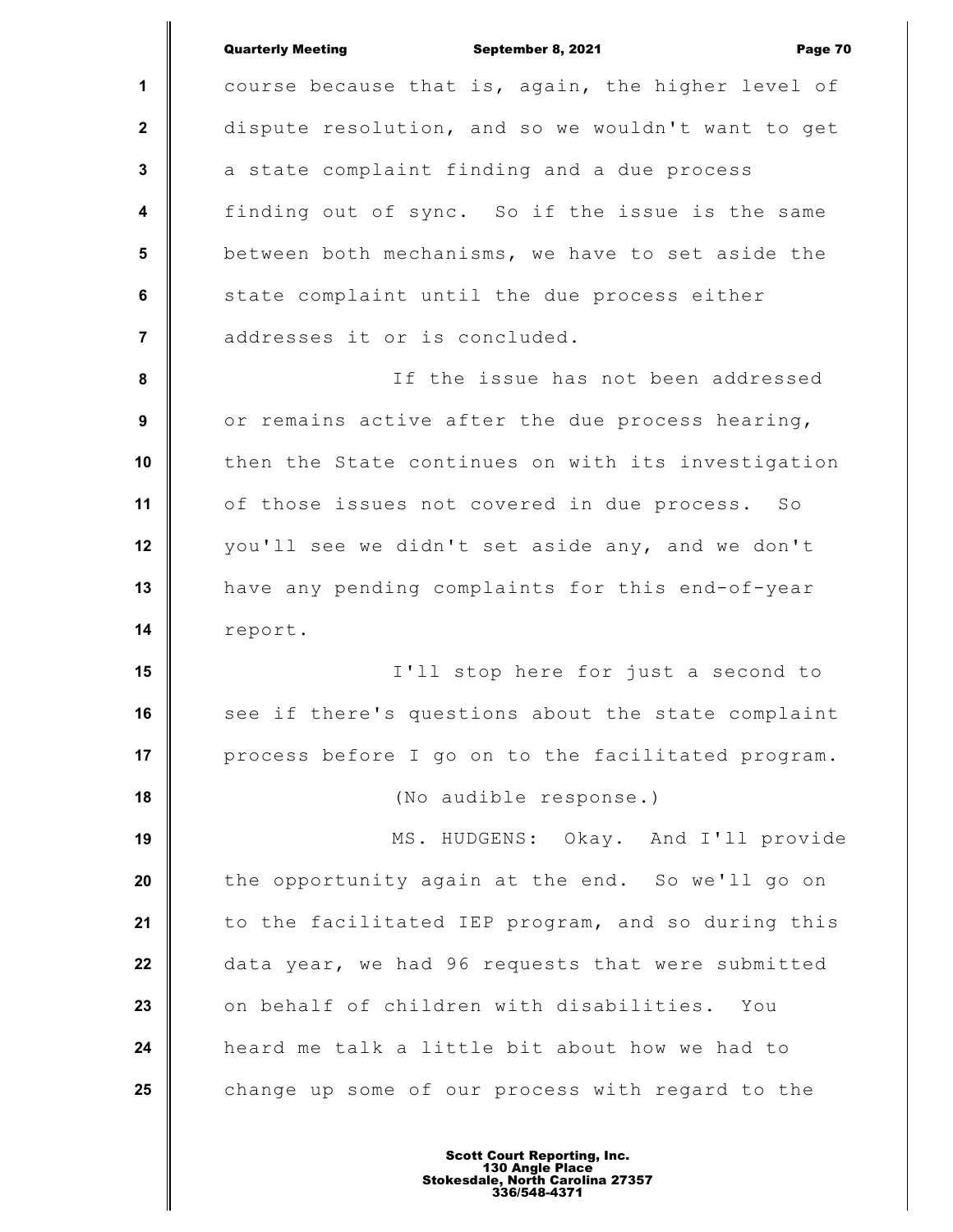course because that is, again, the higher level of dispute resolution, and so we wouldn't want to get a state complaint finding and a due process finding out of sync. So if the issue is the same between both mechanisms, we have to set aside the state complaint until the due process either addresses it or is concluded.

If the issue has not been addressed or remains active after the due process hearing, then the State continues on with its investigation of those issues not covered in due process. So you'll see we didn't set aside any, and we don't have any pending complaints for this end-of-year report.

I'll stop here for just a second to see if there's questions about the state complaint process before I go on to the facilitated program.

(No audible response.)

MS. HUDGENS: Okay. And I'll provide the opportunity again at the end. So we'll go on to the facilitated IEP program, and so during this data year, we had 96 requests that were submitted on behalf of children with disabilities. You heard me talk a little bit about how we had to change up some of our process with regard to the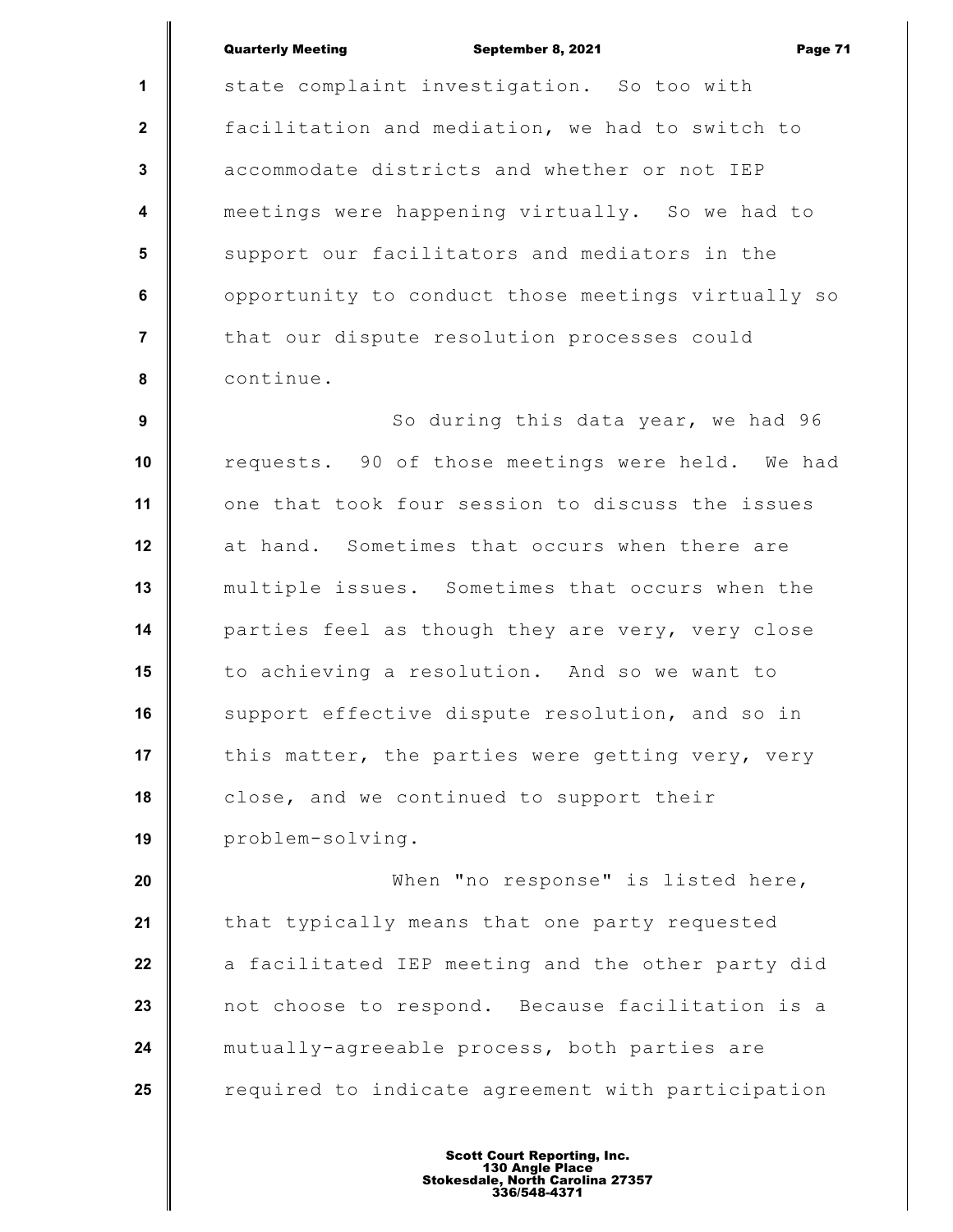state complaint investigation. So too with facilitation and mediation, we had to switch to accommodate districts and whether or not IEP meetings were happening virtually. So we had to support our facilitators and mediators in the opportunity to conduct those meetings virtually so that our dispute resolution processes could continue.

So during this data year, we had 96 requests. 90 of those meetings were held. We had one that took four session to discuss the issues at hand. Sometimes that occurs when there are multiple issues. Sometimes that occurs when the parties feel as though they are very, very close to achieving a resolution. And so we want to support effective dispute resolution, and so in this matter, the parties were getting very, very close, and we continued to support their problem-solving.

When "no response" is listed here, that typically means that one party requested a facilitated IEP meeting and the other party did not choose to respond. Because facilitation is a mutually-agreeable process, both parties are required to indicate agreement with participation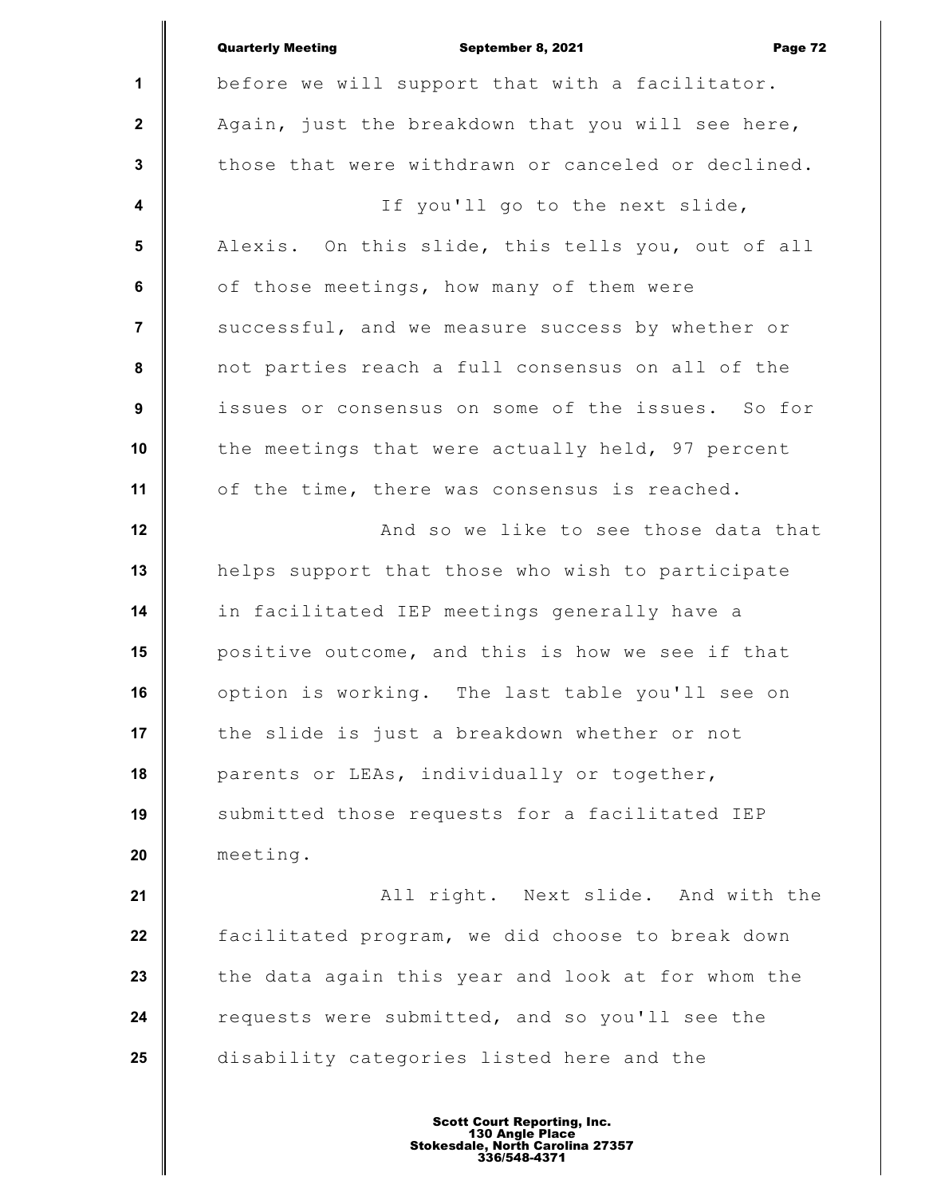before we will support that with a facilitator. Again, just the breakdown that you will see here, those that were withdrawn or canceled or declined.

If you'll go to the next slide, Alexis. On this slide, this tells you, out of all of those meetings, how many of them were successful, and we measure success by whether or not parties reach a full consensus on all of the issues or consensus on some of the issues. So for the meetings that were actually held, 97 percent of the time, there was consensus is reached.

And so we like to see those data that helps support that those who wish to participate in facilitated IEP meetings generally have a positive outcome, and this is how we see if that option is working. The last table you'll see on the slide is just a breakdown whether or not parents or LEAs, individually or together, submitted those requests for a facilitated IEP meeting.

All right. Next slide. And with the facilitated program, we did choose to break down the data again this year and look at for whom the requests were submitted, and so you'll see the disability categories listed here and the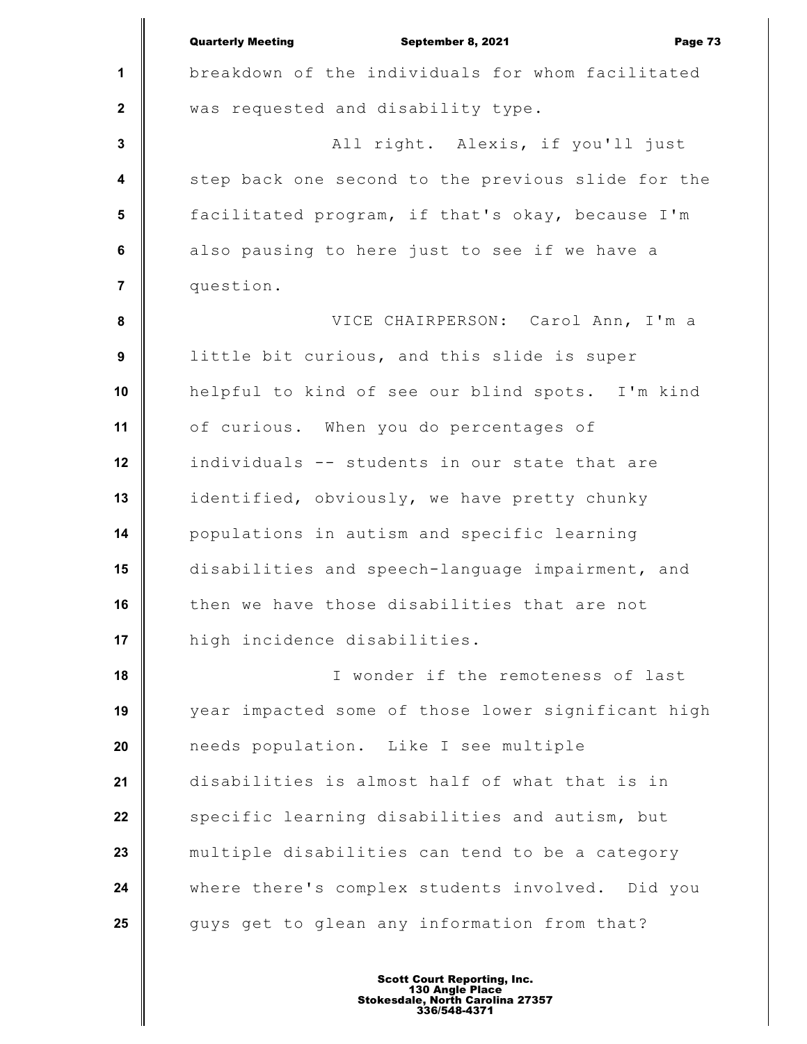breakdown of the individuals for whom facilitated was requested and disability type.

All right. Alexis, if you'll just step back one second to the previous slide for the facilitated program, if that's okay, because I'm also pausing to here just to see if we have a question.

VICE CHAIRPERSON: Carol Ann, I'm a little bit curious, and this slide is super helpful to kind of see our blind spots. I'm kind of curious. When you do percentages of individuals -- students in our state that are identified, obviously, we have pretty chunky populations in autism and specific learning disabilities and speech-language impairment, and then we have those disabilities that are not high incidence disabilities.

I wonder if the remoteness of last year impacted some of those lower significant high needs population. Like I see multiple disabilities is almost half of what that is in specific learning disabilities and autism, but multiple disabilities can tend to be a category where there's complex students involved. Did you guys get to glean any information from that?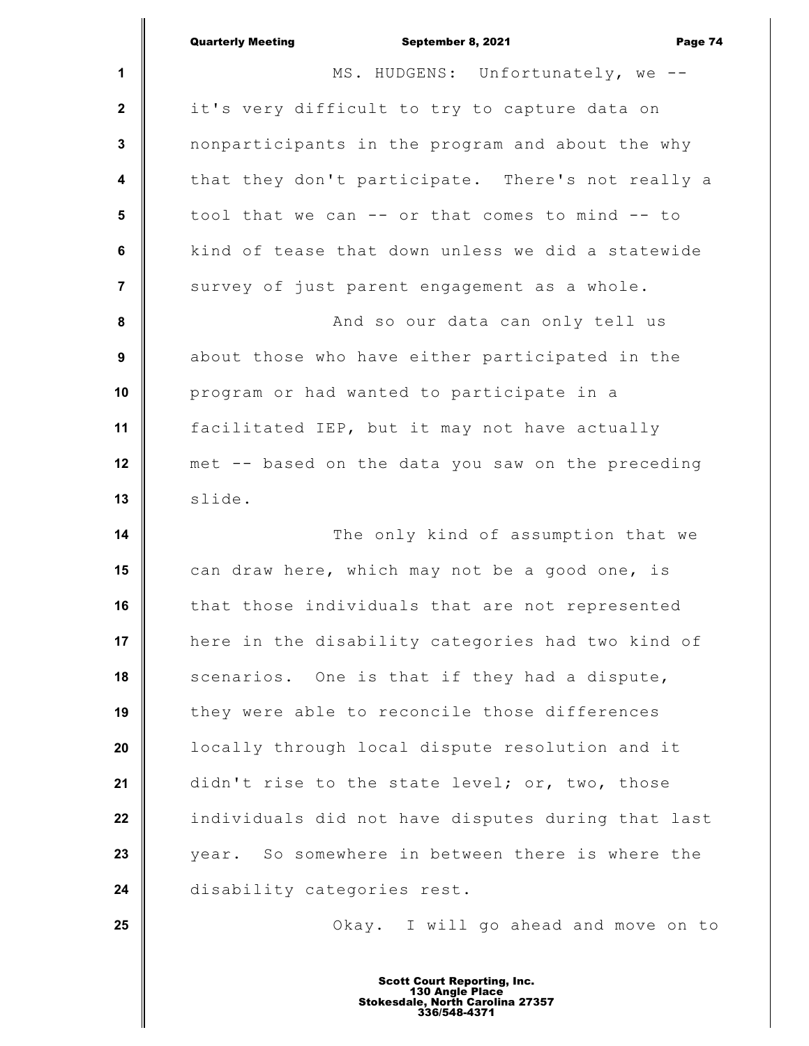MS. HUDGENS: Unfortunately, we -- it's very difficult to try to capture data on nonparticipants in the program and about the why that they don't participate. There's not really a tool that we can -- or that comes to mind -- to kind of tease that down unless we did a statewide survey of just parent engagement as a whole.

And so our data can only tell us about those who have either participated in the program or had wanted to participate in a facilitated IEP, but it may not have actually met -- based on the data you saw on the preceding slide.

The only kind of assumption that we can draw here, which may not be a good one, is that those individuals that are not represented here in the disability categories had two kind of scenarios. One is that if they had a dispute, they were able to reconcile those differences locally through local dispute resolution and it didn't rise to the state level; or, two, those individuals did not have disputes during that last year. So somewhere in between there is where the disability categories rest.

Okay. I will go ahead and move on to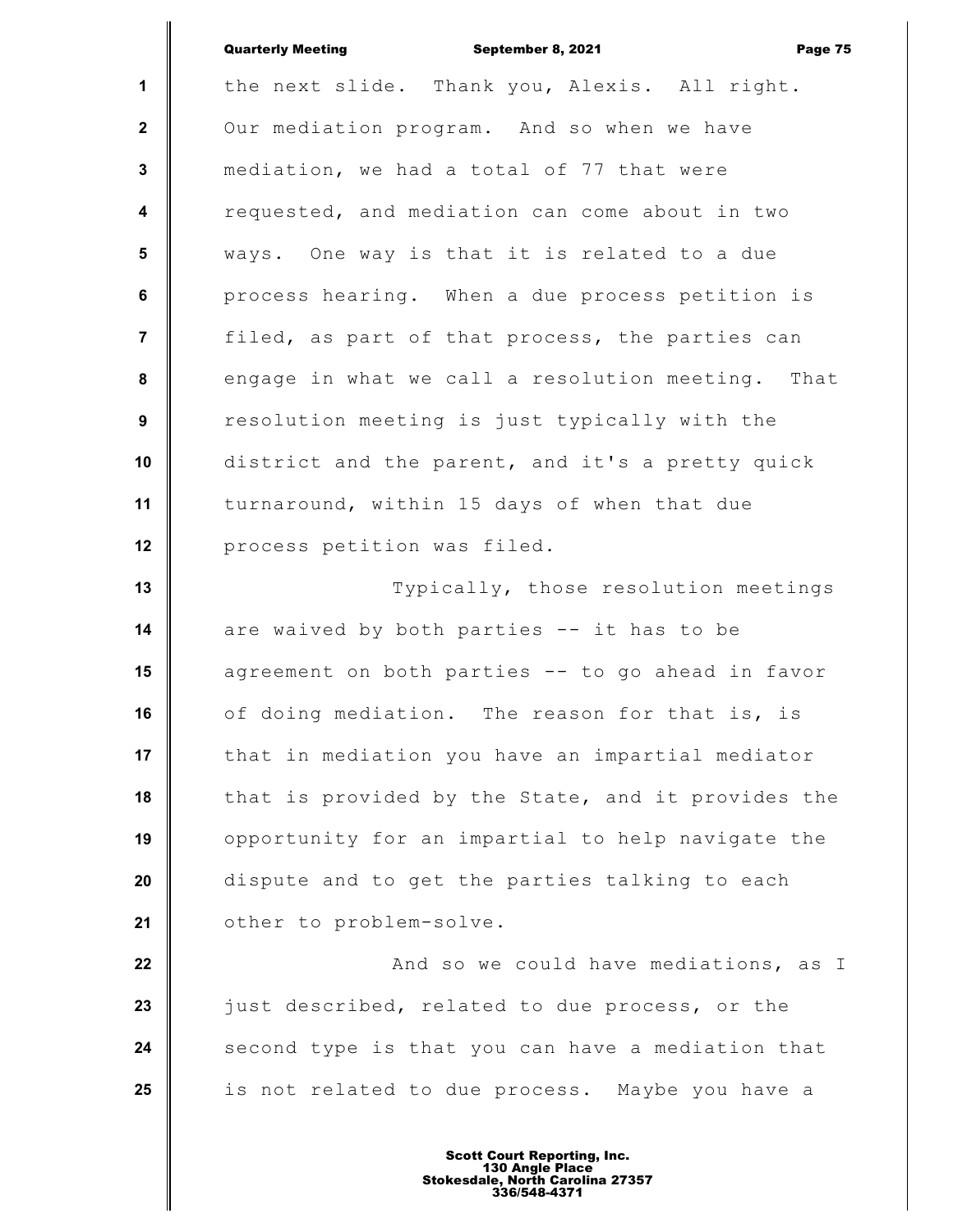the next slide. Thank you, Alexis. All right. Our mediation program. And so when we have mediation, we had a total of 77 that were requested, and mediation can come about in two ways. One way is that it is related to a due process hearing. When a due process petition is filed, as part of that process, the parties can engage in what we call a resolution meeting. That resolution meeting is just typically with the district and the parent, and it's a pretty quick turnaround, within 15 days of when that due process petition was filed.

Typically, those resolution meetings are waived by both parties -- it has to be agreement on both parties -- to go ahead in favor of doing mediation. The reason for that is, is that in mediation you have an impartial mediator that is provided by the State, and it provides the opportunity for an impartial to help navigate the dispute and to get the parties talking to each other to problem-solve.

And so we could have mediations, as I just described, related to due process, or the second type is that you can have a mediation that is not related to due process. Maybe you have a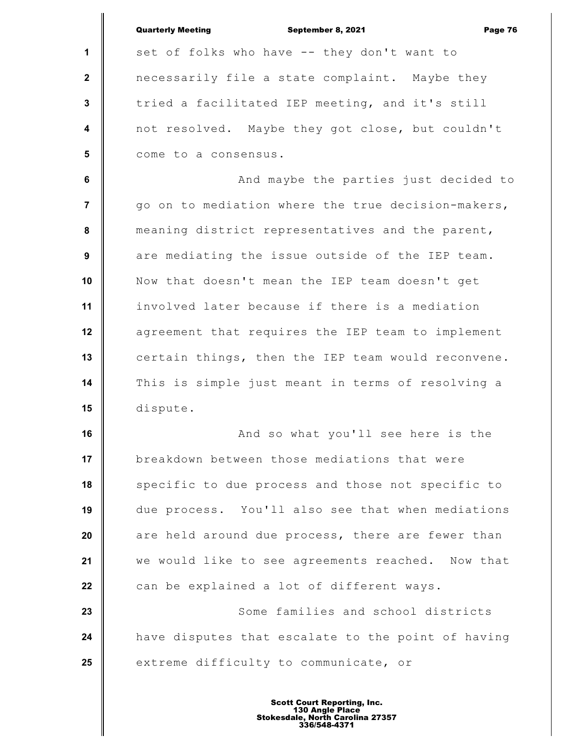set of folks who have -- they don't want to necessarily file a state complaint. Maybe they tried a facilitated IEP meeting, and it's still not resolved. Maybe they got close, but couldn't come to a consensus.

And maybe the parties just decided to go on to mediation where the true decision-makers, meaning district representatives and the parent, are mediating the issue outside of the IEP team. Now that doesn't mean the IEP team doesn't get involved later because if there is a mediation agreement that requires the IEP team to implement certain things, then the IEP team would reconvene. This is simple just meant in terms of resolving a dispute.

And so what you'll see here is the breakdown between those mediations that were specific to due process and those not specific to due process. You'll also see that when mediations are held around due process, there are fewer than we would like to see agreements reached. Now that can be explained a lot of different ways.

Some families and school districts have disputes that escalate to the point of having extreme difficulty to communicate, or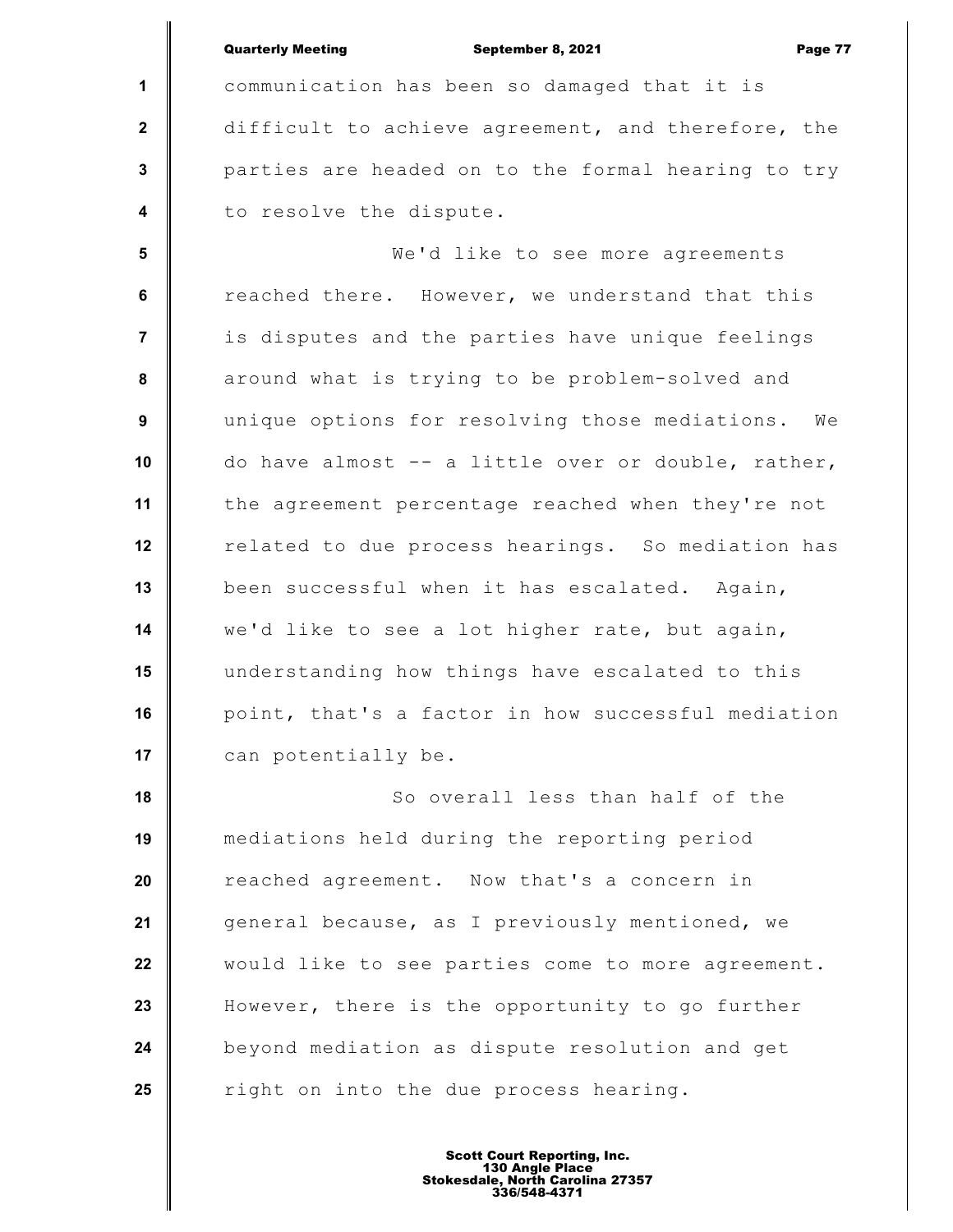communication has been so damaged that it is difficult to achieve agreement, and therefore, the parties are headed on to the formal hearing to try to resolve the dispute.

We'd like to see more agreements reached there. However, we understand that this is disputes and the parties have unique feelings around what is trying to be problem-solved and unique options for resolving those mediations. We do have almost -- a little over or double, rather, the agreement percentage reached when they're not related to due process hearings. So mediation has been successful when it has escalated. Again, we'd like to see a lot higher rate, but again, understanding how things have escalated to this point, that's a factor in how successful mediation can potentially be.

So overall less than half of the mediations held during the reporting period reached agreement. Now that's a concern in general because, as I previously mentioned, we would like to see parties come to more agreement. However, there is the opportunity to go further beyond mediation as dispute resolution and get right on into the due process hearing.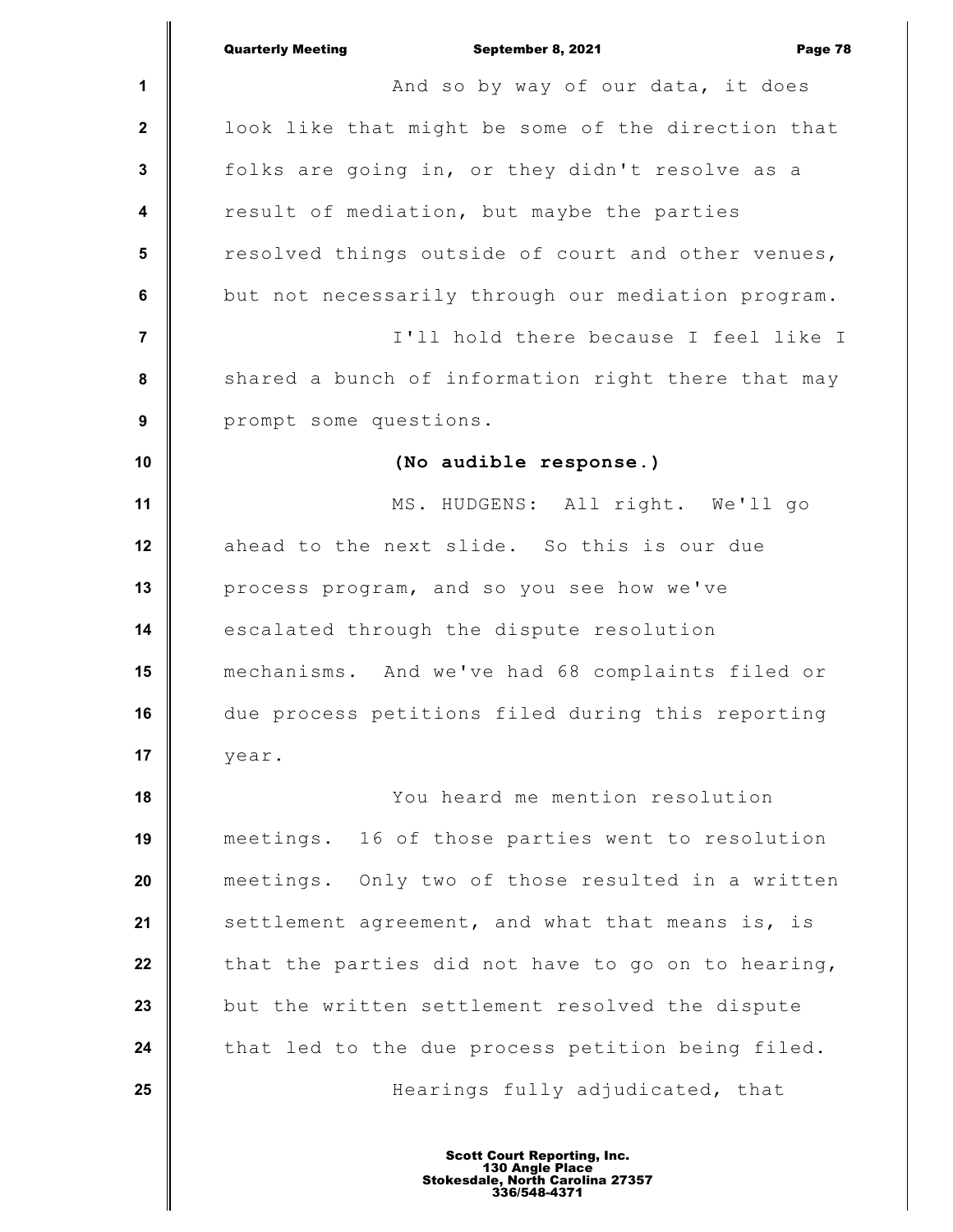And so by way of our data, it does look like that might be some of the direction that folks are going in, or they didn't resolve as a result of mediation, but maybe the parties resolved things outside of court and other venues, but not necessarily through our mediation program.

I'll hold there because I feel like I shared a bunch of information right there that may prompt some questions.

**(No audible response.)**

MS. HUDGENS: All right. We'll go ahead to the next slide. So this is our due process program, and so you see how we've escalated through the dispute resolution mechanisms. And we've had 68 complaints filed or due process petitions filed during this reporting year.

You heard me mention resolution meetings. 16 of those parties went to resolution meetings. Only two of those resulted in a written settlement agreement, and what that means is, is that the parties did not have to go on to hearing, but the written settlement resolved the dispute that led to the due process petition being filed.

Hearings fully adjudicated, that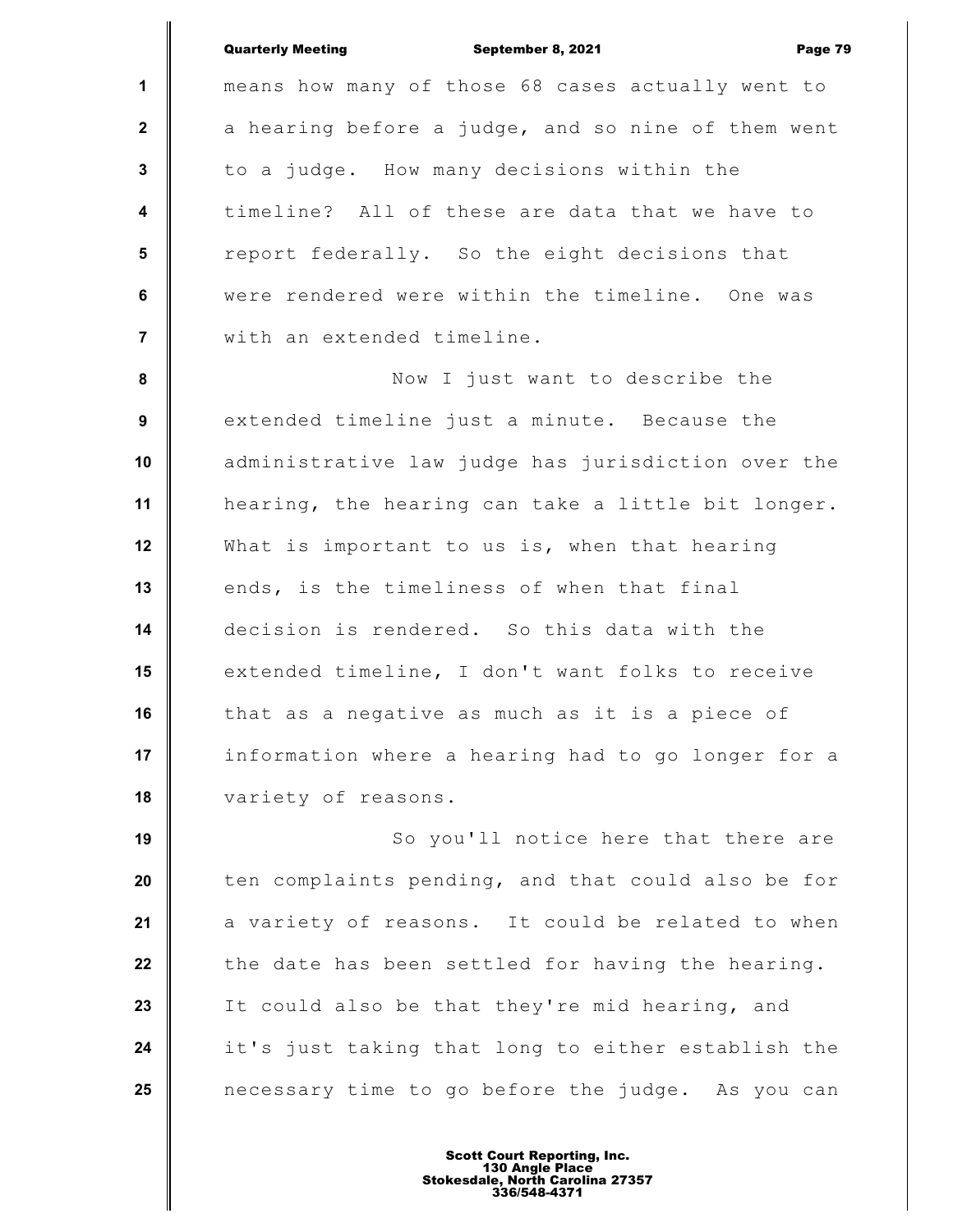means how many of those 68 cases actually went to a hearing before a judge, and so nine of them went to a judge. How many decisions within the timeline? All of these are data that we have to report federally. So the eight decisions that were rendered were within the timeline. One was with an extended timeline.

Now I just want to describe the extended timeline just a minute. Because the administrative law judge has jurisdiction over the hearing, the hearing can take a little bit longer. What is important to us is, when that hearing ends, is the timeliness of when that final decision is rendered. So this data with the extended timeline, I don't want folks to receive that as a negative as much as it is a piece of information where a hearing had to go longer for a variety of reasons.

So you'll notice here that there are ten complaints pending, and that could also be for a variety of reasons. It could be related to when the date has been settled for having the hearing. It could also be that they're mid hearing, and it's just taking that long to either establish the necessary time to go before the judge. As you can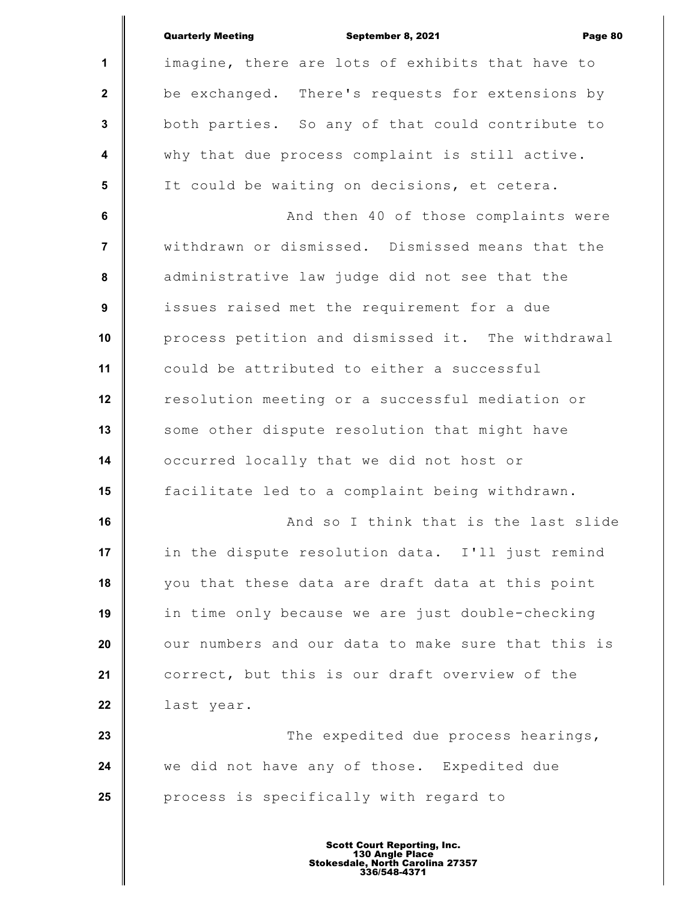imagine, there are lots of exhibits that have to be exchanged. There's requests for extensions by both parties. So any of that could contribute to why that due process complaint is still active. It could be waiting on decisions, et cetera.

And then 40 of those complaints were withdrawn or dismissed. Dismissed means that the administrative law judge did not see that the issues raised met the requirement for a due process petition and dismissed it. The withdrawal could be attributed to either a successful resolution meeting or a successful mediation or some other dispute resolution that might have occurred locally that we did not host or facilitate led to a complaint being withdrawn.

And so I think that is the last slide in the dispute resolution data. I'll just remind you that these data are draft data at this point in time only because we are just double-checking our numbers and our data to make sure that this is correct, but this is our draft overview of the last year.

The expedited due process hearings, we did not have any of those. Expedited due process is specifically with regard to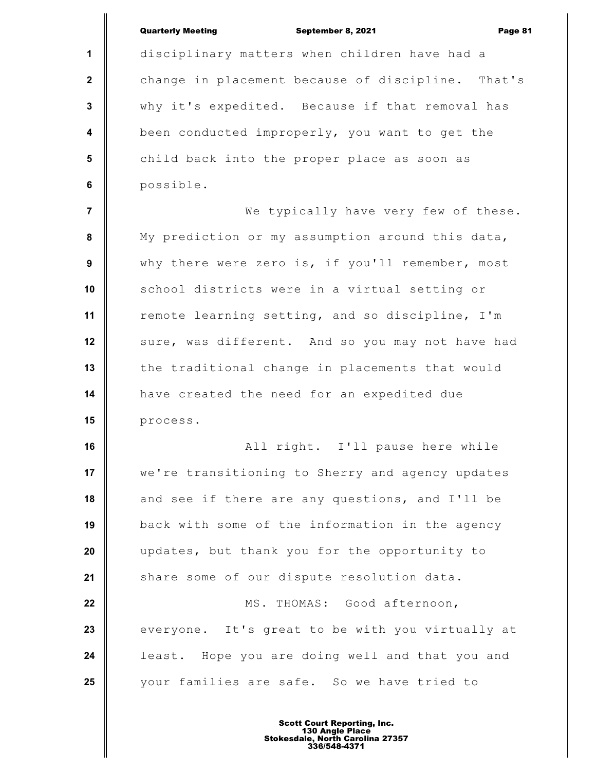disciplinary matters when children have had a change in placement because of discipline. That's why it's expedited. Because if that removal has been conducted improperly, you want to get the child back into the proper place as soon as possible.

We typically have very few of these. My prediction or my assumption around this data, why there were zero is, if you'll remember, most school districts were in a virtual setting or remote learning setting, and so discipline, I'm sure, was different. And so you may not have had the traditional change in placements that would have created the need for an expedited due process.

All right. I'll pause here while we're transitioning to Sherry and agency updates and see if there are any questions, and I'll be back with some of the information in the agency updates, but thank you for the opportunity to share some of our dispute resolution data.

MS. THOMAS: Good afternoon, everyone. It's great to be with you virtually at least. Hope you are doing well and that you and your families are safe. So we have tried to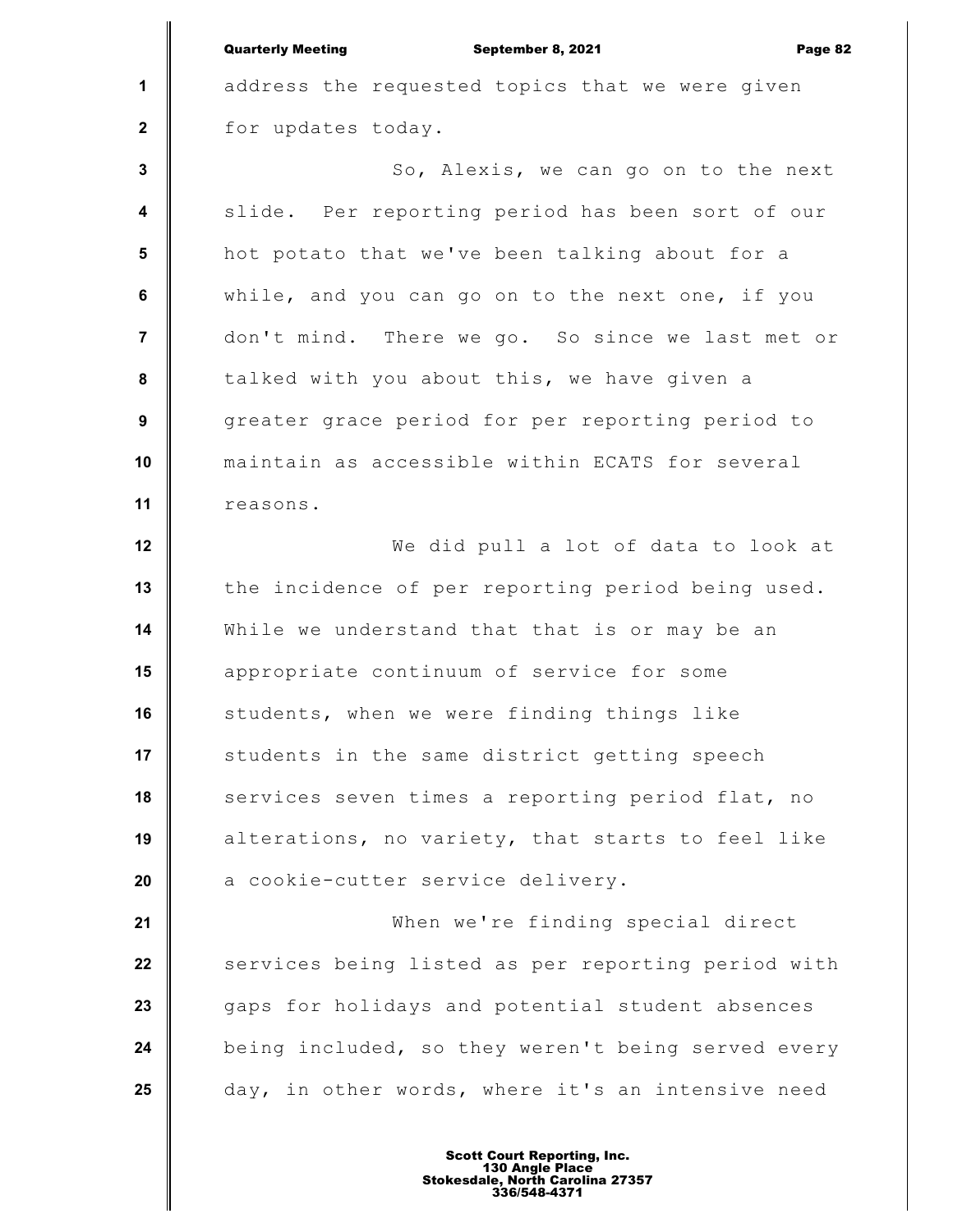address the requested topics that we were given for updates today.

So, Alexis, we can go on to the next slide. Per reporting period has been sort of our hot potato that we've been talking about for a while, and you can go on to the next one, if you don't mind. There we go. So since we last met or talked with you about this, we have given a greater grace period for per reporting period to maintain as accessible within ECATS for several reasons.

We did pull a lot of data to look at the incidence of per reporting period being used. While we understand that that is or may be an appropriate continuum of service for some students, when we were finding things like students in the same district getting speech services seven times a reporting period flat, no alterations, no variety, that starts to feel like a cookie-cutter service delivery.

When we're finding special direct services being listed as per reporting period with gaps for holidays and potential student absences being included, so they weren't being served every day, in other words, where it's an intensive need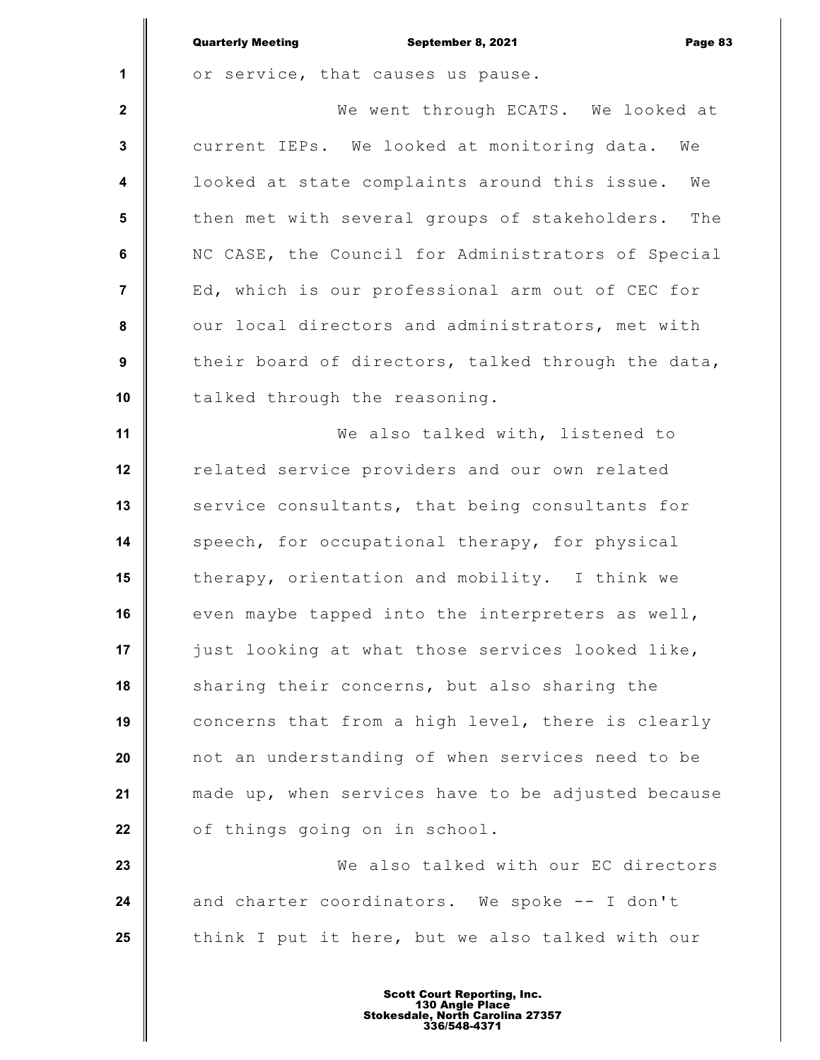or service, that causes us pause.

We went through ECATS. We looked at current IEPs. We looked at monitoring data. We looked at state complaints around this issue. We then met with several groups of stakeholders. The NC CASE, the Council for Administrators of Special Ed, which is our professional arm out of CEC for our local directors and administrators, met with their board of directors, talked through the data, talked through the reasoning.

We also talked with, listened to related service providers and our own related service consultants, that being consultants for speech, for occupational therapy, for physical therapy, orientation and mobility. I think we even maybe tapped into the interpreters as well, just looking at what those services looked like, sharing their concerns, but also sharing the concerns that from a high level, there is clearly not an understanding of when services need to be made up, when services have to be adjusted because of things going on in school.

We also talked with our EC directors and charter coordinators. We spoke -- I don't think I put it here, but we also talked with our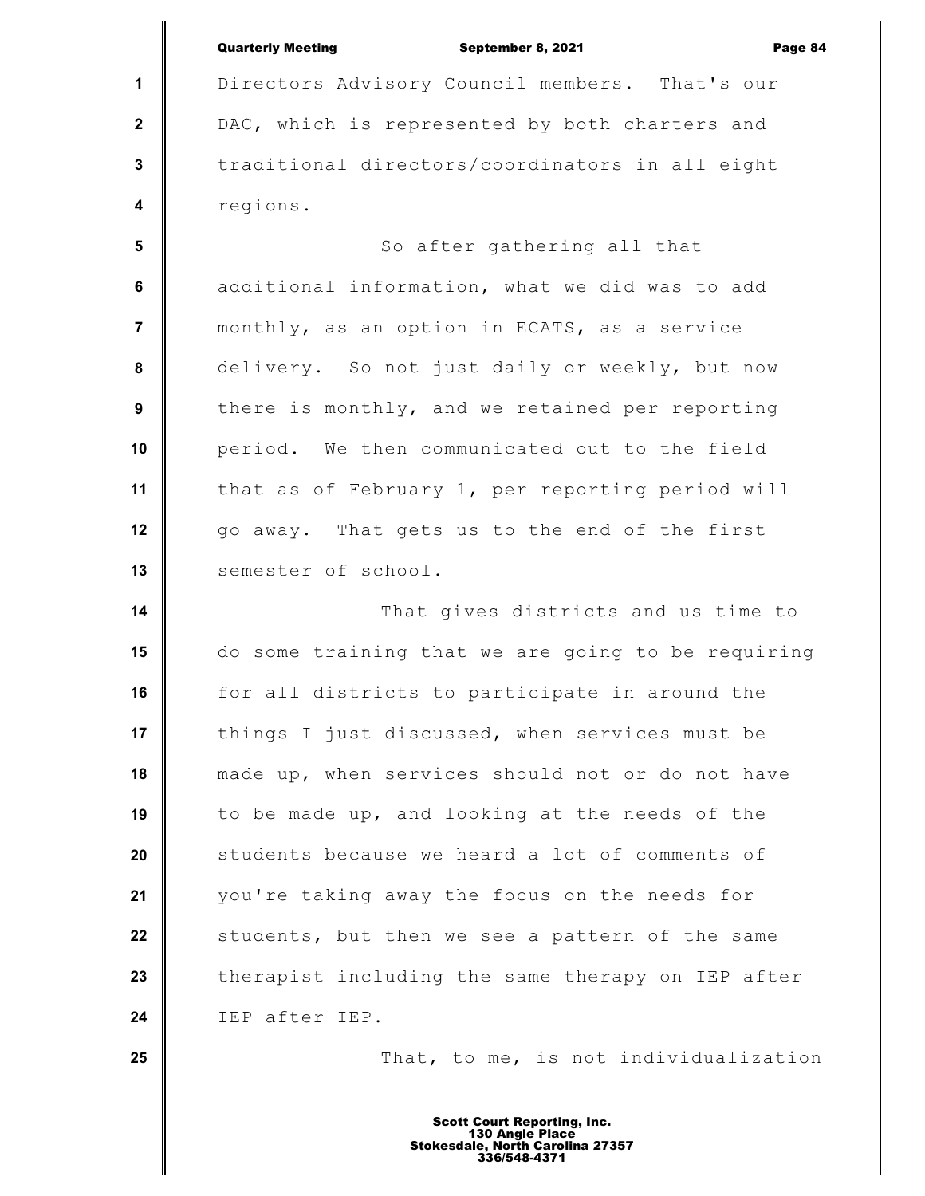Directors Advisory Council members. That's our DAC, which is represented by both charters and traditional directors/coordinators in all eight regions.

So after gathering all that additional information, what we did was to add monthly, as an option in ECATS, as a service delivery. So not just daily or weekly, but now there is monthly, and we retained per reporting period. We then communicated out to the field that as of February 1, per reporting period will go away. That gets us to the end of the first semester of school.

That gives districts and us time to do some training that we are going to be requiring for all districts to participate in around the things I just discussed, when services must be made up, when services should not or do not have to be made up, and looking at the needs of the students because we heard a lot of comments of you're taking away the focus on the needs for students, but then we see a pattern of the same therapist including the same therapy on IEP after IEP after IEP.

That, to me, is not individualization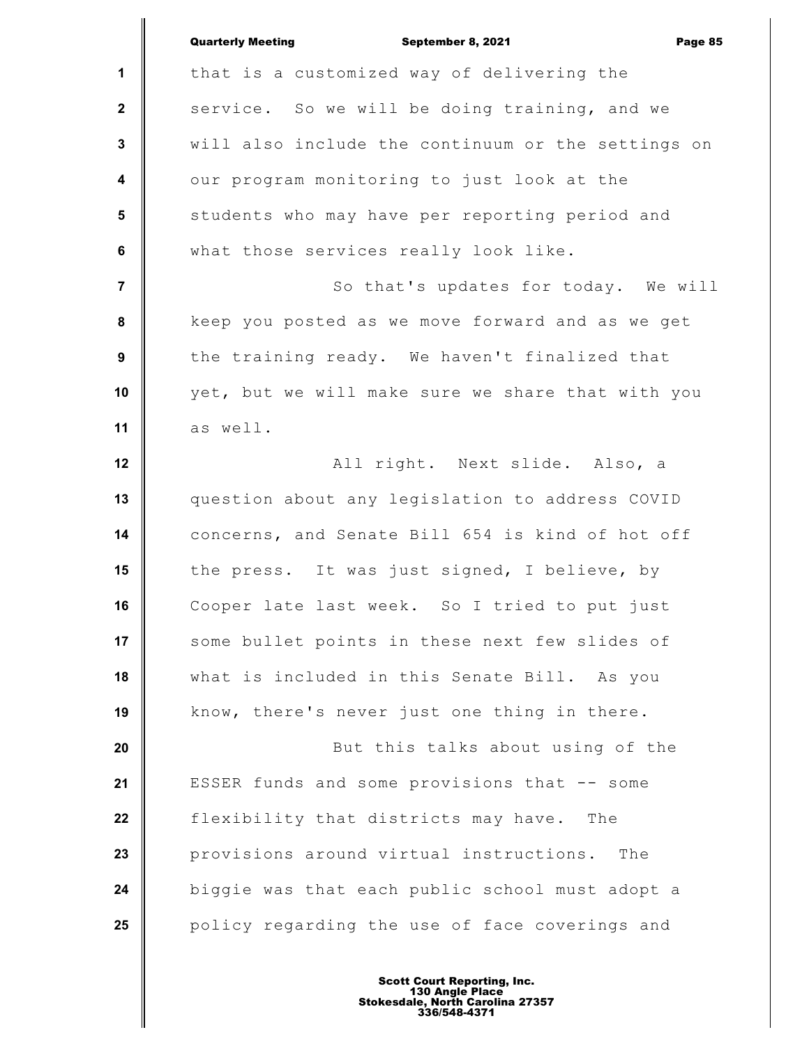that is a customized way of delivering the service. So we will be doing training, and we will also include the continuum or the settings on our program monitoring to just look at the students who may have per reporting period and what those services really look like.

So that's updates for today. We will keep you posted as we move forward and as we get the training ready. We haven't finalized that yet, but we will make sure we share that with you as well.

All right. Next slide. Also, a question about any legislation to address COVID concerns, and Senate Bill 654 is kind of hot off the press. It was just signed, I believe, by Cooper late last week. So I tried to put just some bullet points in these next few slides of what is included in this Senate Bill. As you know, there's never just one thing in there.

But this talks about using of the ESSER funds and some provisions that -- some flexibility that districts may have. The provisions around virtual instructions. The biggie was that each public school must adopt a policy regarding the use of face coverings and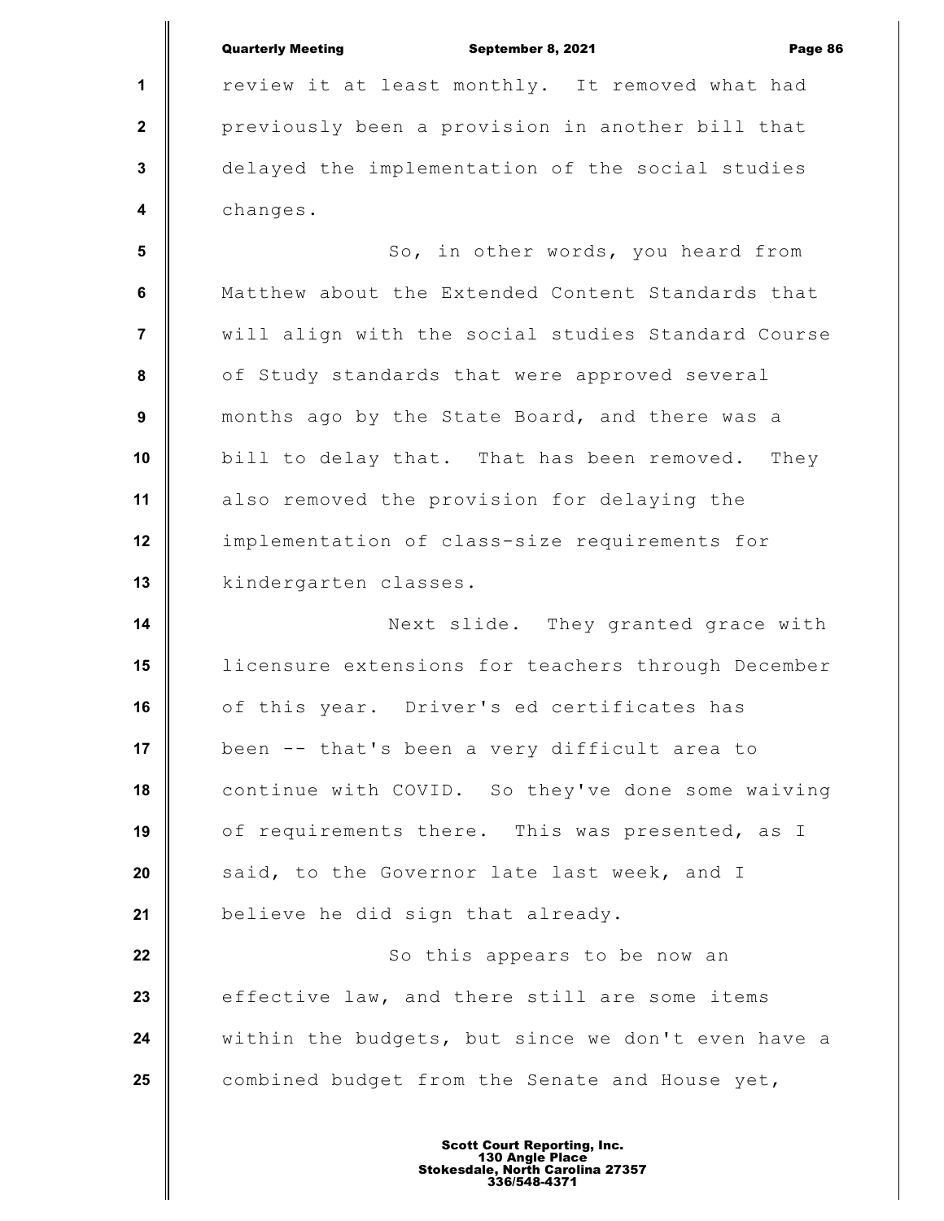review it at least monthly. It removed what had previously been a provision in another bill that delayed the implementation of the social studies changes.

So, in other words, you heard from Matthew about the Extended Content Standards that will align with the social studies Standard Course of Study standards that were approved several months ago by the State Board, and there was a bill to delay that. That has been removed. They also removed the provision for delaying the implementation of class-size requirements for kindergarten classes.

Next slide. They granted grace with licensure extensions for teachers through December of this year. Driver's ed certificates has been -- that's been a very difficult area to continue with COVID. So they've done some waiving of requirements there. This was presented, as I said, to the Governor late last week, and I believe he did sign that already.

So this appears to be now an effective law, and there still are some items within the budgets, but since we don't even have a combined budget from the Senate and House yet,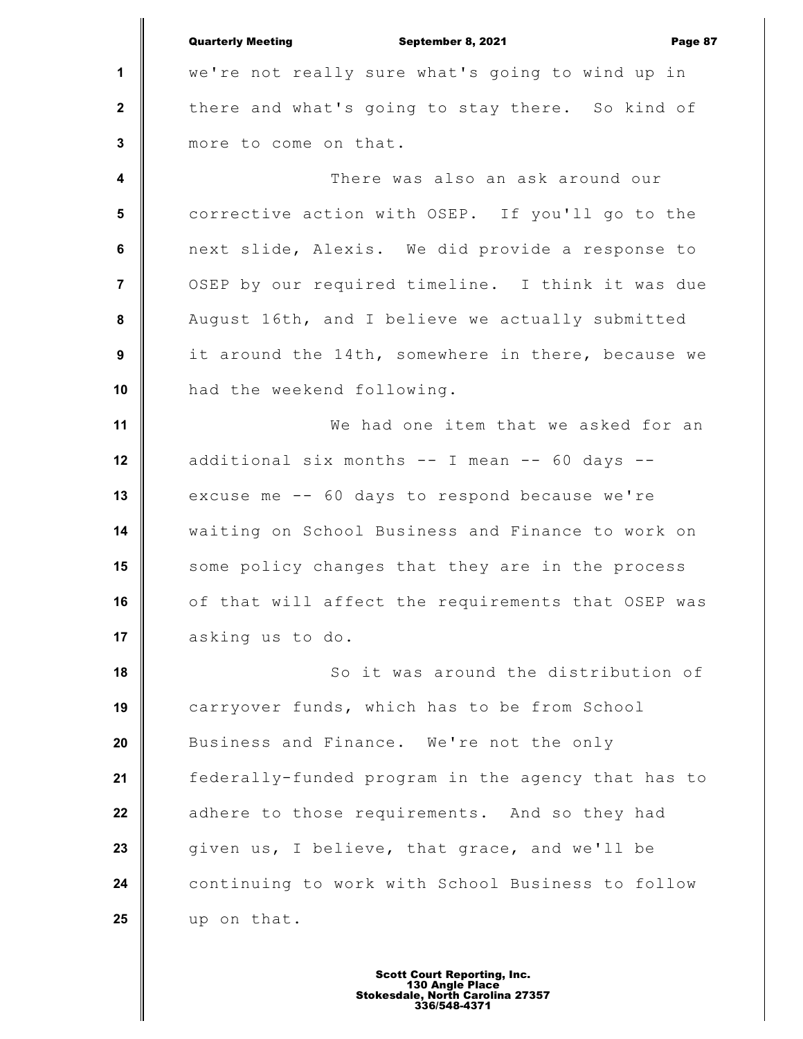we're not really sure what's going to wind up in there and what's going to stay there. So kind of more to come on that.

There was also an ask around our corrective action with OSEP. If you'll go to the next slide, Alexis. We did provide a response to OSEP by our required timeline. I think it was due August 16th, and I believe we actually submitted it around the 14th, somewhere in there, because we had the weekend following.

We had one item that we asked for an additional six months -- I mean -- 60 days -- excuse me -- 60 days to respond because we're waiting on School Business and Finance to work on some policy changes that they are in the process of that will affect the requirements that OSEP was asking us to do.

So it was around the distribution of carryover funds, which has to be from School Business and Finance. We're not the only federally-funded program in the agency that has to adhere to those requirements. And so they had given us, I believe, that grace, and we'll be continuing to work with School Business to follow up on that.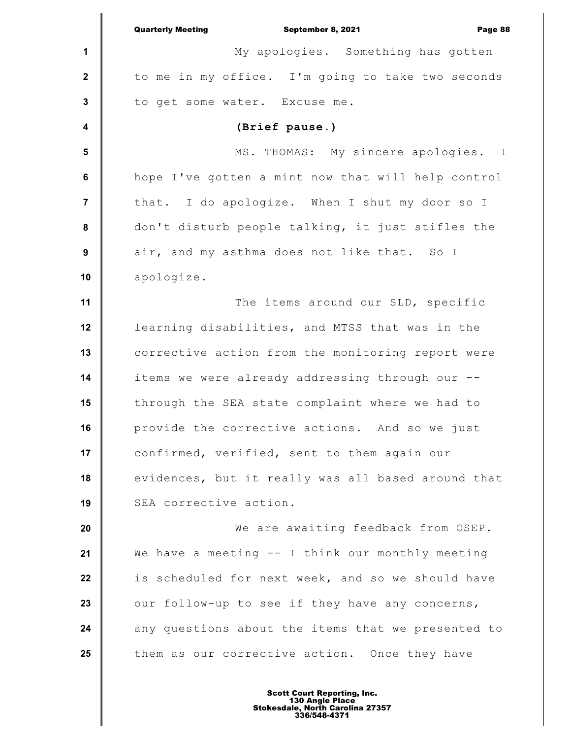My apologies. Something has gotten to me in my office. I'm going to take two seconds to get some water. Excuse me.

**(Brief pause.)**

MS. THOMAS: My sincere apologies. I hope I've gotten a mint now that will help control that. I do apologize. When I shut my door so I don't disturb people talking, it just stifles the air, and my asthma does not like that. So I apologize.

The items around our SLD, specific learning disabilities, and MTSS that was in the corrective action from the monitoring report were items we were already addressing through our -- through the SEA state complaint where we had to provide the corrective actions. And so we just confirmed, verified, sent to them again our evidences, but it really was all based around that SEA corrective action.

We are awaiting feedback from OSEP. We have a meeting -- I think our monthly meeting is scheduled for next week, and so we should have our follow-up to see if they have any concerns, any questions about the items that we presented to them as our corrective action. Once they have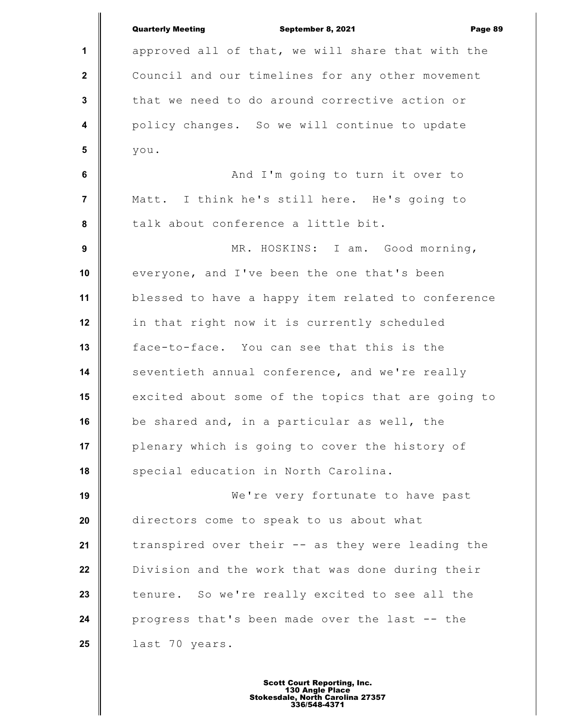approved all of that, we will share that with the Council and our timelines for any other movement that we need to do around corrective action or policy changes. So we will continue to update you.

And I'm going to turn it over to Matt. I think he's still here. He's going to talk about conference a little bit.

MR. HOSKINS: I am. Good morning, everyone, and I've been the one that's been blessed to have a happy item related to conference in that right now it is currently scheduled face-to-face. You can see that this is the seventieth annual conference, and we're really excited about some of the topics that are going to be shared and, in a particular as well, the plenary which is going to cover the history of special education in North Carolina.

We're very fortunate to have past directors come to speak to us about what transpired over their -- as they were leading the Division and the work that was done during their tenure. So we're really excited to see all the progress that's been made over the last -- the last 70 years.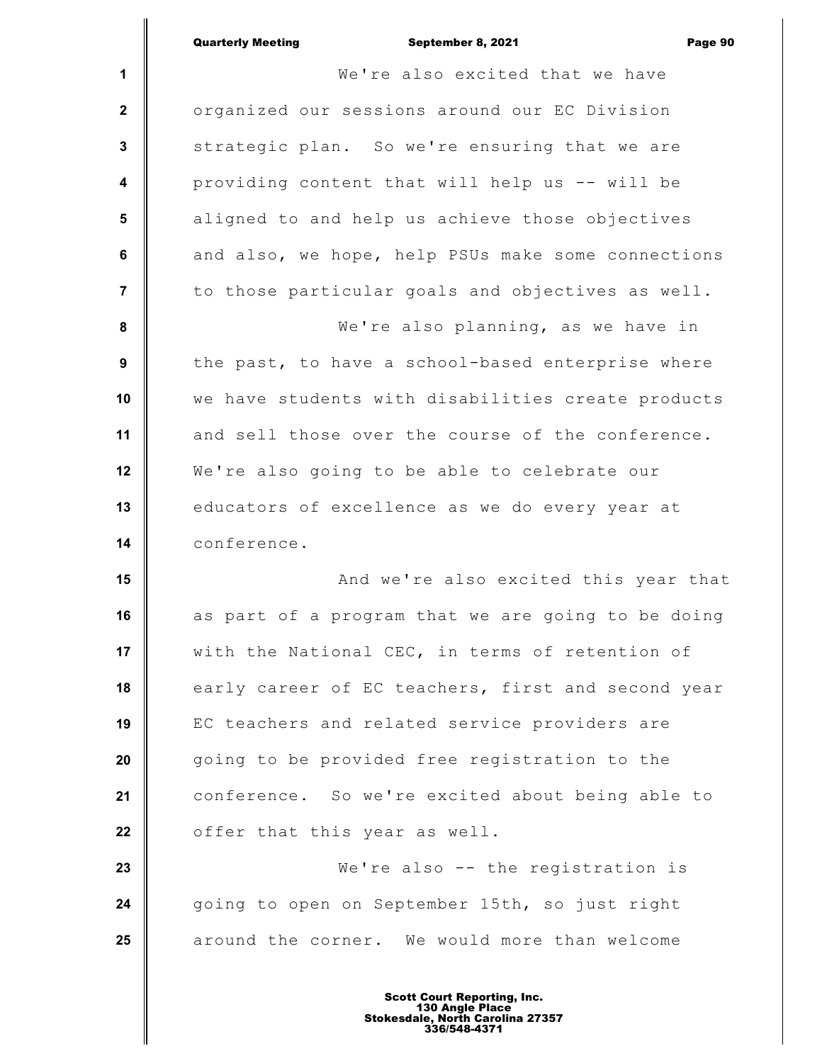We're also excited that we have organized our sessions around our EC Division strategic plan. So we're ensuring that we are providing content that will help us -- will be aligned to and help us achieve those objectives and also, we hope, help PSUs make some connections to those particular goals and objectives as well.

We're also planning, as we have in the past, to have a school-based enterprise where we have students with disabilities create products and sell those over the course of the conference. We're also going to be able to celebrate our educators of excellence as we do every year at conference.

And we're also excited this year that as part of a program that we are going to be doing with the National CEC, in terms of retention of early career of EC teachers, first and second year EC teachers and related service providers are going to be provided free registration to the conference. So we're excited about being able to offer that this year as well.

We're also -- the registration is going to open on September 15th, so just right around the corner. We would more than welcome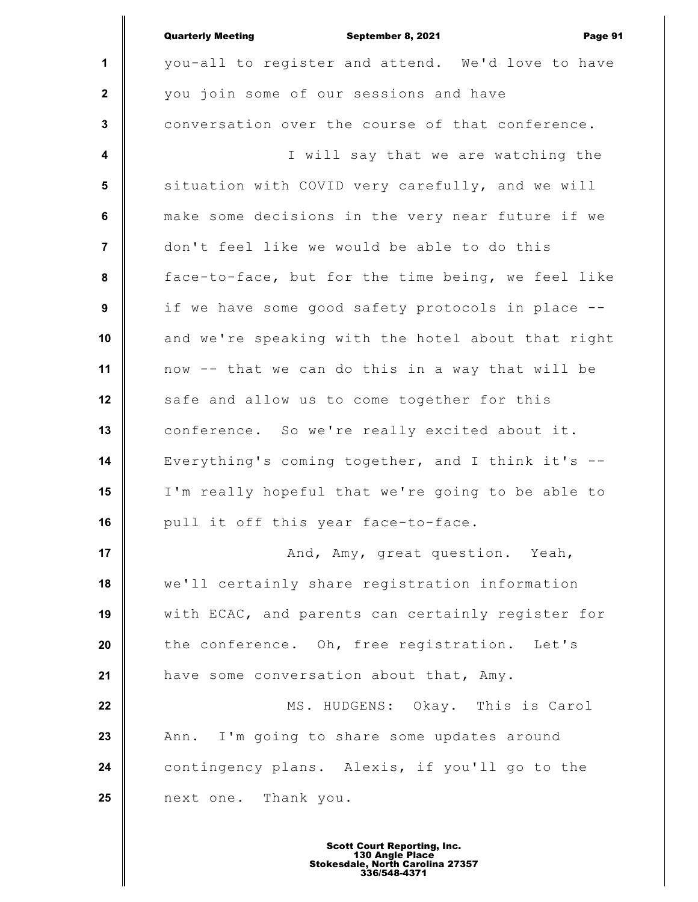you-all to register and attend. We'd love to have you join some of our sessions and have conversation over the course of that conference.

I will say that we are watching the situation with COVID very carefully, and we will make some decisions in the very near future if we don't feel like we would be able to do this face-to-face, but for the time being, we feel like if we have some good safety protocols in place -- and we're speaking with the hotel about that right now -- that we can do this in a way that will be safe and allow us to come together for this conference. So we're really excited about it. Everything's coming together, and I think it's -- I'm really hopeful that we're going to be able to pull it off this year face-to-face.

And, Amy, great question. Yeah, we'll certainly share registration information with ECAC, and parents can certainly register for the conference. Oh, free registration. Let's have some conversation about that, Amy.

MS. HUDGENS: Okay. This is Carol Ann. I'm going to share some updates around contingency plans. Alexis, if you'll go to the next one. Thank you.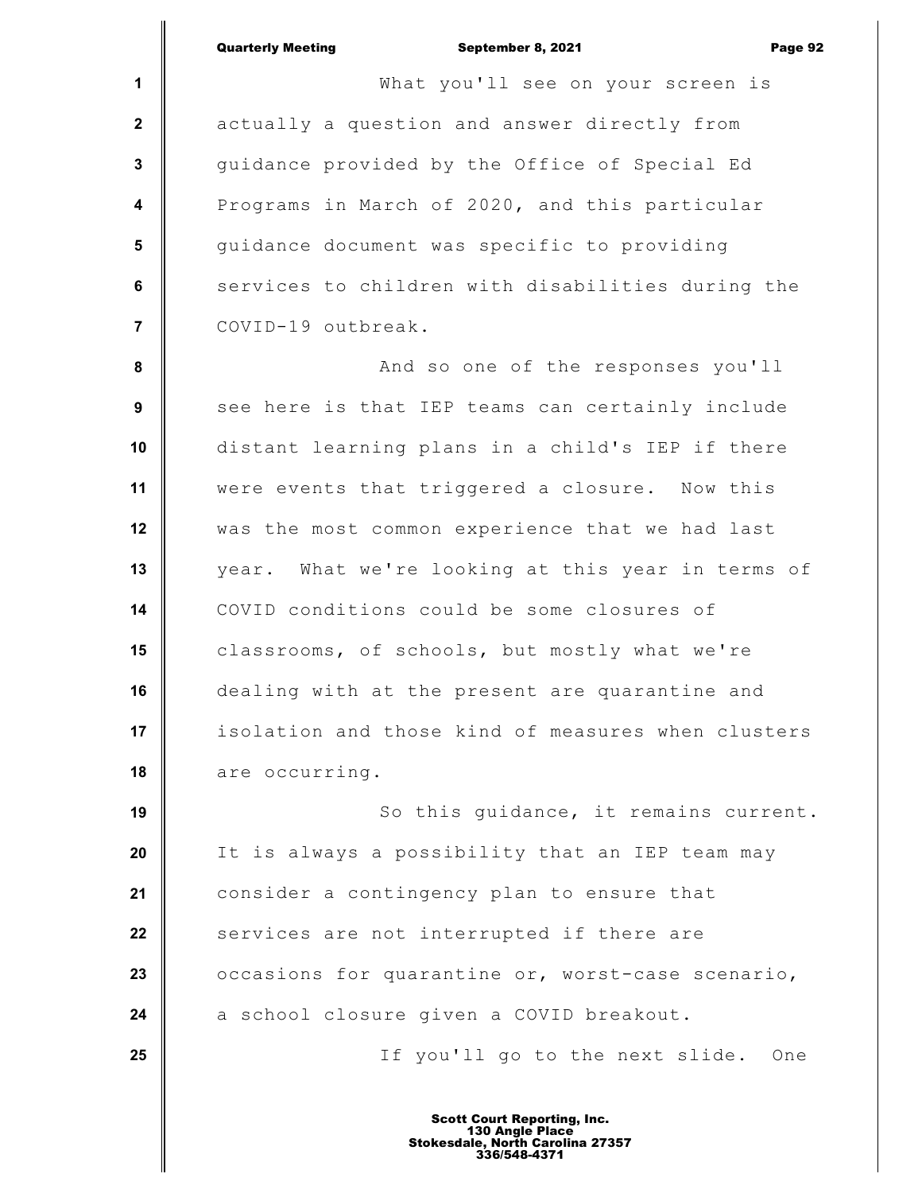What you'll see on your screen is actually a question and answer directly from guidance provided by the Office of Special Ed Programs in March of 2020, and this particular guidance document was specific to providing services to children with disabilities during the COVID-19 outbreak.

And so one of the responses you'll see here is that IEP teams can certainly include distant learning plans in a child's IEP if there were events that triggered a closure. Now this was the most common experience that we had last year. What we're looking at this year in terms of COVID conditions could be some closures of classrooms, of schools, but mostly what we're dealing with at the present are quarantine and isolation and those kind of measures when clusters are occurring.

So this guidance, it remains current. It is always a possibility that an IEP team may consider a contingency plan to ensure that services are not interrupted if there are occasions for quarantine or, worst-case scenario, a school closure given a COVID breakout.

If you'll go to the next slide. One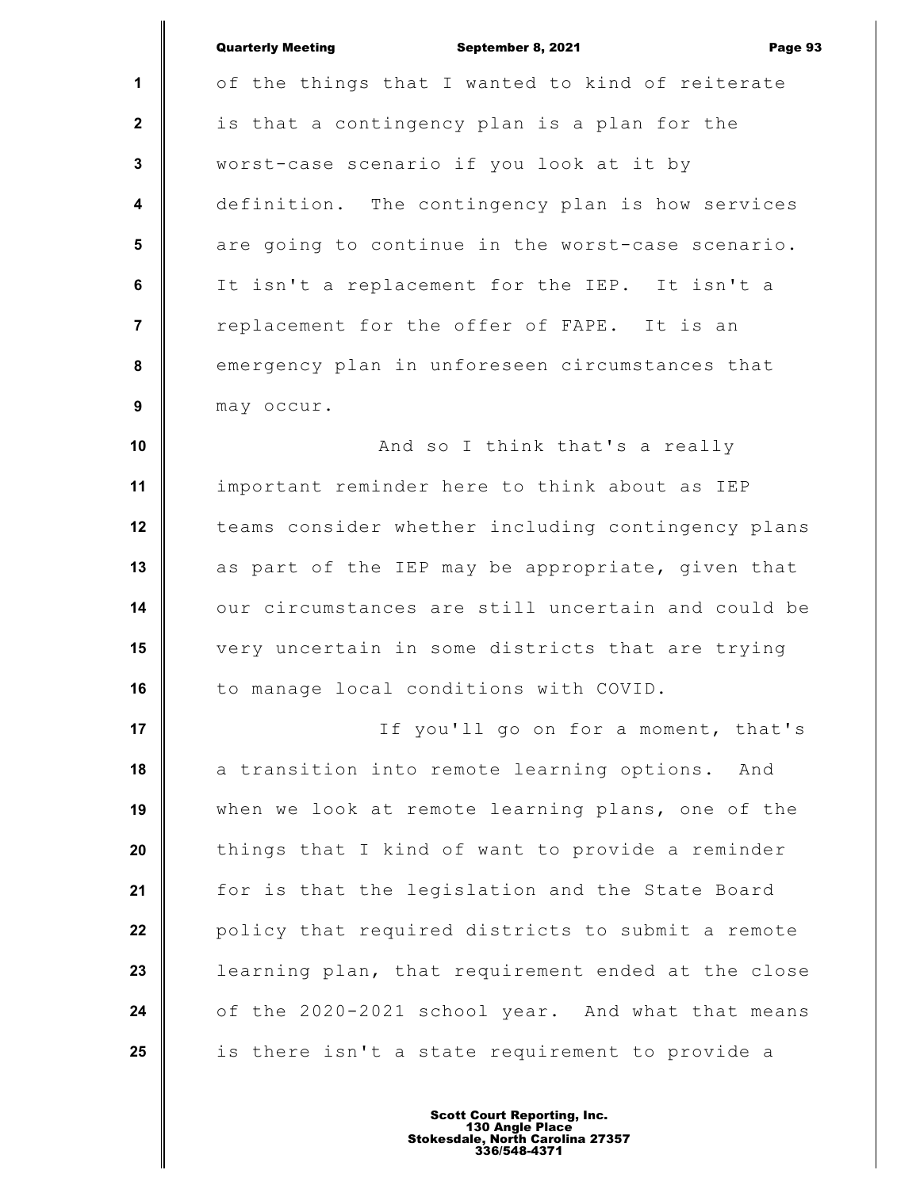of the things that I wanted to kind of reiterate is that a contingency plan is a plan for the worst-case scenario if you look at it by definition. The contingency plan is how services are going to continue in the worst-case scenario. It isn't a replacement for the IEP. It isn't a replacement for the offer of FAPE. It is an emergency plan in unforeseen circumstances that may occur.

And so I think that's a really important reminder here to think about as IEP teams consider whether including contingency plans as part of the IEP may be appropriate, given that our circumstances are still uncertain and could be very uncertain in some districts that are trying to manage local conditions with COVID.

If you'll go on for a moment, that's a transition into remote learning options. And when we look at remote learning plans, one of the things that I kind of want to provide a reminder for is that the legislation and the State Board policy that required districts to submit a remote learning plan, that requirement ended at the close of the 2020-2021 school year. And what that means is there isn't a state requirement to provide a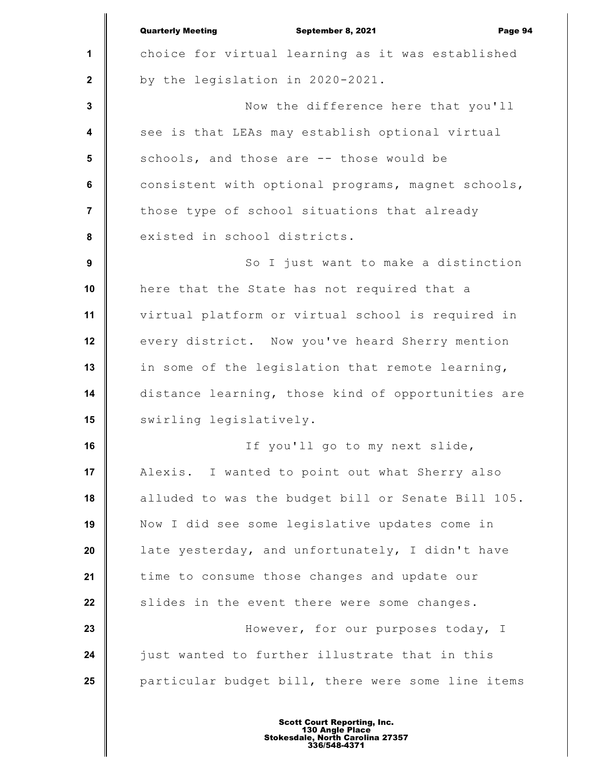choice for virtual learning as it was established by the legislation in 2020-2021.

Now the difference here that you'll see is that LEAs may establish optional virtual schools, and those are -- those would be consistent with optional programs, magnet schools, those type of school situations that already existed in school districts.

So I just want to make a distinction here that the State has not required that a virtual platform or virtual school is required in every district. Now you've heard Sherry mention in some of the legislation that remote learning, distance learning, those kind of opportunities are swirling legislatively.

If you'll go to my next slide, Alexis. I wanted to point out what Sherry also alluded to was the budget bill or Senate Bill 105. Now I did see some legislative updates come in late yesterday, and unfortunately, I didn't have time to consume those changes and update our slides in the event there were some changes.

However, for our purposes today, I just wanted to further illustrate that in this particular budget bill, there were some line items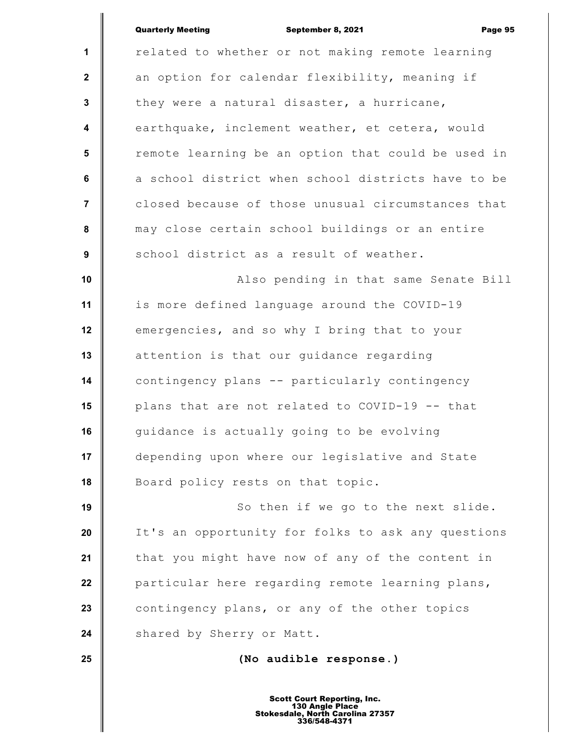related to whether or not making remote learning an option for calendar flexibility, meaning if they were a natural disaster, a hurricane, earthquake, inclement weather, et cetera, would remote learning be an option that could be used in a school district when school districts have to be closed because of those unusual circumstances that may close certain school buildings or an entire school district as a result of weather.

Also pending in that same Senate Bill is more defined language around the COVID-19 emergencies, and so why I bring that to your attention is that our guidance regarding contingency plans -- particularly contingency plans that are not related to COVID-19 -- that guidance is actually going to be evolving depending upon where our legislative and State Board policy rests on that topic.

So then if we go to the next slide. It's an opportunity for folks to ask any questions that you might have now of any of the content in particular here regarding remote learning plans, contingency plans, or any of the other topics shared by Sherry or Matt.

**(No audible response.)**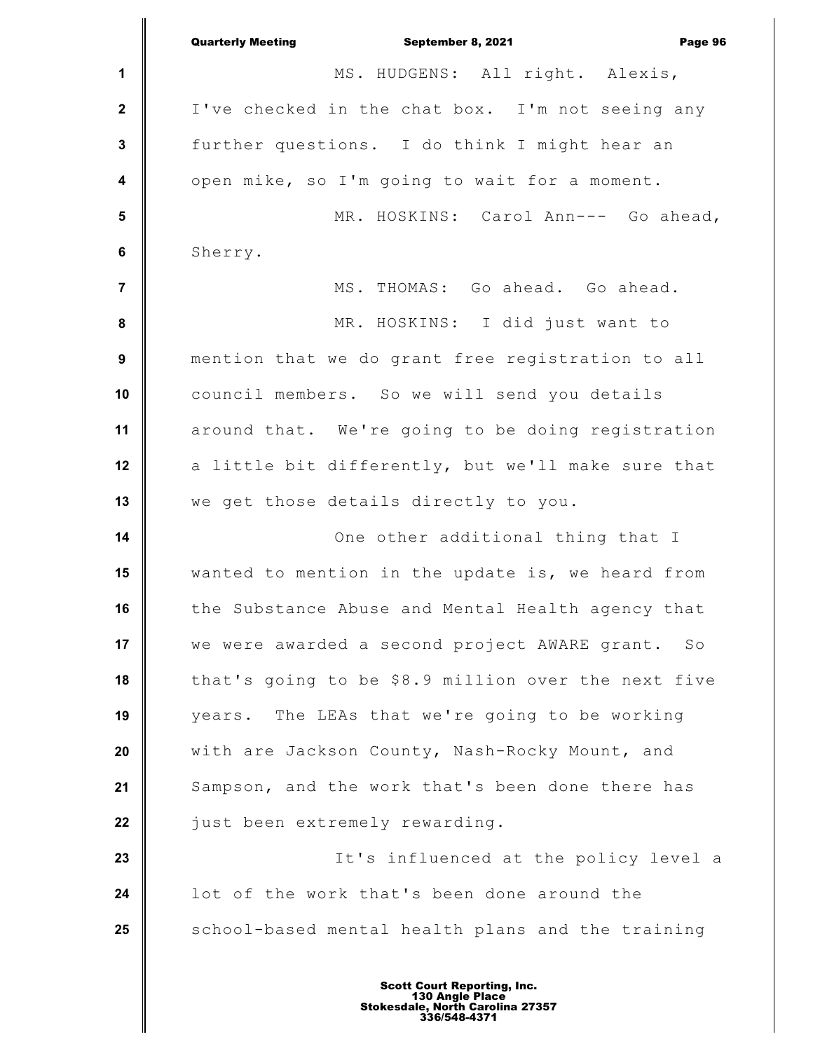MS. HUDGENS: All right. Alexis, I've checked in the chat box. I'm not seeing any further questions. I do think I might hear an open mike, so I'm going to wait for a moment.

MR. HOSKINS: Carol Ann--- Go ahead, Sherry.

MS. THOMAS: Go ahead. Go ahead.

MR. HOSKINS: I did just want to mention that we do grant free registration to all council members. So we will send you details around that. We're going to be doing registration a little bit differently, but we'll make sure that we get those details directly to you.

One other additional thing that I wanted to mention in the update is, we heard from the Substance Abuse and Mental Health agency that we were awarded a second project AWARE grant. So that's going to be $8.9 million over the next five years. The LEAs that we're going to be working with are Jackson County, Nash-Rocky Mount, and Sampson, and the work that's been done there has just been extremely rewarding.

It's influenced at the policy level a lot of the work that's been done around the school-based mental health plans and the training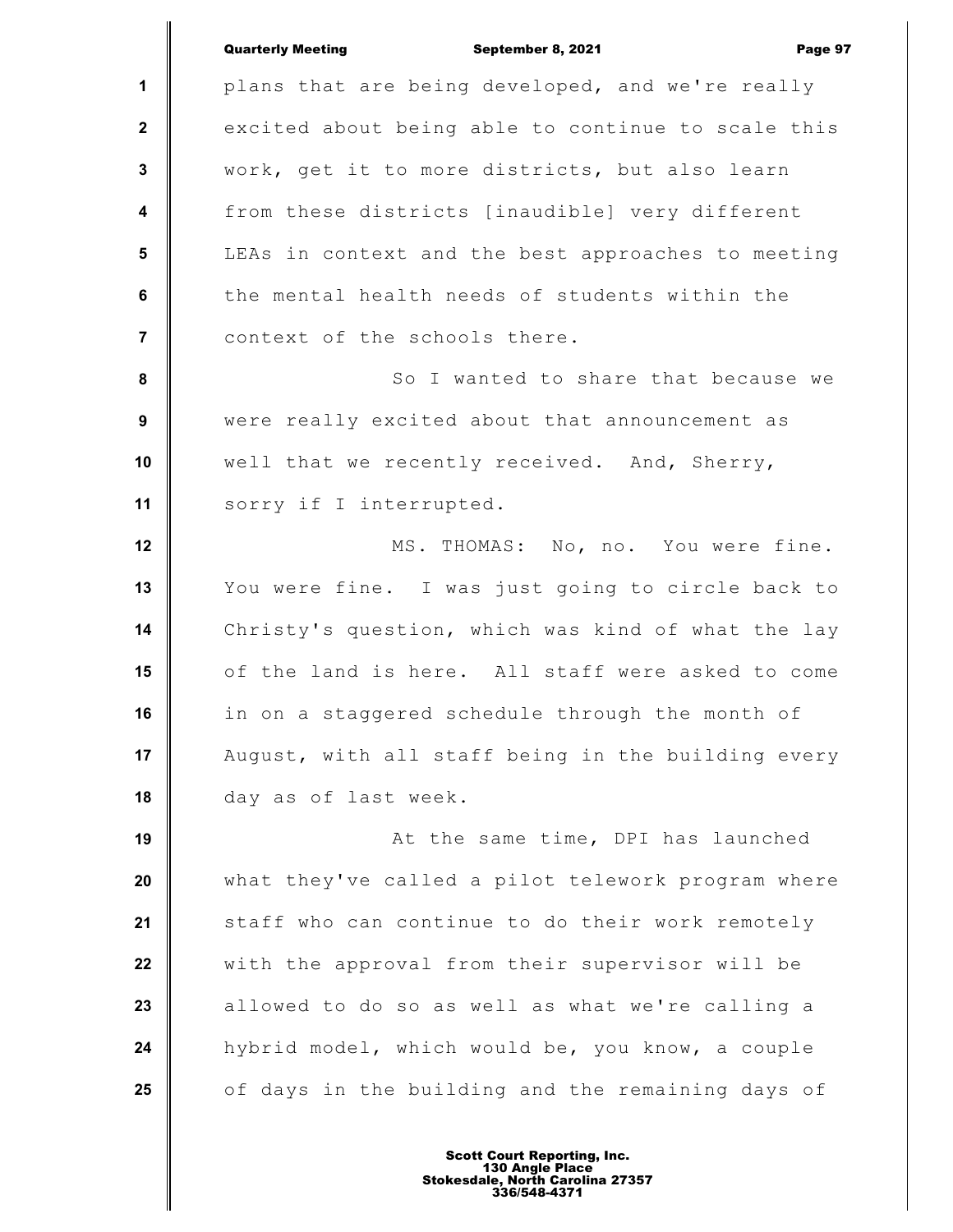plans that are being developed, and we're really excited about being able to continue to scale this work, get it to more districts, but also learn from these districts [inaudible] very different LEAs in context and the best approaches to meeting the mental health needs of students within the context of the schools there.

So I wanted to share that because we were really excited about that announcement as well that we recently received. And, Sherry, sorry if I interrupted.

MS. THOMAS: No, no. You were fine. You were fine. I was just going to circle back to Christy's question, which was kind of what the lay of the land is here. All staff were asked to come in on a staggered schedule through the month of August, with all staff being in the building every day as of last week.

At the same time, DPI has launched what they've called a pilot telework program where staff who can continue to do their work remotely with the approval from their supervisor will be allowed to do so as well as what we're calling a hybrid model, which would be, you know, a couple of days in the building and the remaining days of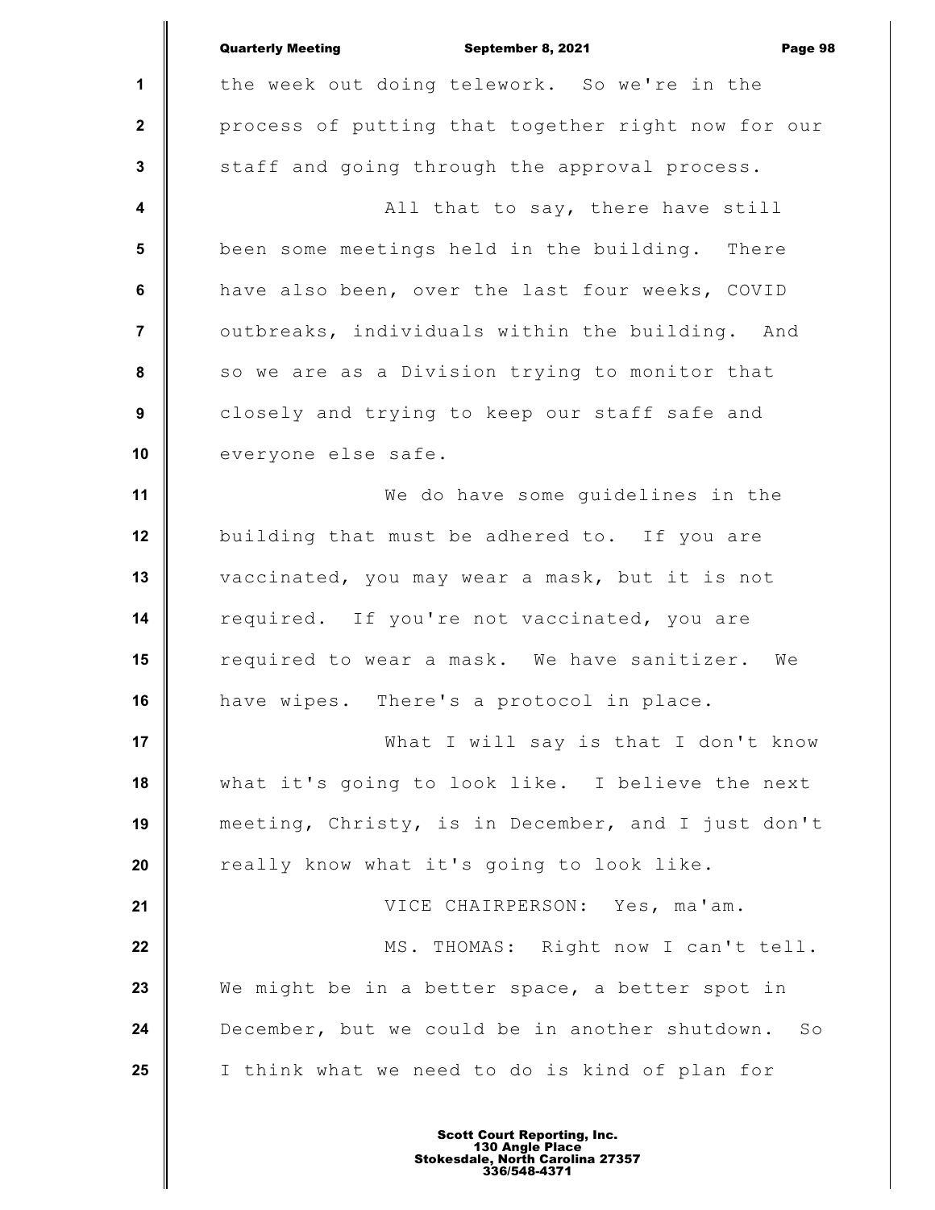the week out doing telework. So we're in the process of putting that together right now for our staff and going through the approval process.

All that to say, there have still been some meetings held in the building. There have also been, over the last four weeks, COVID outbreaks, individuals within the building. And so we are as a Division trying to monitor that closely and trying to keep our staff safe and everyone else safe.

We do have some guidelines in the building that must be adhered to. If you are vaccinated, you may wear a mask, but it is not required. If you're not vaccinated, you are required to wear a mask. We have sanitizer. We have wipes. There's a protocol in place.

What I will say is that I don't know what it's going to look like. I believe the next meeting, Christy, is in December, and I just don't really know what it's going to look like.

VICE CHAIRPERSON: Yes, ma'am.

MS. THOMAS: Right now I can't tell. We might be in a better space, a better spot in December, but we could be in another shutdown. So I think what we need to do is kind of plan for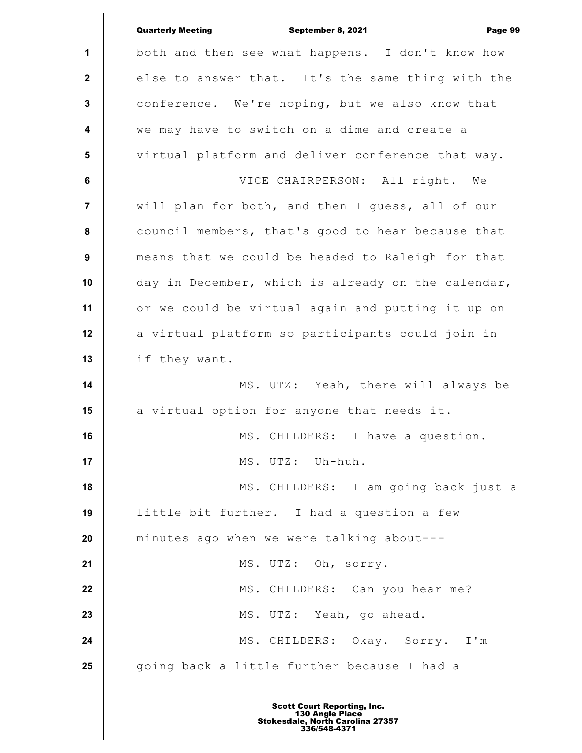both and then see what happens. I don't know how else to answer that. It's the same thing with the conference. We're hoping, but we also know that we may have to switch on a dime and create a virtual platform and deliver conference that way.

VICE CHAIRPERSON: All right. We will plan for both, and then I guess, all of our council members, that's good to hear because that means that we could be headed to Raleigh for that day in December, which is already on the calendar, or we could be virtual again and putting it up on a virtual platform so participants could join in if they want.

MS. UTZ: Yeah, there will always be a virtual option for anyone that needs it.

MS. CHILDERS: I have a question.

MS. UTZ: Uh-huh.

MS. CHILDERS: I am going back just a little bit further. I had a question a few minutes ago when we were talking about---

MS. UTZ: Oh, sorry.

MS. CHILDERS: Can you hear me?

MS. UTZ: Yeah, go ahead.

MS. CHILDERS: Okay. Sorry. I'm going back a little further because I had a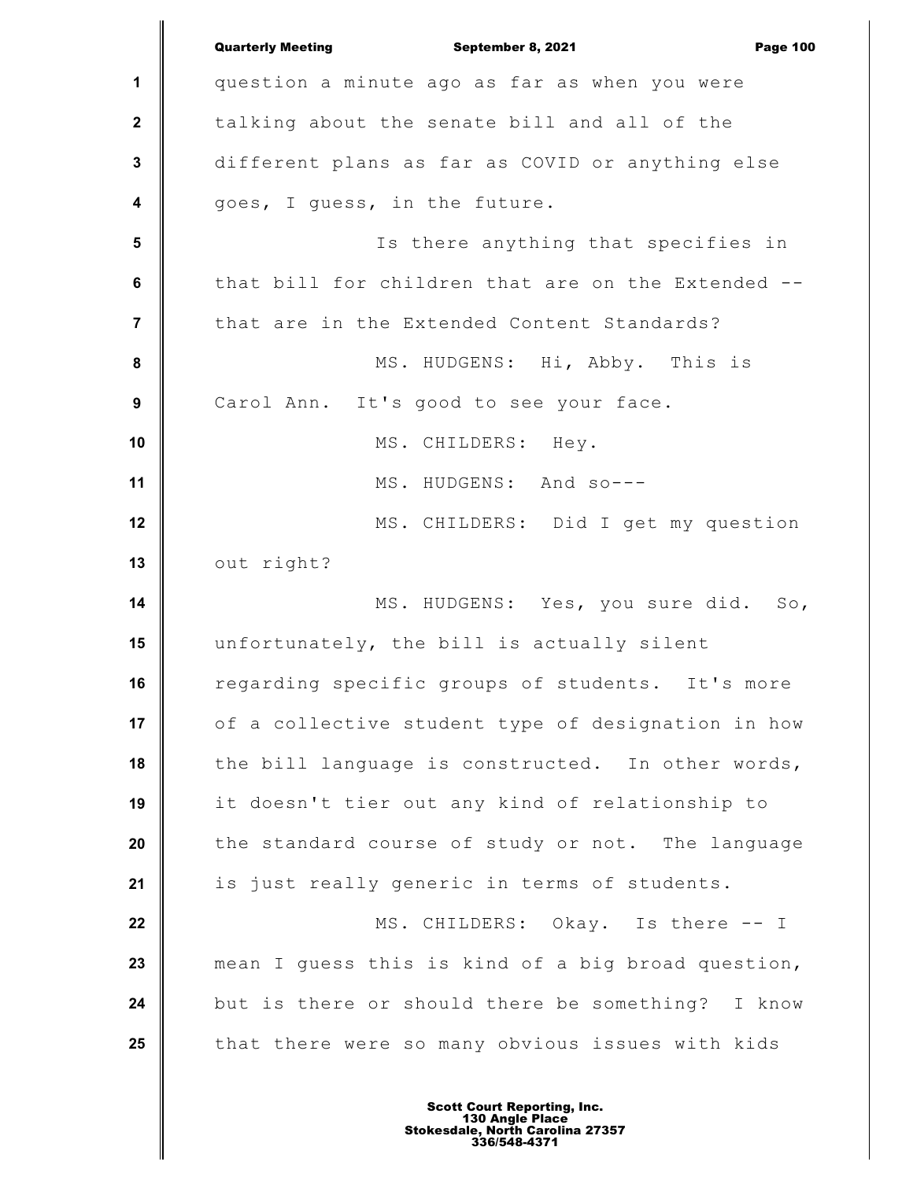question a minute ago as far as when you were talking about the senate bill and all of the different plans as far as COVID or anything else goes, I guess, in the future.

Is there anything that specifies in that bill for children that are on the Extended -- that are in the Extended Content Standards?

MS. HUDGENS: Hi, Abby. This is Carol Ann. It's good to see your face.

MS. CHILDERS: Hey.

MS. HUDGENS: And so---

MS. CHILDERS: Did I get my question out right?

MS. HUDGENS: Yes, you sure did. So, unfortunately, the bill is actually silent regarding specific groups of students. It's more of a collective student type of designation in how the bill language is constructed. In other words, it doesn't tier out any kind of relationship to the standard course of study or not. The language is just really generic in terms of students.

MS. CHILDERS: Okay. Is there -- I mean I guess this is kind of a big broad question, but is there or should there be something? I know that there were so many obvious issues with kids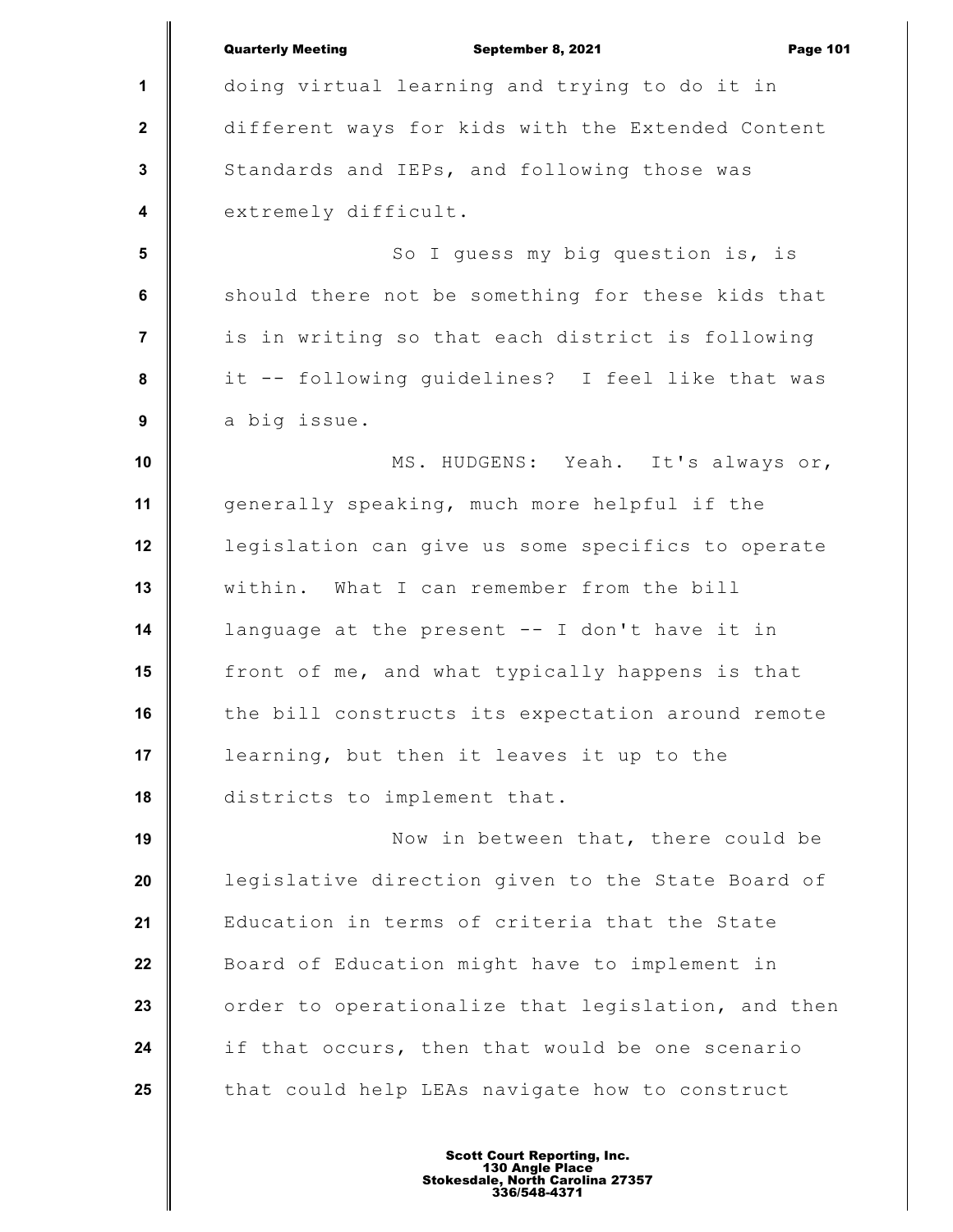doing virtual learning and trying to do it in different ways for kids with the Extended Content Standards and IEPs, and following those was extremely difficult.

So I guess my big question is, is should there not be something for these kids that is in writing so that each district is following it -- following guidelines? I feel like that was a big issue.

MS. HUDGENS: Yeah. It's always or, generally speaking, much more helpful if the legislation can give us some specifics to operate within. What I can remember from the bill language at the present -- I don't have it in front of me, and what typically happens is that the bill constructs its expectation around remote learning, but then it leaves it up to the districts to implement that.

Now in between that, there could be legislative direction given to the State Board of Education in terms of criteria that the State Board of Education might have to implement in order to operationalize that legislation, and then if that occurs, then that would be one scenario that could help LEAs navigate how to construct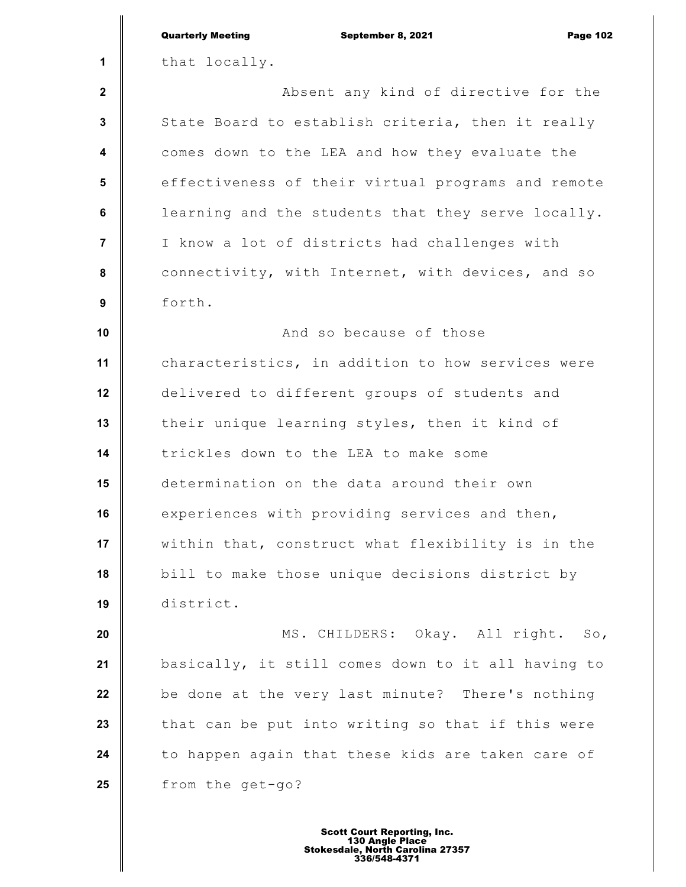that locally.

Absent any kind of directive for the State Board to establish criteria, then it really comes down to the LEA and how they evaluate the effectiveness of their virtual programs and remote learning and the students that they serve locally. I know a lot of districts had challenges with connectivity, with Internet, with devices, and so forth.

And so because of those characteristics, in addition to how services were delivered to different groups of students and their unique learning styles, then it kind of trickles down to the LEA to make some determination on the data around their own experiences with providing services and then, within that, construct what flexibility is in the bill to make those unique decisions district by district.

MS. CHILDERS: Okay. All right. So, basically, it still comes down to it all having to be done at the very last minute? There's nothing that can be put into writing so that if this were to happen again that these kids are taken care of from the get-go?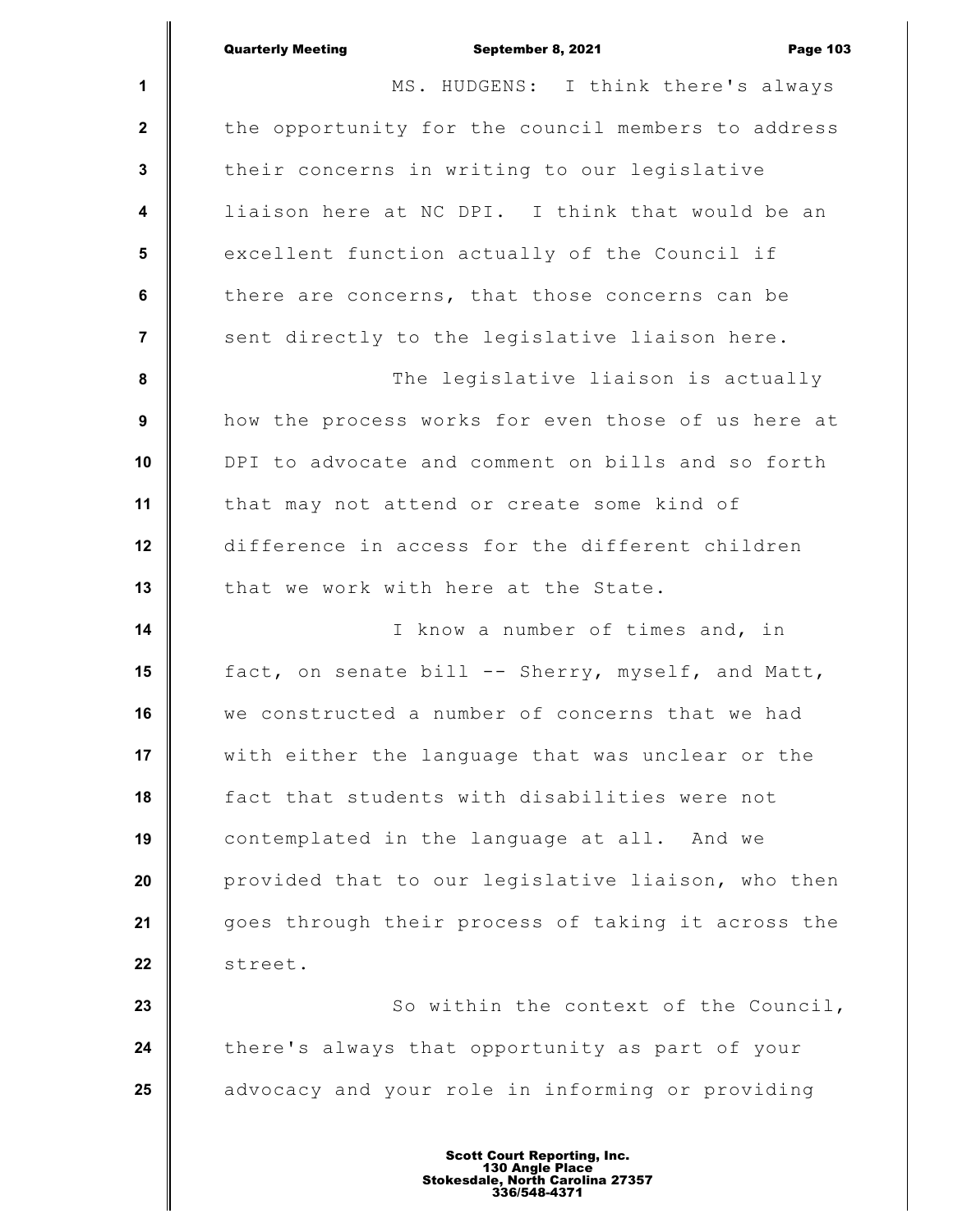MS. HUDGENS: I think there's always the opportunity for the council members to address their concerns in writing to our legislative liaison here at NC DPI. I think that would be an excellent function actually of the Council if there are concerns, that those concerns can be sent directly to the legislative liaison here.

The legislative liaison is actually how the process works for even those of us here at DPI to advocate and comment on bills and so forth that may not attend or create some kind of difference in access for the different children that we work with here at the State.

I know a number of times and, in fact, on senate bill -- Sherry, myself, and Matt, we constructed a number of concerns that we had with either the language that was unclear or the fact that students with disabilities were not contemplated in the language at all. And we provided that to our legislative liaison, who then goes through their process of taking it across the street.

So within the context of the Council, there's always that opportunity as part of your advocacy and your role in informing or providing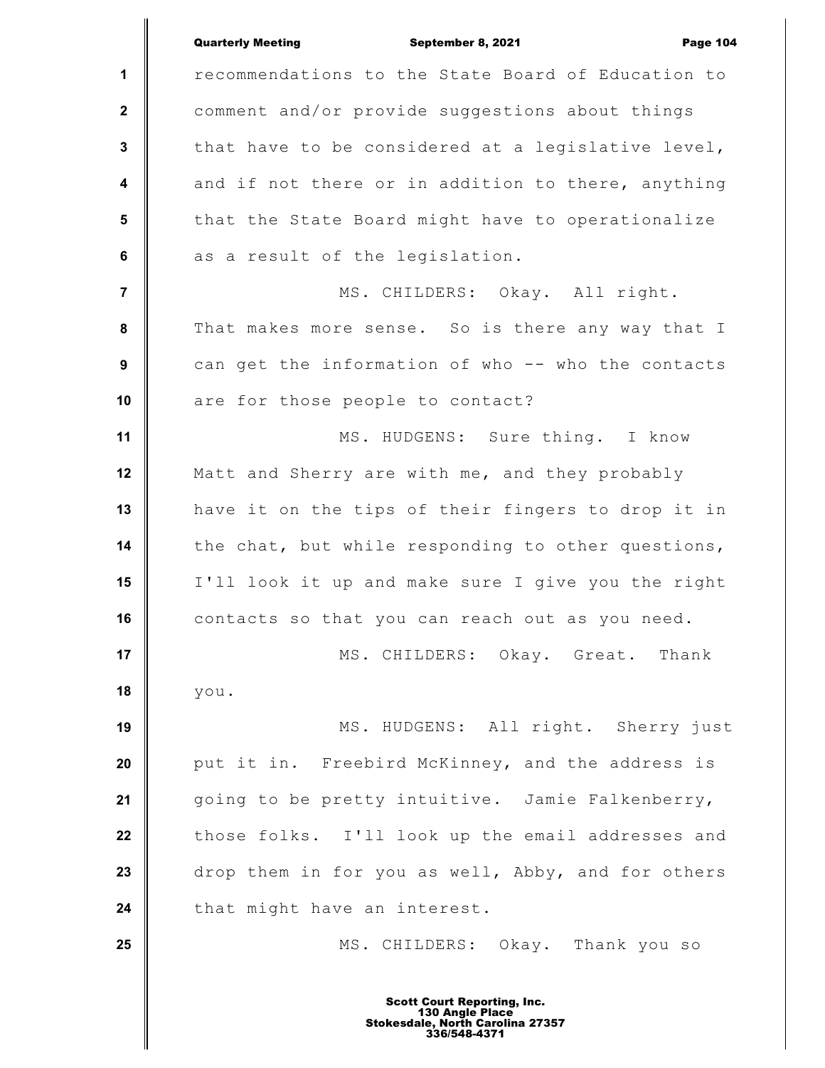recommendations to the State Board of Education to comment and/or provide suggestions about things that have to be considered at a legislative level, and if not there or in addition to there, anything that the State Board might have to operationalize as a result of the legislation.

MS. CHILDERS: Okay. All right. That makes more sense. So is there any way that I can get the information of who -- who the contacts are for those people to contact?

MS. HUDGENS: Sure thing. I know Matt and Sherry are with me, and they probably have it on the tips of their fingers to drop it in the chat, but while responding to other questions, I'll look it up and make sure I give you the right contacts so that you can reach out as you need.

MS. CHILDERS: Okay. Great. Thank you.

MS. HUDGENS: All right. Sherry just put it in. Freebird McKinney, and the address is going to be pretty intuitive. Jamie Falkenberry, those folks. I'll look up the email addresses and drop them in for you as well, Abby, and for others that might have an interest.

MS. CHILDERS: Okay. Thank you so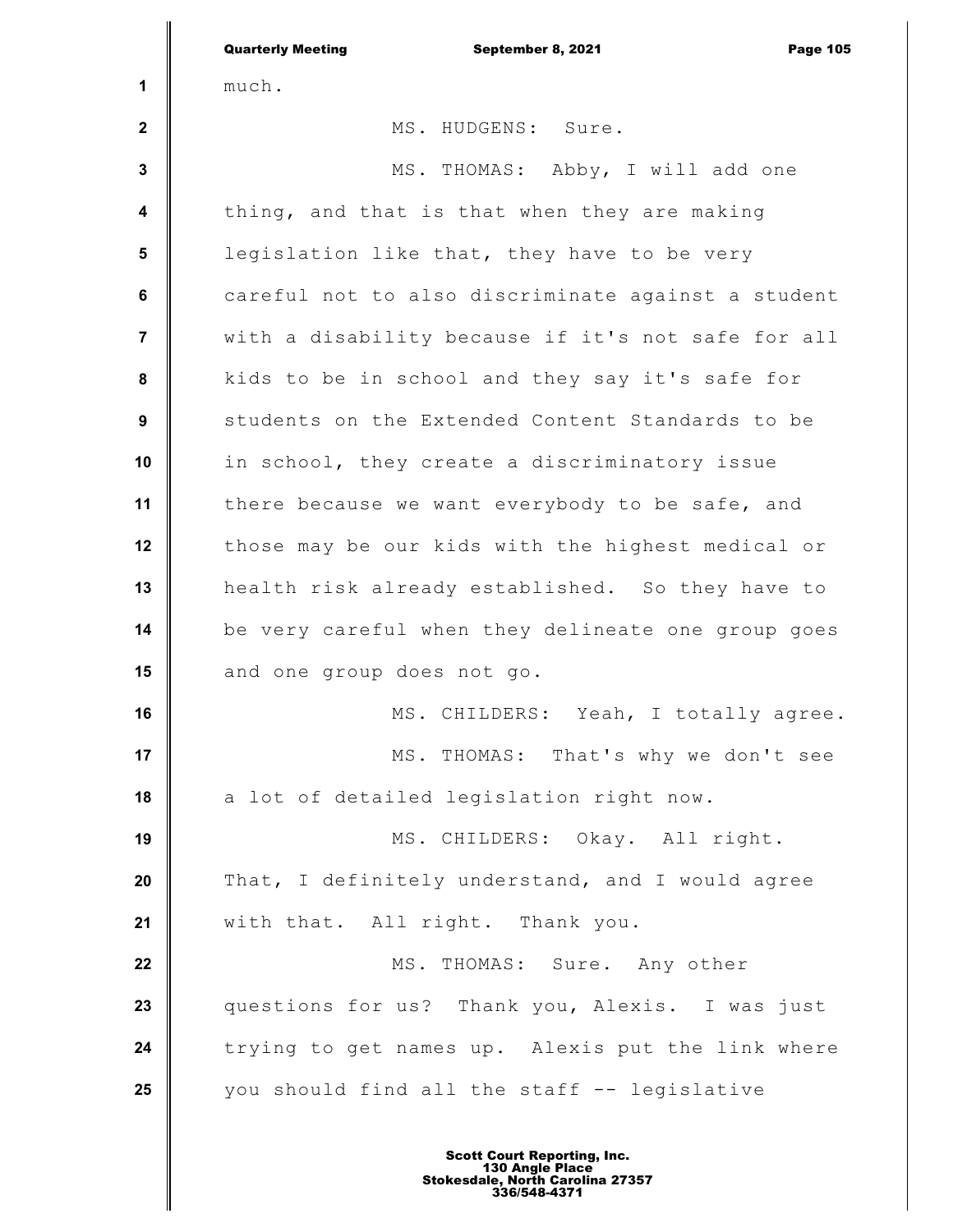much.

MS. HUDGENS: Sure.

MS. THOMAS: Abby, I will add one thing, and that is that when they are making legislation like that, they have to be very careful not to also discriminate against a student with a disability because if it's not safe for all kids to be in school and they say it's safe for students on the Extended Content Standards to be in school, they create a discriminatory issue there because we want everybody to be safe, and those may be our kids with the highest medical or health risk already established. So they have to be very careful when they delineate one group goes and one group does not go.

MS. CHILDERS: Yeah, I totally agree.

MS. THOMAS: That's why we don't see a lot of detailed legislation right now.

MS. CHILDERS: Okay. All right. That, I definitely understand, and I would agree with that. All right. Thank you.

MS. THOMAS: Sure. Any other questions for us? Thank you, Alexis. I was just trying to get names up. Alexis put the link where you should find all the staff -- legislative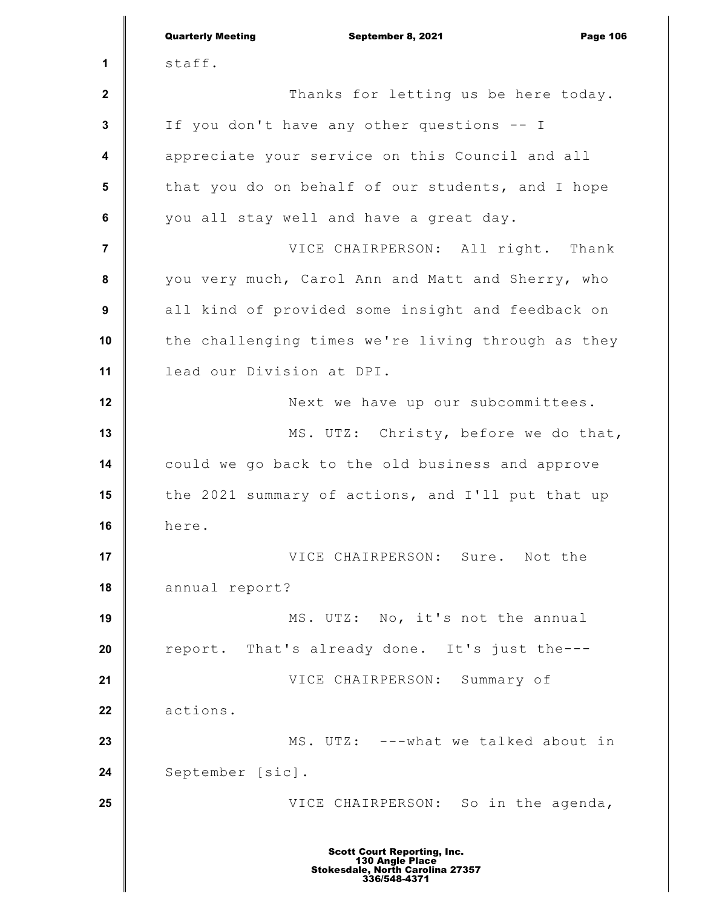staff.

Thanks for letting us be here today. If you don't have any other questions -- I appreciate your service on this Council and all that you do on behalf of our students, and I hope you all stay well and have a great day.

VICE CHAIRPERSON: All right. Thank you very much, Carol Ann and Matt and Sherry, who all kind of provided some insight and feedback on the challenging times we're living through as they lead our Division at DPI.

Next we have up our subcommittees.

MS. UTZ: Christy, before we do that, could we go back to the old business and approve the 2021 summary of actions, and I'll put that up here.

VICE CHAIRPERSON: Sure. Not the annual report?

MS. UTZ: No, it's not the annual report. That's already done. It's just the---

VICE CHAIRPERSON: Summary of actions.

MS. UTZ: ---what we talked about in September [sic].

VICE CHAIRPERSON: So in the agenda,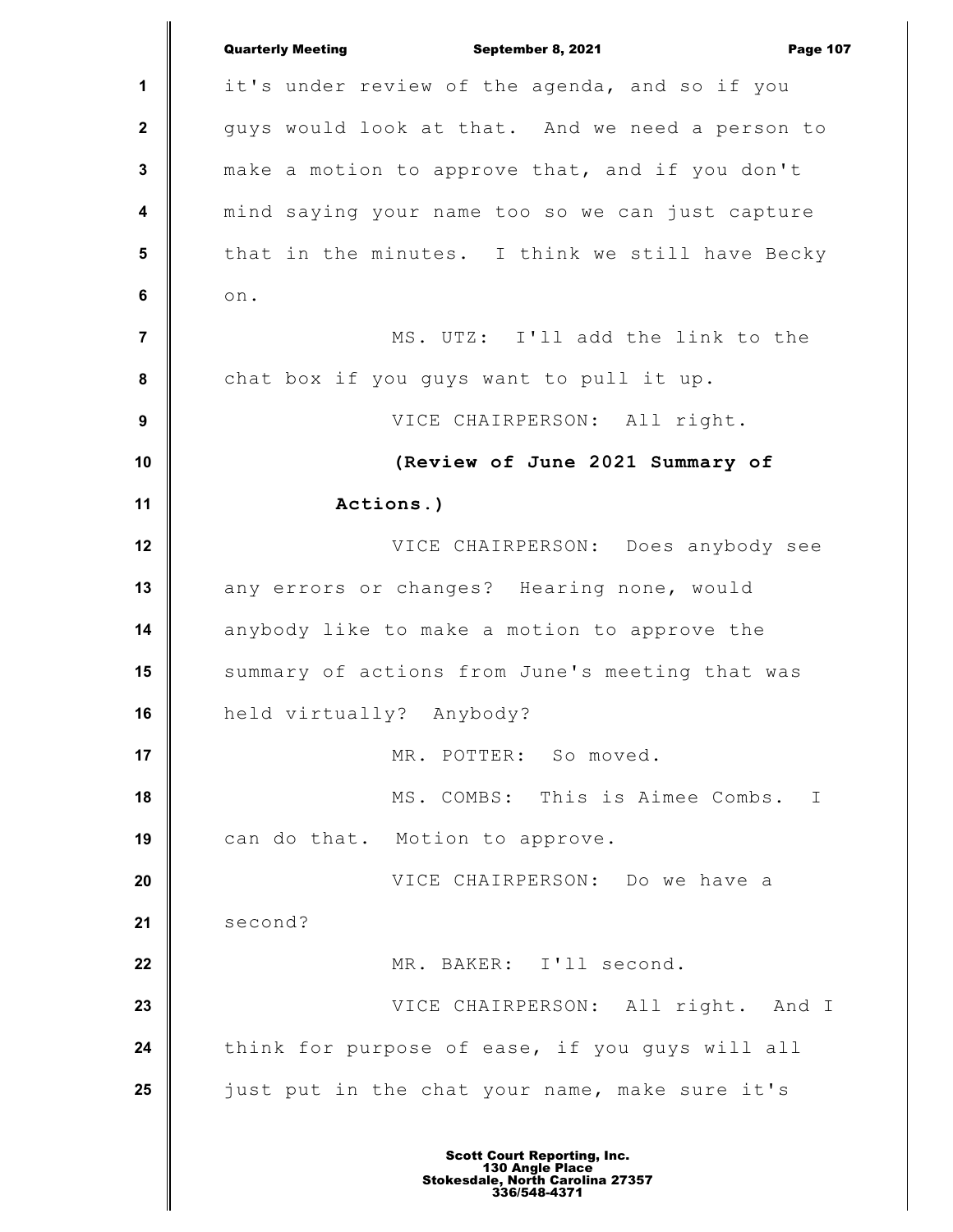it's under review of the agenda, and so if you guys would look at that. And we need a person to make a motion to approve that, and if you don't mind saying your name too so we can just capture that in the minutes. I think we still have Becky on.

MS. UTZ: I'll add the link to the chat box if you guys want to pull it up.

VICE CHAIRPERSON: All right.

**(Review of June 2021 Summary of Actions.)**

VICE CHAIRPERSON: Does anybody see any errors or changes? Hearing none, would anybody like to make a motion to approve the summary of actions from June's meeting that was held virtually? Anybody?

MR. POTTER: So moved.

MS. COMBS: This is Aimee Combs. I can do that. Motion to approve.

VICE CHAIRPERSON: Do we have a second?

MR. BAKER: I'll second.

VICE CHAIRPERSON: All right. And I think for purpose of ease, if you guys will all just put in the chat your name, make sure it's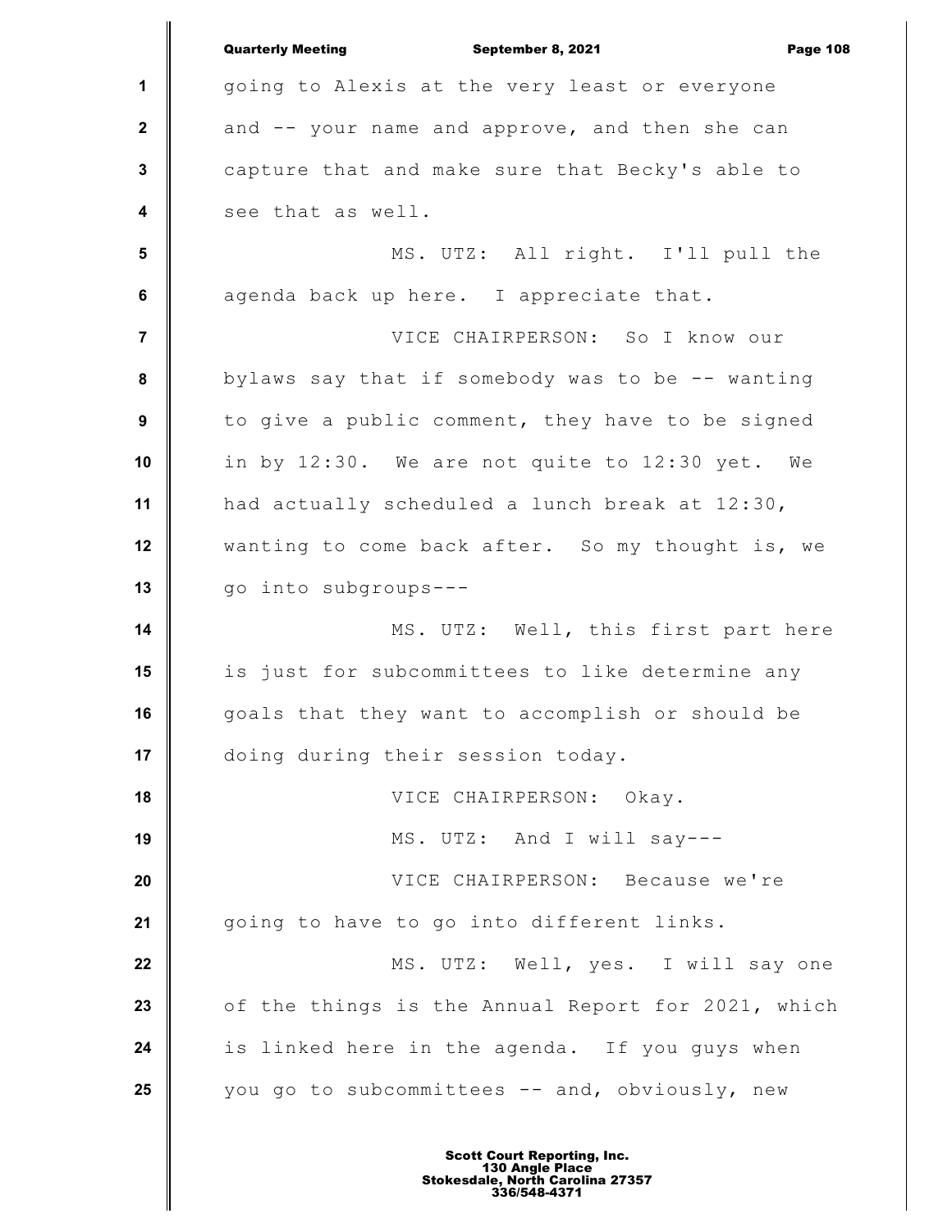going to Alexis at the very least or everyone and -- your name and approve, and then she can capture that and make sure that Becky's able to see that as well.

MS. UTZ: All right. I'll pull the agenda back up here. I appreciate that.

VICE CHAIRPERSON: So I know our bylaws say that if somebody was to be -- wanting to give a public comment, they have to be signed in by 12:30. We are not quite to 12:30 yet. We had actually scheduled a lunch break at 12:30, wanting to come back after. So my thought is, we go into subgroups---

MS. UTZ: Well, this first part here is just for subcommittees to like determine any goals that they want to accomplish or should be doing during their session today.

VICE CHAIRPERSON: Okay.

MS. UTZ: And I will say---

VICE CHAIRPERSON: Because we're going to have to go into different links.

MS. UTZ: Well, yes. I will say one of the things is the Annual Report for 2021, which is linked here in the agenda. If you guys when you go to subcommittees -- and, obviously, new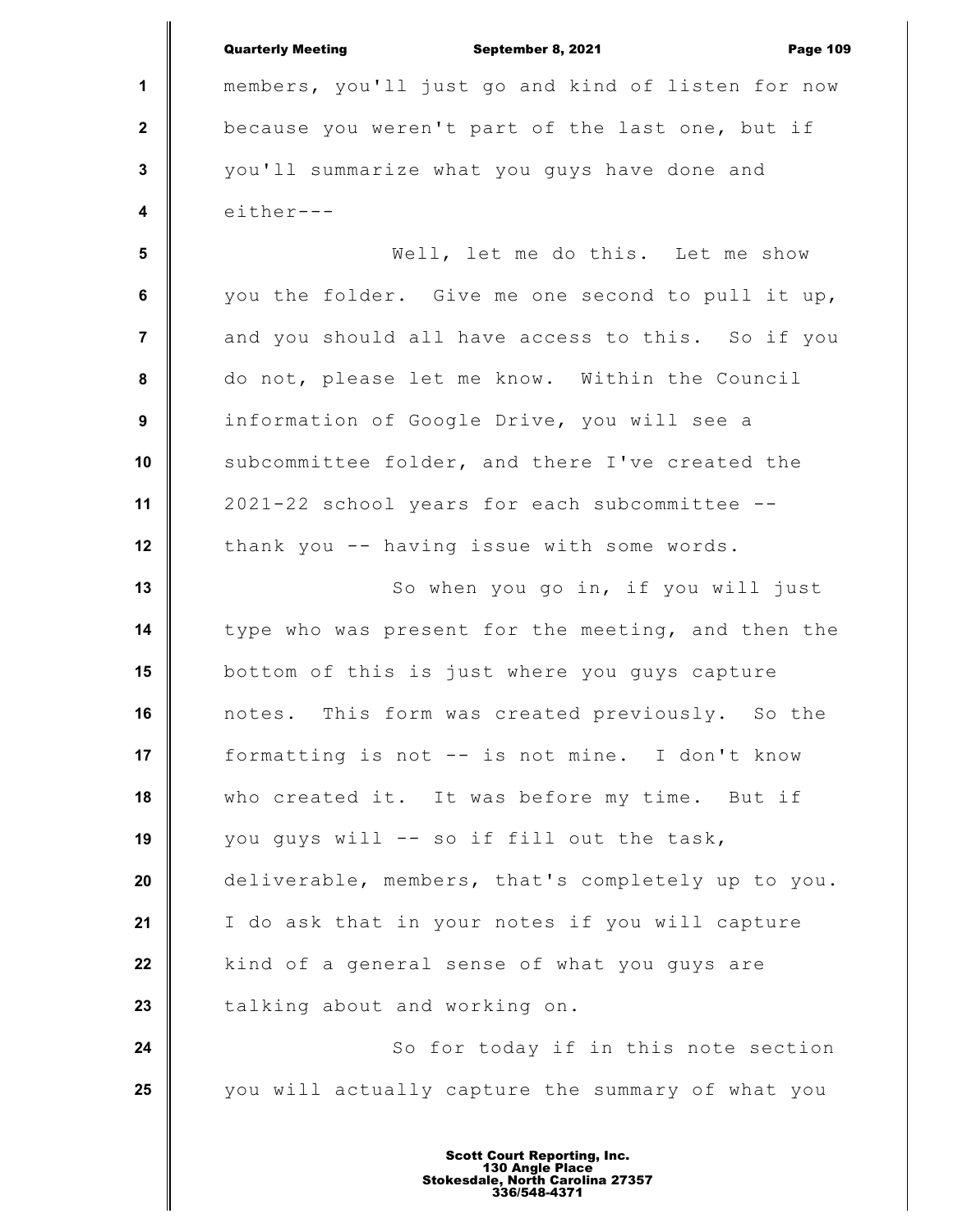members, you'll just go and kind of listen for now because you weren't part of the last one, but if you'll summarize what you guys have done and either---

Well, let me do this. Let me show you the folder. Give me one second to pull it up, and you should all have access to this. So if you do not, please let me know. Within the Council information of Google Drive, you will see a subcommittee folder, and there I've created the 2021-22 school years for each subcommittee -- thank you -- having issue with some words.

So when you go in, if you will just type who was present for the meeting, and then the bottom of this is just where you guys capture notes. This form was created previously. So the formatting is not -- is not mine. I don't know who created it. It was before my time. But if you guys will -- so if fill out the task, deliverable, members, that's completely up to you. I do ask that in your notes if you will capture kind of a general sense of what you guys are talking about and working on.

So for today if in this note section you will actually capture the summary of what you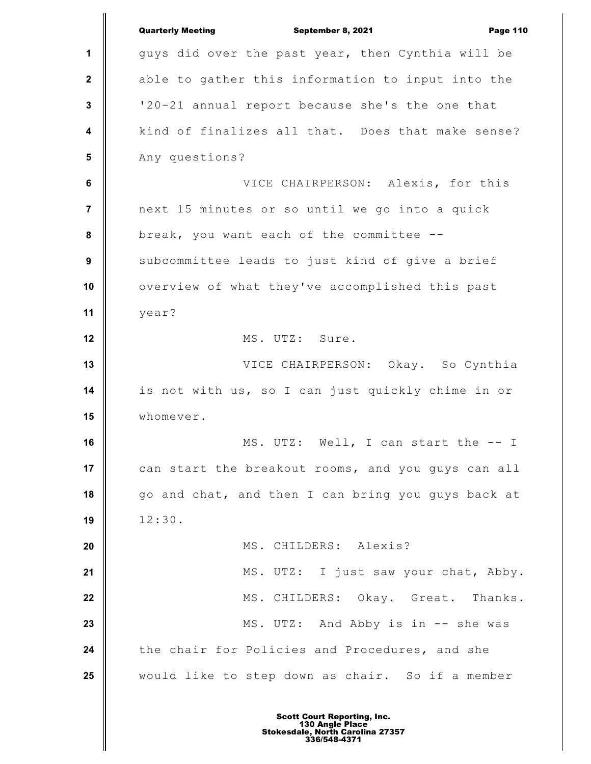guys did over the past year, then Cynthia will be able to gather this information to input into the '20-21 annual report because she's the one that kind of finalizes all that. Does that make sense? Any questions?

VICE CHAIRPERSON: Alexis, for this next 15 minutes or so until we go into a quick break, you want each of the committee -- subcommittee leads to just kind of give a brief overview of what they've accomplished this past year?

MS. UTZ: Sure.

VICE CHAIRPERSON: Okay. So Cynthia is not with us, so I can just quickly chime in or whomever.

MS. UTZ: Well, I can start the -- I can start the breakout rooms, and you guys can all go and chat, and then I can bring you guys back at 12:30.

MS. CHILDERS: Alexis?

MS. UTZ: I just saw your chat, Abby.

MS. CHILDERS: Okay. Great. Thanks.

MS. UTZ: And Abby is in -- she was the chair for Policies and Procedures, and she would like to step down as chair. So if a member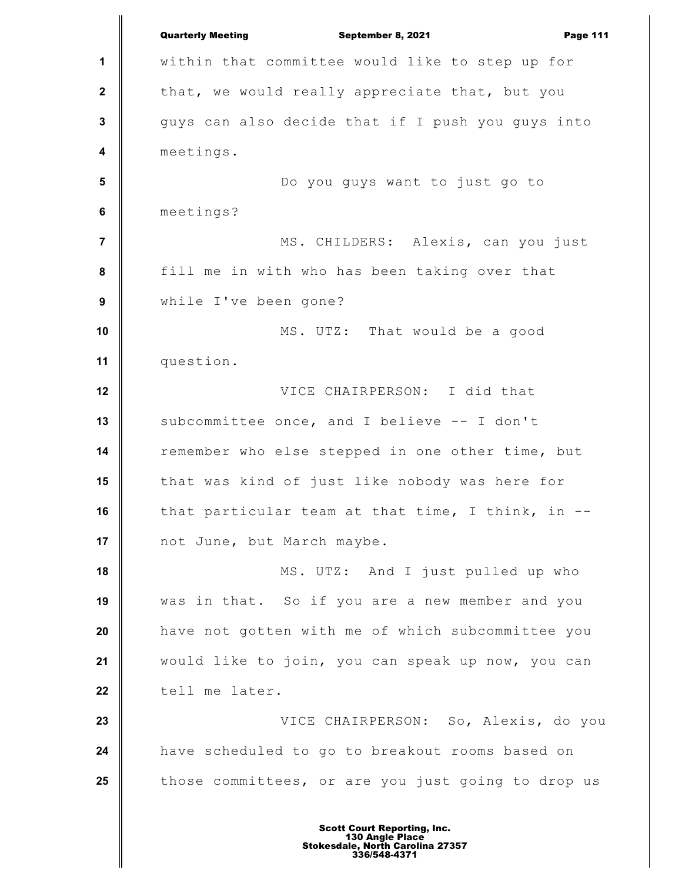within that committee would like to step up for that, we would really appreciate that, but you guys can also decide that if I push you guys into meetings.

Do you guys want to just go to meetings?

MS. CHILDERS: Alexis, can you just fill me in with who has been taking over that while I've been gone?

MS. UTZ: That would be a good question.

VICE CHAIRPERSON: I did that subcommittee once, and I believe -- I don't remember who else stepped in one other time, but that was kind of just like nobody was here for that particular team at that time, I think, in -- not June, but March maybe.

MS. UTZ: And I just pulled up who was in that. So if you are a new member and you have not gotten with me of which subcommittee you would like to join, you can speak up now, you can tell me later.

VICE CHAIRPERSON: So, Alexis, do you have scheduled to go to breakout rooms based on those committees, or are you just going to drop us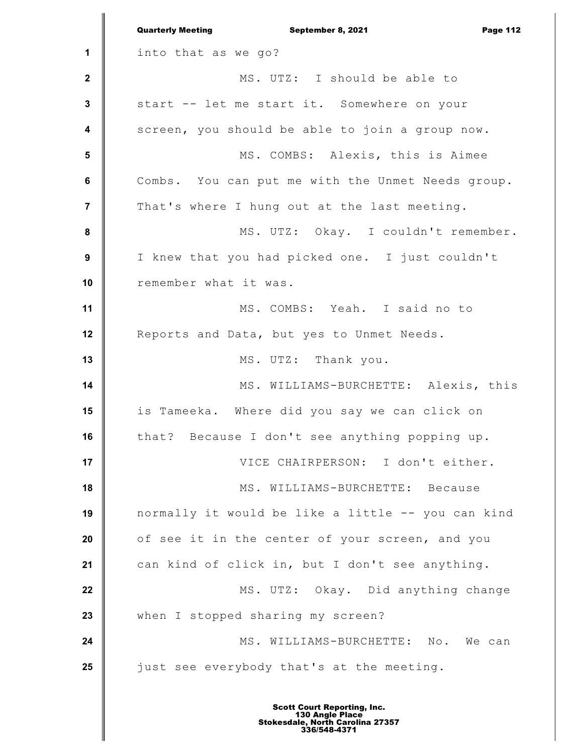into that as we go?

MS. UTZ: I should be able to start -- let me start it. Somewhere on your screen, you should be able to join a group now.

MS. COMBS: Alexis, this is Aimee Combs. You can put me with the Unmet Needs group. That's where I hung out at the last meeting.

MS. UTZ: Okay. I couldn't remember. I knew that you had picked one. I just couldn't remember what it was.

MS. COMBS: Yeah. I said no to Reports and Data, but yes to Unmet Needs.

MS. UTZ: Thank you.

MS. WILLIAMS-BURCHETTE: Alexis, this is Tameeka. Where did you say we can click on that? Because I don't see anything popping up.

VICE CHAIRPERSON: I don't either.

MS. WILLIAMS-BURCHETTE: Because normally it would be like a little -- you can kind of see it in the center of your screen, and you can kind of click in, but I don't see anything.

MS. UTZ: Okay. Did anything change when I stopped sharing my screen?

MS. WILLIAMS-BURCHETTE: No. We can just see everybody that's at the meeting.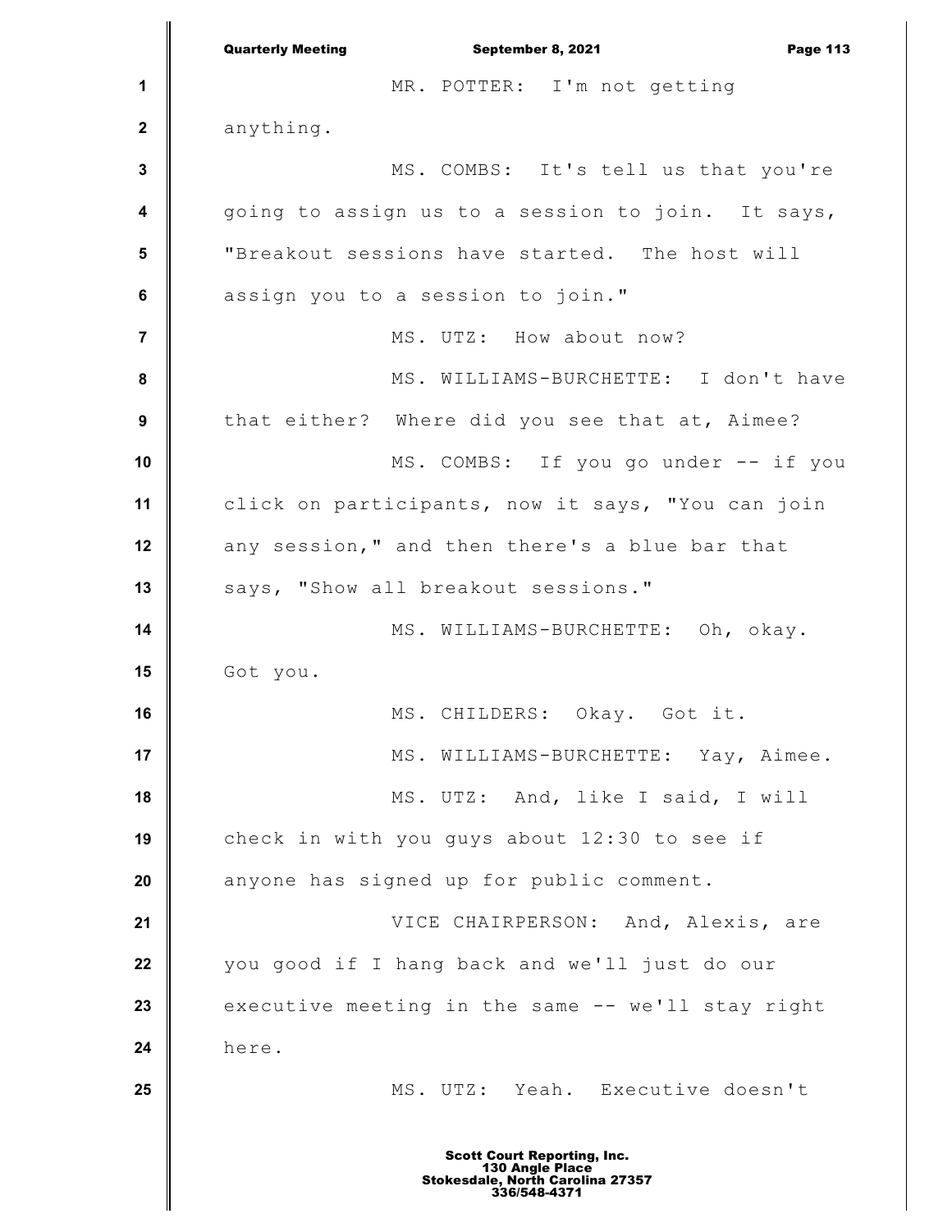MR. POTTER: I'm not getting anything.

MS. COMBS: It's tell us that you're going to assign us to a session to join. It says, "Breakout sessions have started. The host will assign you to a session to join."

MS. UTZ: How about now?

MS. WILLIAMS-BURCHETTE: I don't have that either? Where did you see that at, Aimee?

MS. COMBS: If you go under -- if you click on participants, now it says, "You can join any session," and then there's a blue bar that says, "Show all breakout sessions."

MS. WILLIAMS-BURCHETTE: Oh, okay. Got you.

MS. CHILDERS: Okay. Got it.

MS. WILLIAMS-BURCHETTE: Yay, Aimee.

MS. UTZ: And, like I said, I will check in with you guys about 12:30 to see if anyone has signed up for public comment.

VICE CHAIRPERSON: And, Alexis, are you good if I hang back and we'll just do our executive meeting in the same -- we'll stay right here.

MS. UTZ: Yeah. Executive doesn't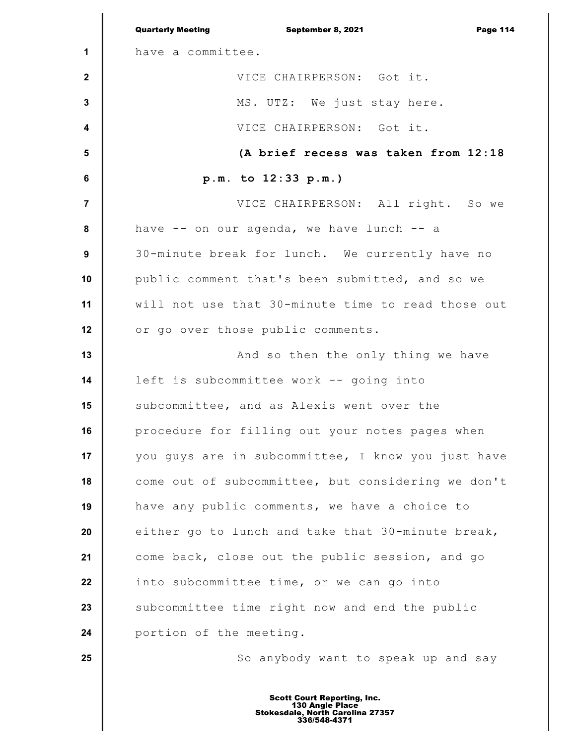have a committee.

VICE CHAIRPERSON: Got it.

MS. UTZ: We just stay here.

VICE CHAIRPERSON: Got it.

**(A brief recess was taken from 12:18 p.m. to 12:33 p.m.)**

VICE CHAIRPERSON: All right. So we have -- on our agenda, we have lunch -- a 30-minute break for lunch. We currently have no public comment that's been submitted, and so we will not use that 30-minute time to read those out or go over those public comments.

And so then the only thing we have left is subcommittee work -- going into subcommittee, and as Alexis went over the procedure for filling out your notes pages when you guys are in subcommittee, I know you just have come out of subcommittee, but considering we don't have any public comments, we have a choice to either go to lunch and take that 30-minute break, come back, close out the public session, and go into subcommittee time, or we can go into subcommittee time right now and end the public portion of the meeting.

So anybody want to speak up and say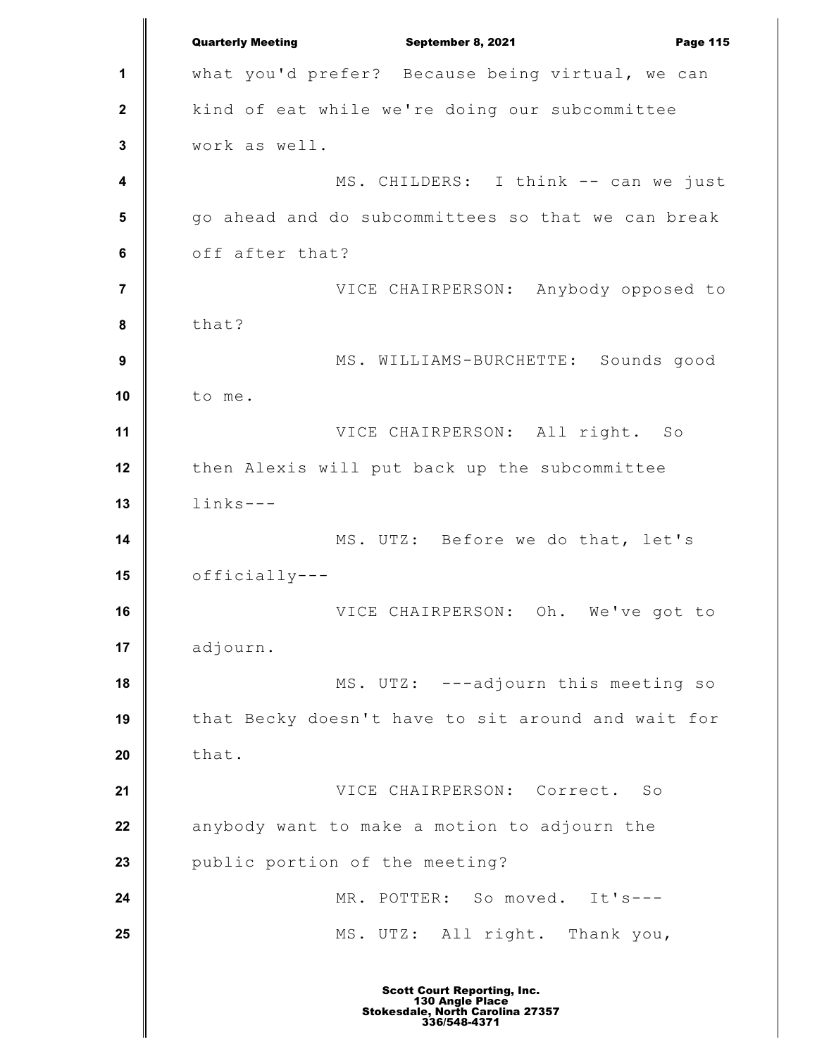what you'd prefer? Because being virtual, we can kind of eat while we're doing our subcommittee work as well.

MS. CHILDERS: I think -- can we just go ahead and do subcommittees so that we can break off after that?

VICE CHAIRPERSON: Anybody opposed to that?

MS. WILLIAMS-BURCHETTE: Sounds good to me.

VICE CHAIRPERSON: All right. So then Alexis will put back up the subcommittee links---

MS. UTZ: Before we do that, let's officially---

VICE CHAIRPERSON: Oh. We've got to adjourn.

MS. UTZ: ---adjourn this meeting so that Becky doesn't have to sit around and wait for that.

VICE CHAIRPERSON: Correct. So anybody want to make a motion to adjourn the public portion of the meeting?

MR. POTTER: So moved. It's---

MS. UTZ: All right. Thank you,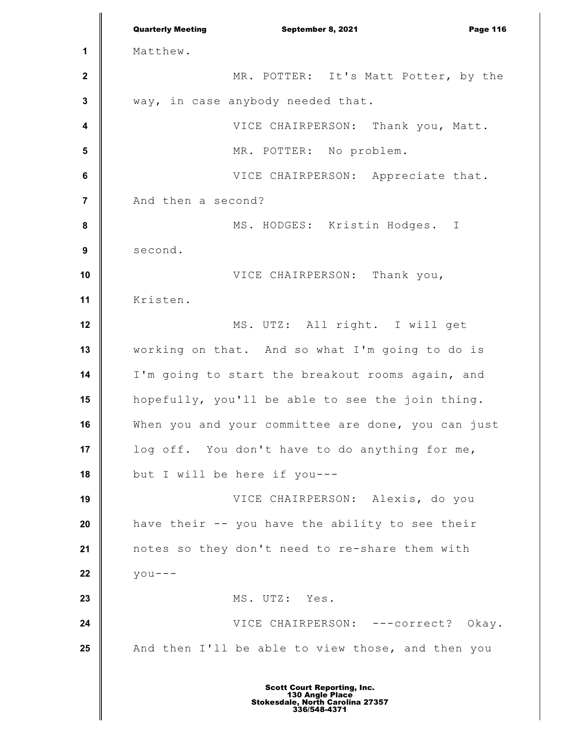Matthew.

MR. POTTER: It's Matt Potter, by the way, in case anybody needed that.

VICE CHAIRPERSON: Thank you, Matt.

MR. POTTER: No problem.

VICE CHAIRPERSON: Appreciate that. And then a second?

MS. HODGES: Kristin Hodges. I second.

VICE CHAIRPERSON: Thank you, Kristen.

MS. UTZ: All right. I will get working on that. And so what I'm going to do is I'm going to start the breakout rooms again, and hopefully, you'll be able to see the join thing. When you and your committee are done, you can just log off. You don't have to do anything for me, but I will be here if you---

VICE CHAIRPERSON: Alexis, do you have their -- you have the ability to see their notes so they don't need to re-share them with you---

MS. UTZ: Yes.

VICE CHAIRPERSON: ---correct? Okay. And then I'll be able to view those, and then you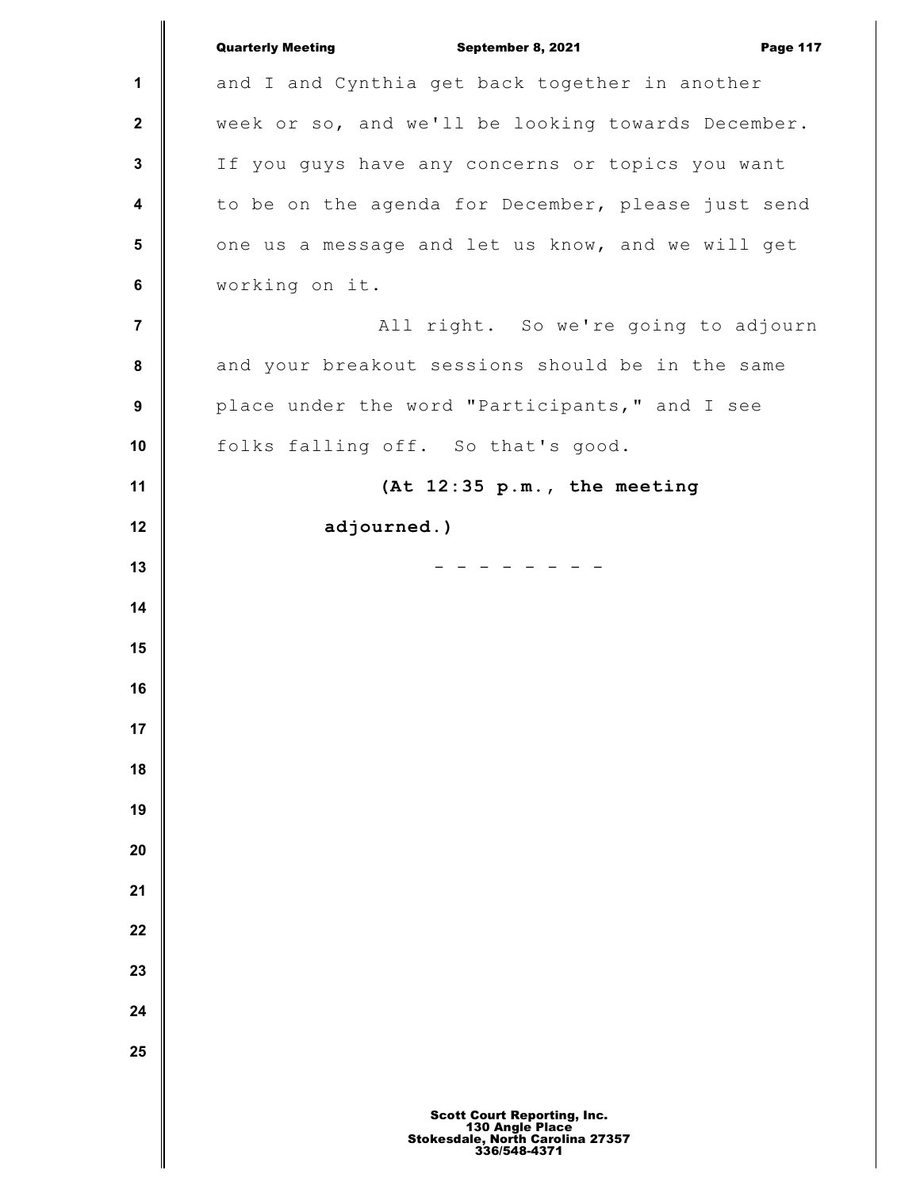and I and Cynthia get back together in another week or so, and we'll be looking towards December. If you guys have any concerns or topics you want to be on the agenda for December, please just send one us a message and let us know, and we will get working on it.

All right. So we're going to adjourn and your breakout sessions should be in the same place under the word "Participants," and I see folks falling off. So that's good.

**(At 12:35 p.m., the meeting adjourned.)**

\- - - - - - - -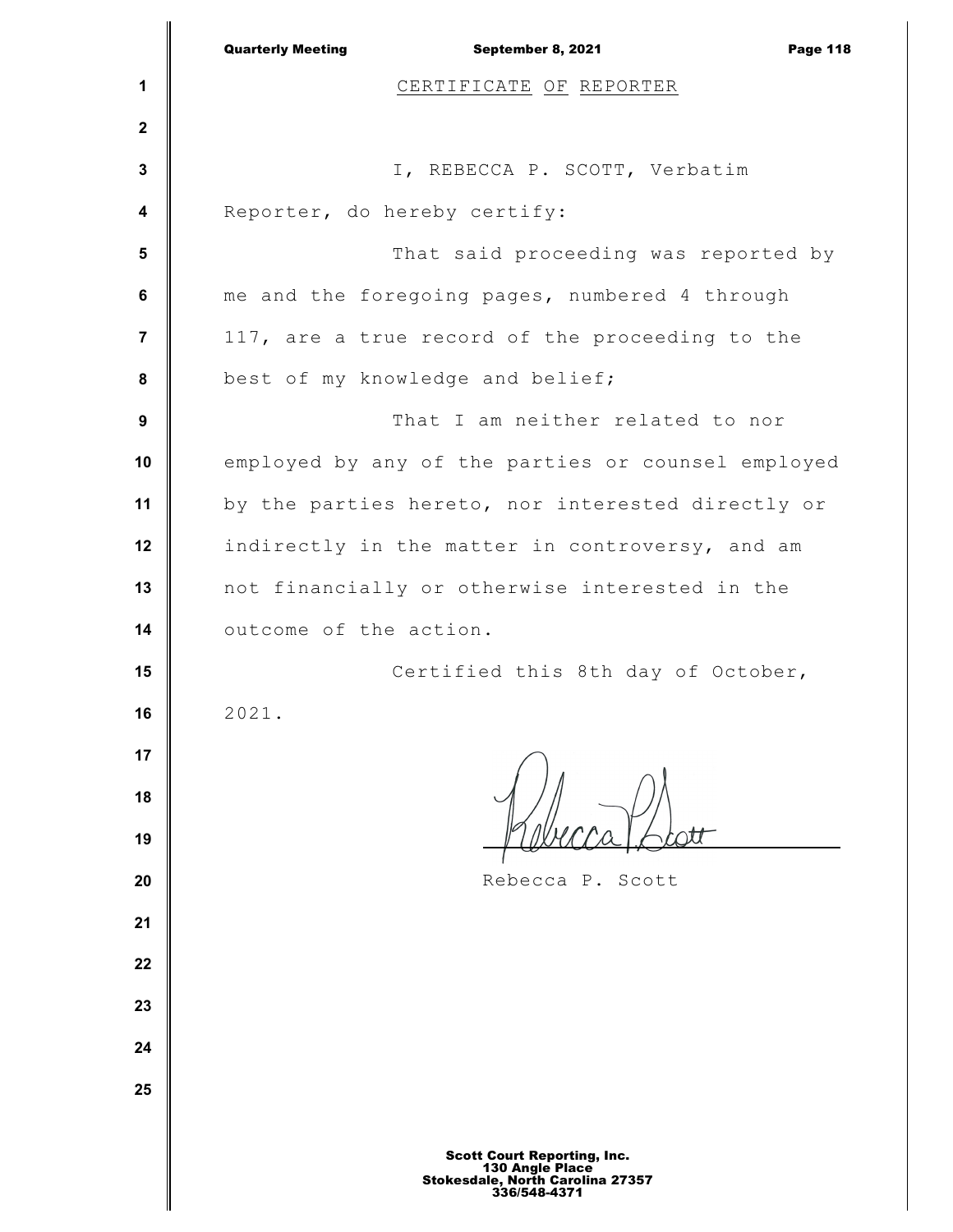# CERTIFICATE OF REPORTER

I, REBECCA P. SCOTT, Verbatim Reporter, do hereby certify:

That said proceeding was reported by me and the foregoing pages, numbered 4 through 117, are a true record of the proceeding to the best of my knowledge and belief;

That I am neither related to nor employed by any of the parties or counsel employed by the parties hereto, nor interested directly or indirectly in the matter in controversy, and am not financially or otherwise interested in the outcome of the action.

Certified this 8th day of October, 2021.

Rebecca P. Scott

Rebecca P. Scott